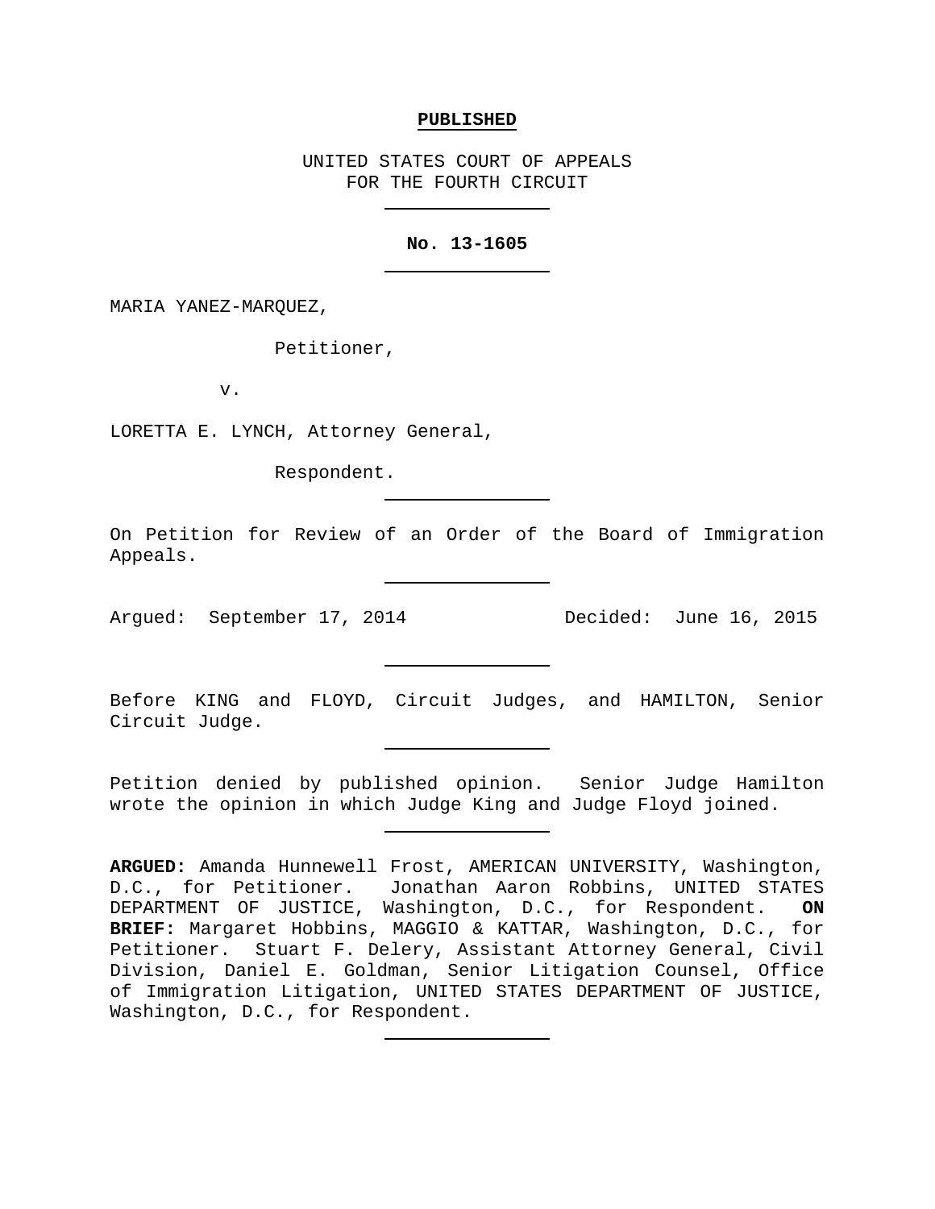**PUBLISHED**

UNITED STATES COURT OF APPEALS
FOR THE FOURTH CIRCUIT

---

**No. 13-1605**

---

MARIA YANEZ-MARQUEZ,

Petitioner,

v.

LORETTA E. LYNCH, Attorney General,

Respondent.

---

On Petition for Review of an Order of the Board of Immigration Appeals.

---

Argued: September 17, 2014 Decided: June 16, 2015

---

Before KING and FLOYD, Circuit Judges, and HAMILTON, Senior Circuit Judge.

---

Petition denied by published opinion. Senior Judge Hamilton wrote the opinion in which Judge King and Judge Floyd joined.

---

**ARGUED:** Amanda Hunnewell Frost, AMERICAN UNIVERSITY, Washington, D.C., for Petitioner. Jonathan Aaron Robbins, UNITED STATES DEPARTMENT OF JUSTICE, Washington, D.C., for Respondent. **ON BRIEF:** Margaret Hobbins, MAGGIO & KATTAR, Washington, D.C., for Petitioner. Stuart F. Delery, Assistant Attorney General, Civil Division, Daniel E. Goldman, Senior Litigation Counsel, Office of Immigration Litigation, UNITED STATES DEPARTMENT OF JUSTICE, Washington, D.C., for Respondent.

---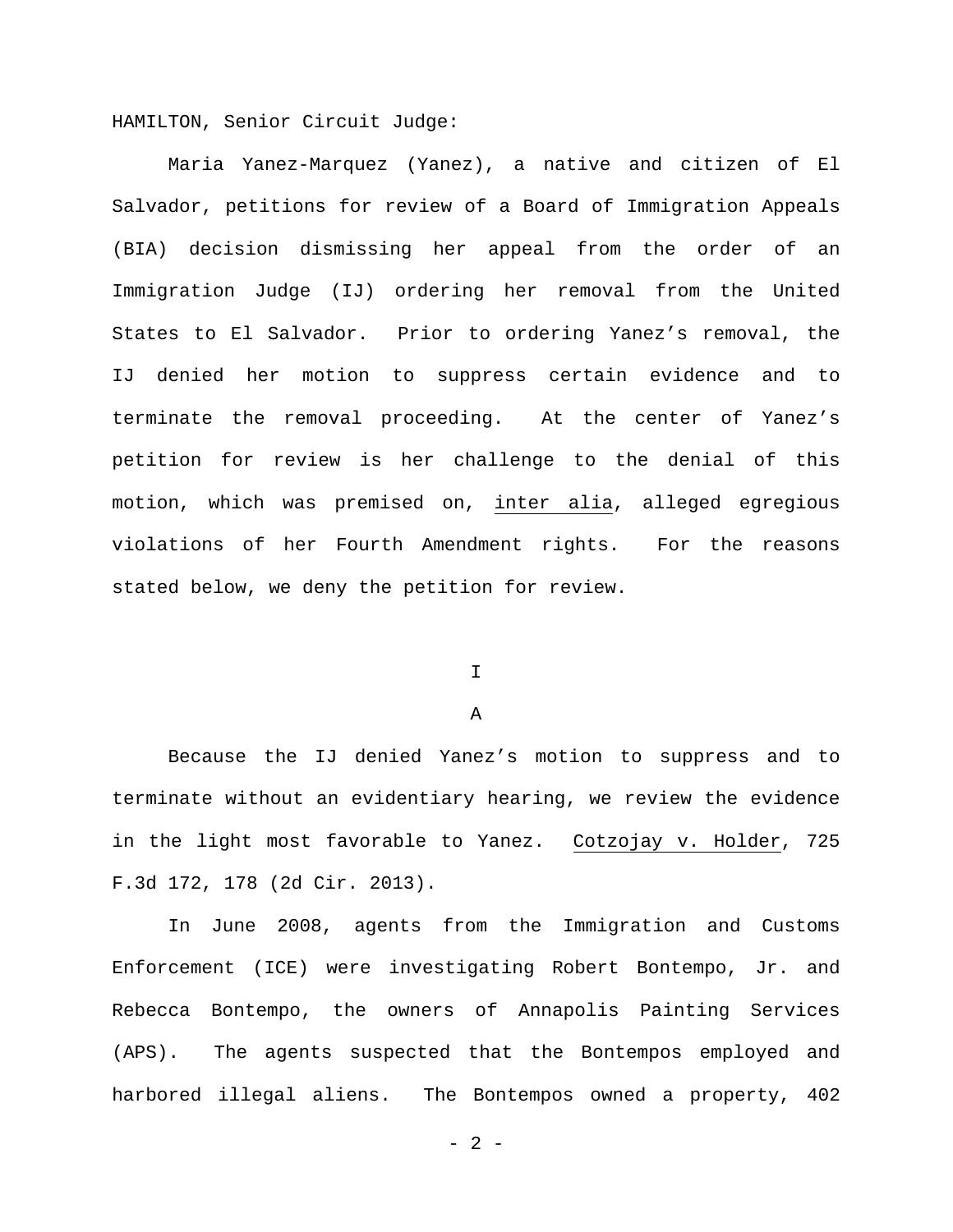HAMILTON, Senior Circuit Judge:

Maria Yanez-Marquez (Yanez), a native and citizen of El Salvador, petitions for review of a Board of Immigration Appeals (BIA) decision dismissing her appeal from the order of an Immigration Judge (IJ) ordering her removal from the United States to El Salvador. Prior to ordering Yanez's removal, the IJ denied her motion to suppress certain evidence and to terminate the removal proceeding. At the center of Yanez's petition for review is her challenge to the denial of this motion, which was premised on, inter alia, alleged egregious violations of her Fourth Amendment rights. For the reasons stated below, we deny the petition for review.

# I

## A

Because the IJ denied Yanez's motion to suppress and to terminate without an evidentiary hearing, we review the evidence in the light most favorable to Yanez. Cotzojay v. Holder, 725 F.3d 172, 178 (2d Cir. 2013).

In June 2008, agents from the Immigration and Customs Enforcement (ICE) were investigating Robert Bontempo, Jr. and Rebecca Bontempo, the owners of Annapolis Painting Services (APS). The agents suspected that the Bontempos employed and harbored illegal aliens. The Bontempos owned a property, 402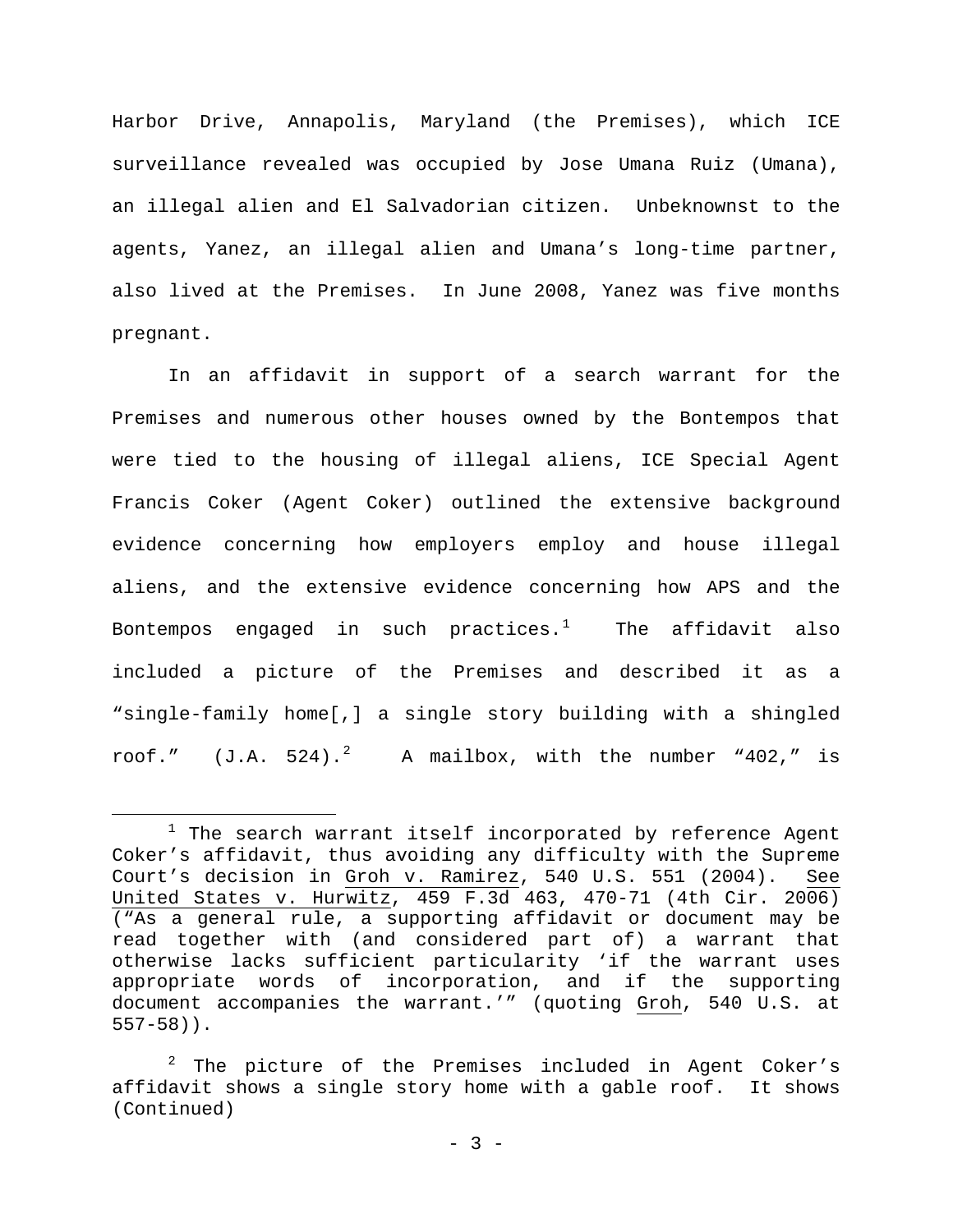Harbor Drive, Annapolis, Maryland (the Premises), which ICE surveillance revealed was occupied by Jose Umana Ruiz (Umana), an illegal alien and El Salvadorian citizen. Unbeknownst to the agents, Yanez, an illegal alien and Umana's long-time partner, also lived at the Premises. In June 2008, Yanez was five months pregnant.

In an affidavit in support of a search warrant for the Premises and numerous other houses owned by the Bontempos that were tied to the housing of illegal aliens, ICE Special Agent Francis Coker (Agent Coker) outlined the extensive background evidence concerning how employers employ and house illegal aliens, and the extensive evidence concerning how APS and the Bontempos engaged in such practices.[1] The affidavit also included a picture of the Premises and described it as a "single-family home[,] a single story building with a shingled roof." (J.A. 524).[2] A mailbox, with the number "402," is

---

[1] The search warrant itself incorporated by reference Agent Coker's affidavit, thus avoiding any difficulty with the Supreme Court's decision in Groh v. Ramirez, 540 U.S. 551 (2004). See United States v. Hurwitz, 459 F.3d 463, 470-71 (4th Cir. 2006) ("As a general rule, a supporting affidavit or document may be read together with (and considered part of) a warrant that otherwise lacks sufficient particularity 'if the warrant uses appropriate words of incorporation, and if the supporting document accompanies the warrant.'" (quoting Groh, 540 U.S. at 557-58)).

[2] The picture of the Premises included in Agent Coker's affidavit shows a single story home with a gable roof. It shows (Continued)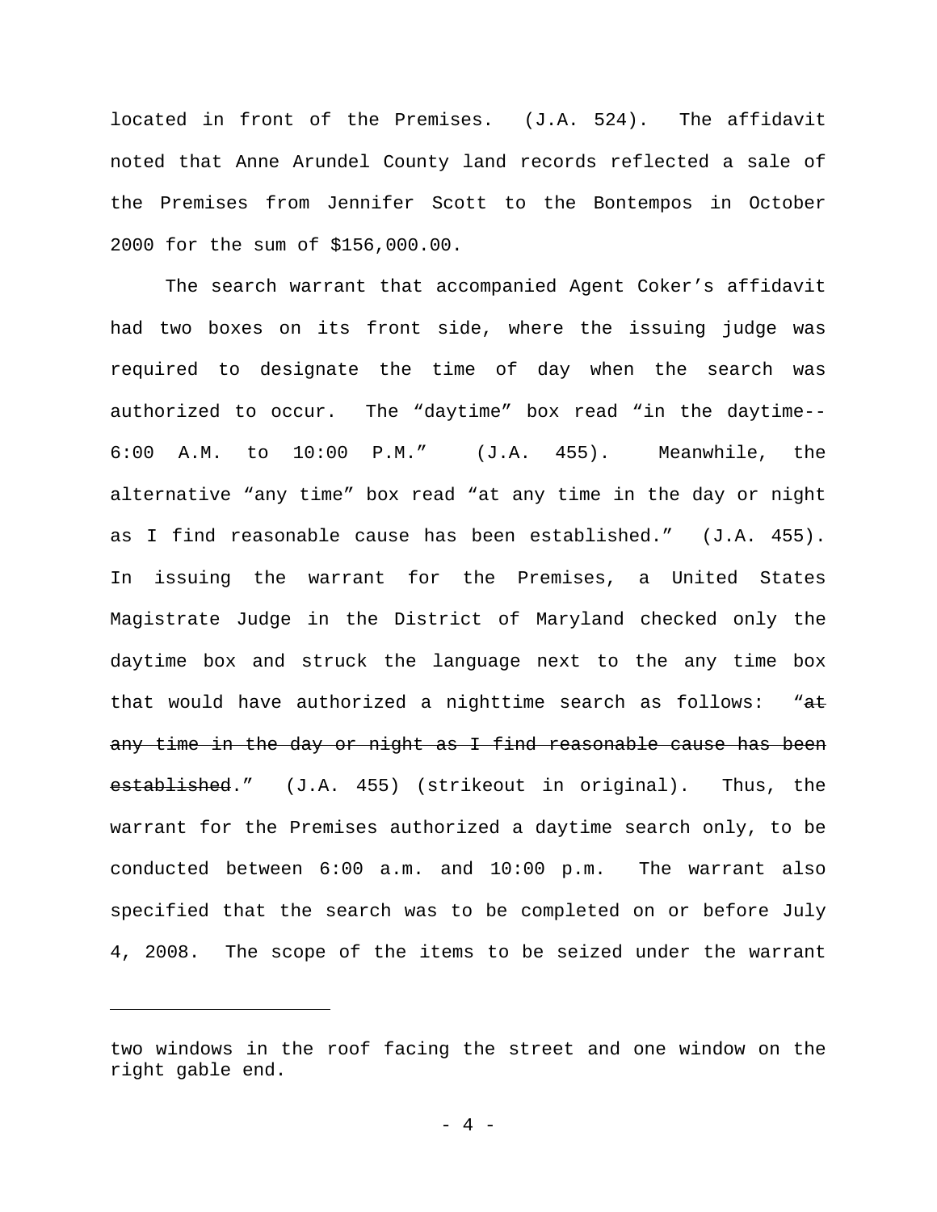located in front of the Premises. (J.A. 524). The affidavit noted that Anne Arundel County land records reflected a sale of the Premises from Jennifer Scott to the Bontempos in October 2000 for the sum of $156,000.00.

The search warrant that accompanied Agent Coker's affidavit had two boxes on its front side, where the issuing judge was required to designate the time of day when the search was authorized to occur. The "daytime" box read "in the daytime-- 6:00 A.M. to 10:00 P.M." (J.A. 455). Meanwhile, the alternative "any time" box read "at any time in the day or night as I find reasonable cause has been established." (J.A. 455). In issuing the warrant for the Premises, a United States Magistrate Judge in the District of Maryland checked only the daytime box and struck the language next to the any time box that would have authorized a nighttime search as follows: "~~at any time in the day or night as I find reasonable cause has been established~~." (J.A. 455) (strikeout in original). Thus, the warrant for the Premises authorized a daytime search only, to be conducted between 6:00 a.m. and 10:00 p.m. The warrant also specified that the search was to be completed on or before July 4, 2008. The scope of the items to be seized under the warrant

---

two windows in the roof facing the street and one window on the right gable end.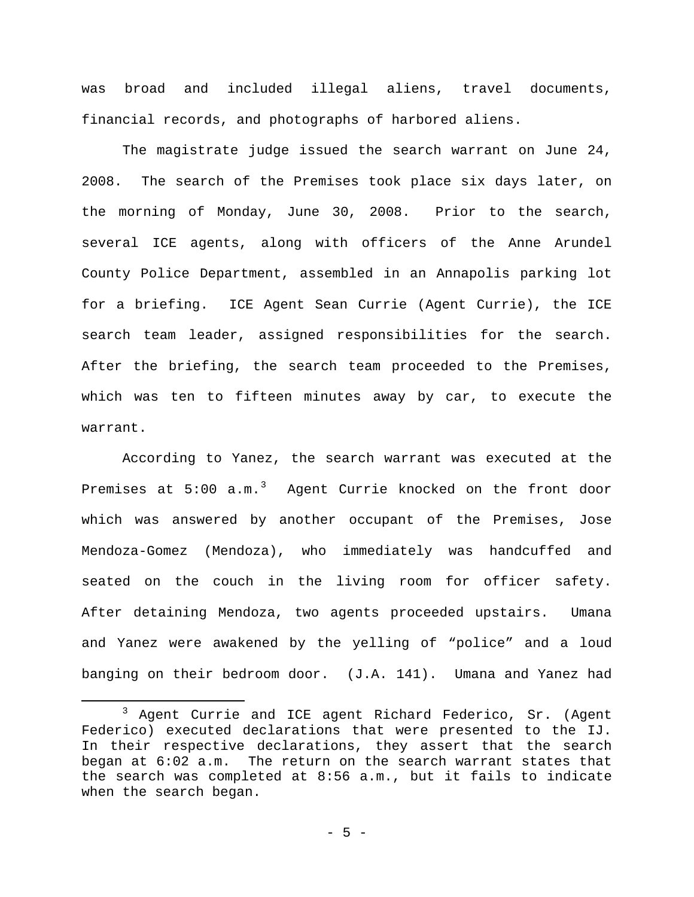was broad and included illegal aliens, travel documents, financial records, and photographs of harbored aliens.

The magistrate judge issued the search warrant on June 24, 2008. The search of the Premises took place six days later, on the morning of Monday, June 30, 2008. Prior to the search, several ICE agents, along with officers of the Anne Arundel County Police Department, assembled in an Annapolis parking lot for a briefing. ICE Agent Sean Currie (Agent Currie), the ICE search team leader, assigned responsibilities for the search. After the briefing, the search team proceeded to the Premises, which was ten to fifteen minutes away by car, to execute the warrant.

According to Yanez, the search warrant was executed at the Premises at 5:00 a.m.[3] Agent Currie knocked on the front door which was answered by another occupant of the Premises, Jose Mendoza-Gomez (Mendoza), who immediately was handcuffed and seated on the couch in the living room for officer safety. After detaining Mendoza, two agents proceeded upstairs. Umana and Yanez were awakened by the yelling of "police" and a loud banging on their bedroom door. (J.A. 141). Umana and Yanez had

---

[3] Agent Currie and ICE agent Richard Federico, Sr. (Agent Federico) executed declarations that were presented to the IJ. In their respective declarations, they assert that the search began at 6:02 a.m. The return on the search warrant states that the search was completed at 8:56 a.m., but it fails to indicate when the search began.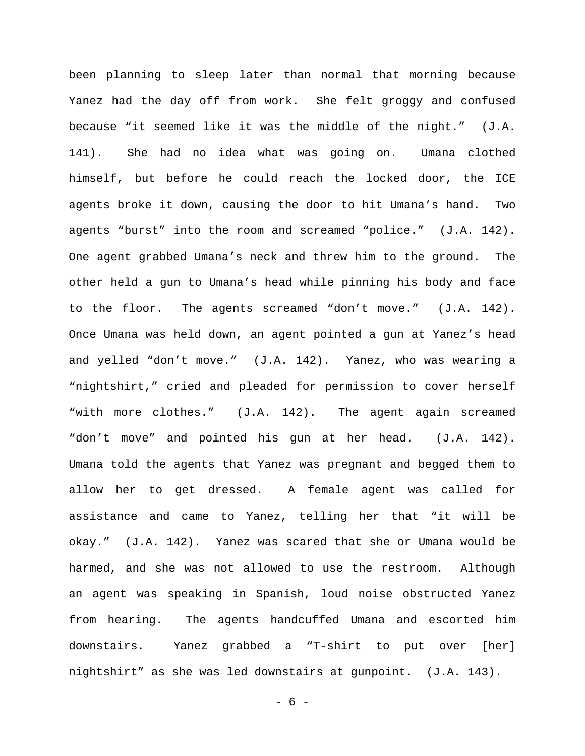been planning to sleep later than normal that morning because Yanez had the day off from work. She felt groggy and confused because "it seemed like it was the middle of the night." (J.A. 141). She had no idea what was going on. Umana clothed himself, but before he could reach the locked door, the ICE agents broke it down, causing the door to hit Umana's hand. Two agents "burst" into the room and screamed "police." (J.A. 142). One agent grabbed Umana's neck and threw him to the ground. The other held a gun to Umana's head while pinning his body and face to the floor. The agents screamed "don't move." (J.A. 142). Once Umana was held down, an agent pointed a gun at Yanez's head and yelled "don't move." (J.A. 142). Yanez, who was wearing a "nightshirt," cried and pleaded for permission to cover herself "with more clothes." (J.A. 142). The agent again screamed "don't move" and pointed his gun at her head. (J.A. 142). Umana told the agents that Yanez was pregnant and begged them to allow her to get dressed. A female agent was called for assistance and came to Yanez, telling her that "it will be okay." (J.A. 142). Yanez was scared that she or Umana would be harmed, and she was not allowed to use the restroom. Although an agent was speaking in Spanish, loud noise obstructed Yanez from hearing. The agents handcuffed Umana and escorted him downstairs. Yanez grabbed a "T-shirt to put over [her] nightshirt" as she was led downstairs at gunpoint. (J.A. 143).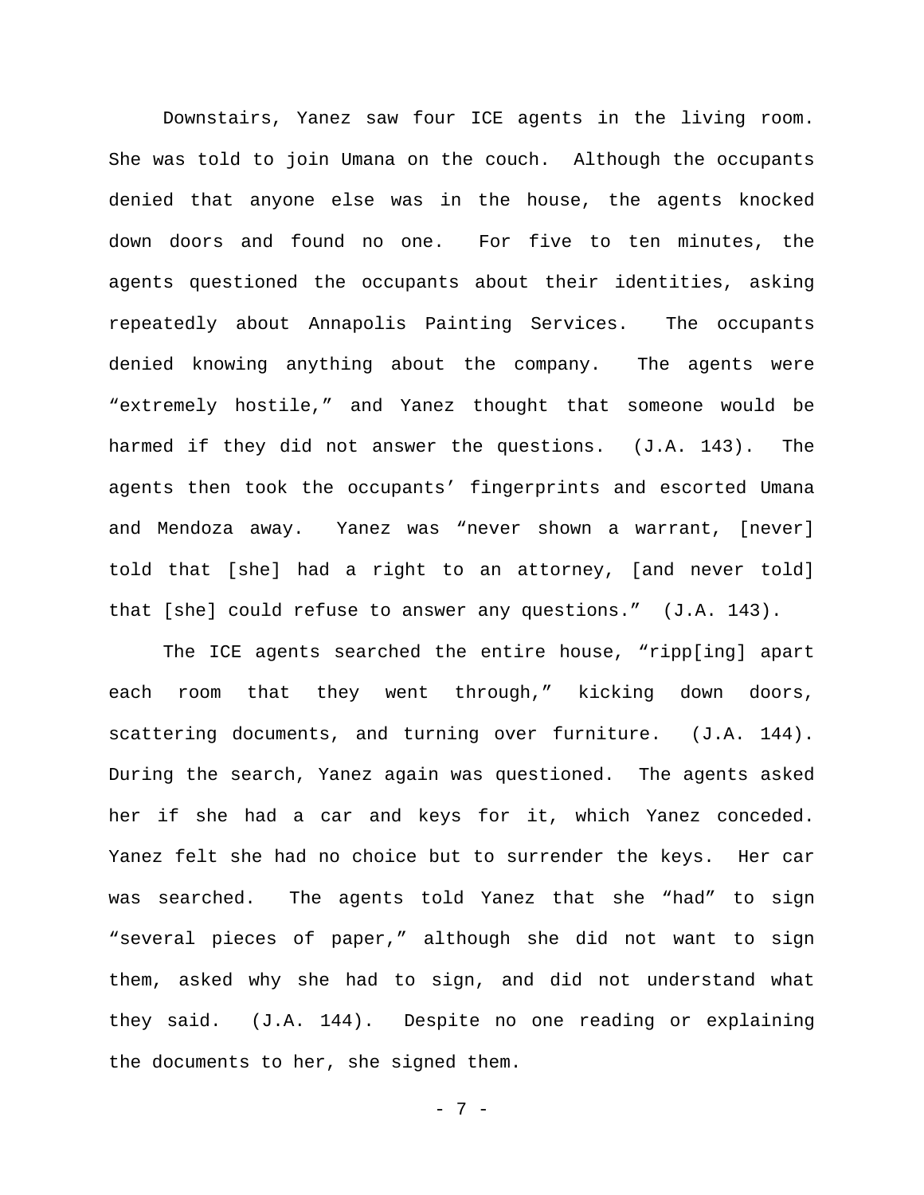Downstairs, Yanez saw four ICE agents in the living room. She was told to join Umana on the couch. Although the occupants denied that anyone else was in the house, the agents knocked down doors and found no one. For five to ten minutes, the agents questioned the occupants about their identities, asking repeatedly about Annapolis Painting Services. The occupants denied knowing anything about the company. The agents were "extremely hostile," and Yanez thought that someone would be harmed if they did not answer the questions. (J.A. 143). The agents then took the occupants' fingerprints and escorted Umana and Mendoza away. Yanez was "never shown a warrant, [never] told that [she] had a right to an attorney, [and never told] that [she] could refuse to answer any questions." (J.A. 143).

The ICE agents searched the entire house, "ripp[ing] apart each room that they went through," kicking down doors, scattering documents, and turning over furniture. (J.A. 144). During the search, Yanez again was questioned. The agents asked her if she had a car and keys for it, which Yanez conceded. Yanez felt she had no choice but to surrender the keys. Her car was searched. The agents told Yanez that she "had" to sign "several pieces of paper," although she did not want to sign them, asked why she had to sign, and did not understand what they said. (J.A. 144). Despite no one reading or explaining the documents to her, she signed them.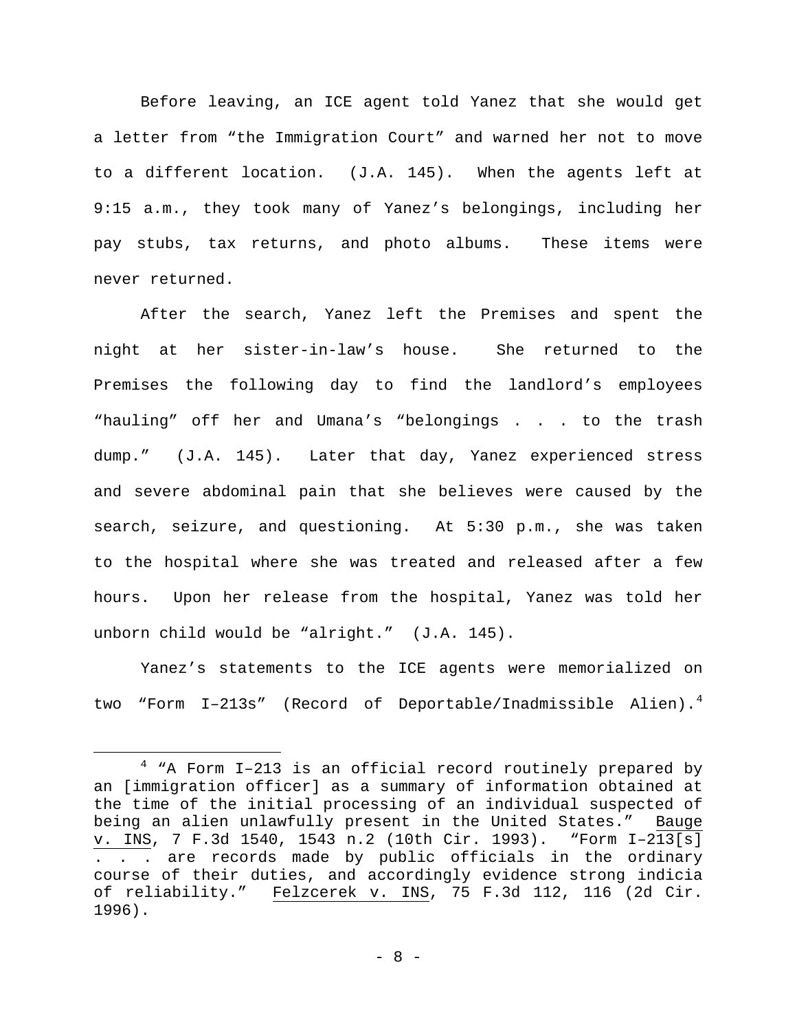Before leaving, an ICE agent told Yanez that she would get a letter from "the Immigration Court" and warned her not to move to a different location. (J.A. 145). When the agents left at 9:15 a.m., they took many of Yanez's belongings, including her pay stubs, tax returns, and photo albums. These items were never returned.

After the search, Yanez left the Premises and spent the night at her sister-in-law's house. She returned to the Premises the following day to find the landlord's employees "hauling" off her and Umana's "belongings . . . to the trash dump." (J.A. 145). Later that day, Yanez experienced stress and severe abdominal pain that she believes were caused by the search, seizure, and questioning. At 5:30 p.m., she was taken to the hospital where she was treated and released after a few hours. Upon her release from the hospital, Yanez was told her unborn child would be "alright." (J.A. 145).

Yanez's statements to the ICE agents were memorialized on two "Form I–213s" (Record of Deportable/Inadmissible Alien).[4]

[4] "A Form I–213 is an official record routinely prepared by an [immigration officer] as a summary of information obtained at the time of the initial processing of an individual suspected of being an alien unlawfully present in the United States." Bauge v. INS, 7 F.3d 1540, 1543 n.2 (10th Cir. 1993). "Form I–213[s] . . . are records made by public officials in the ordinary course of their duties, and accordingly evidence strong indicia of reliability." Felzcerek v. INS, 75 F.3d 112, 116 (2d Cir. 1996).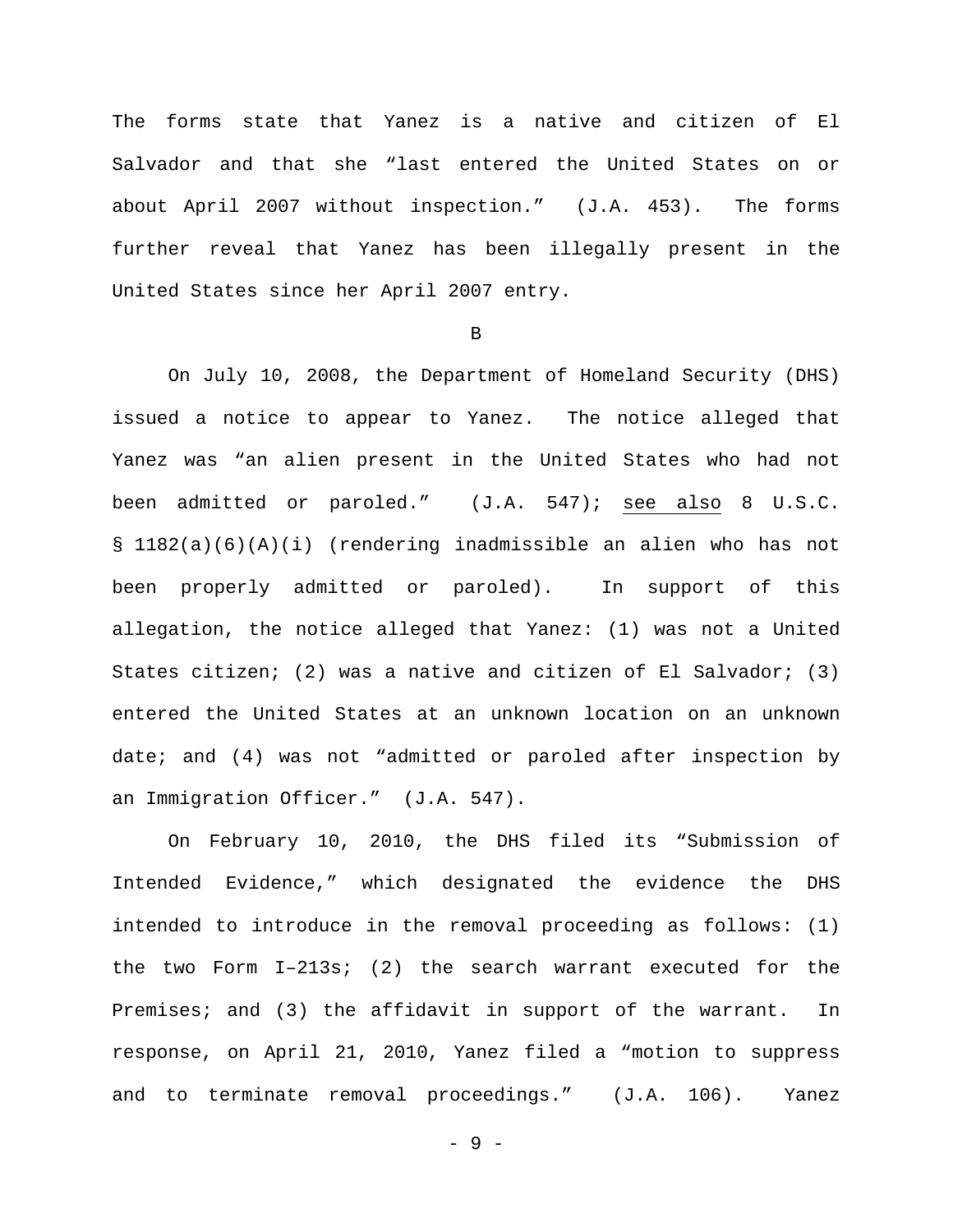The forms state that Yanez is a native and citizen of El Salvador and that she "last entered the United States on or about April 2007 without inspection." (J.A. 453). The forms further reveal that Yanez has been illegally present in the United States since her April 2007 entry.

B

On July 10, 2008, the Department of Homeland Security (DHS) issued a notice to appear to Yanez. The notice alleged that Yanez was "an alien present in the United States who had not been admitted or paroled." (J.A. 547); see also 8 U.S.C. § 1182(a)(6)(A)(i) (rendering inadmissible an alien who has not been properly admitted or paroled). In support of this allegation, the notice alleged that Yanez: (1) was not a United States citizen; (2) was a native and citizen of El Salvador; (3) entered the United States at an unknown location on an unknown date; and (4) was not "admitted or paroled after inspection by an Immigration Officer." (J.A. 547).

On February 10, 2010, the DHS filed its "Submission of Intended Evidence," which designated the evidence the DHS intended to introduce in the removal proceeding as follows: (1) the two Form I–213s; (2) the search warrant executed for the Premises; and (3) the affidavit in support of the warrant. In response, on April 21, 2010, Yanez filed a "motion to suppress and to terminate removal proceedings." (J.A. 106). Yanez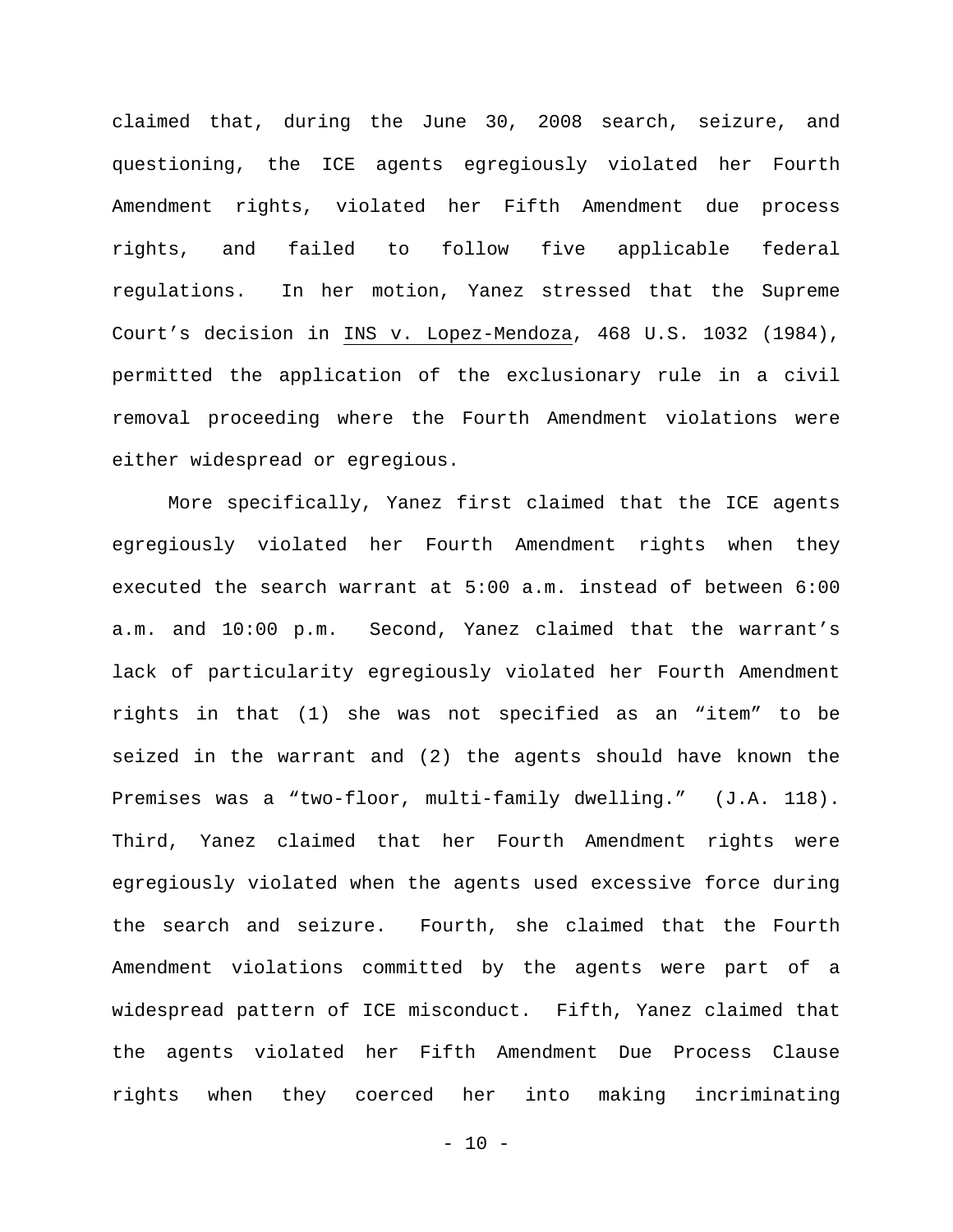claimed that, during the June 30, 2008 search, seizure, and questioning, the ICE agents egregiously violated her Fourth Amendment rights, violated her Fifth Amendment due process rights, and failed to follow five applicable federal regulations. In her motion, Yanez stressed that the Supreme Court's decision in INS v. Lopez-Mendoza, 468 U.S. 1032 (1984), permitted the application of the exclusionary rule in a civil removal proceeding where the Fourth Amendment violations were either widespread or egregious.

More specifically, Yanez first claimed that the ICE agents egregiously violated her Fourth Amendment rights when they executed the search warrant at 5:00 a.m. instead of between 6:00 a.m. and 10:00 p.m. Second, Yanez claimed that the warrant's lack of particularity egregiously violated her Fourth Amendment rights in that (1) she was not specified as an "item" to be seized in the warrant and (2) the agents should have known the Premises was a "two-floor, multi-family dwelling." (J.A. 118). Third, Yanez claimed that her Fourth Amendment rights were egregiously violated when the agents used excessive force during the search and seizure. Fourth, she claimed that the Fourth Amendment violations committed by the agents were part of a widespread pattern of ICE misconduct. Fifth, Yanez claimed that the agents violated her Fifth Amendment Due Process Clause rights when they coerced her into making incriminating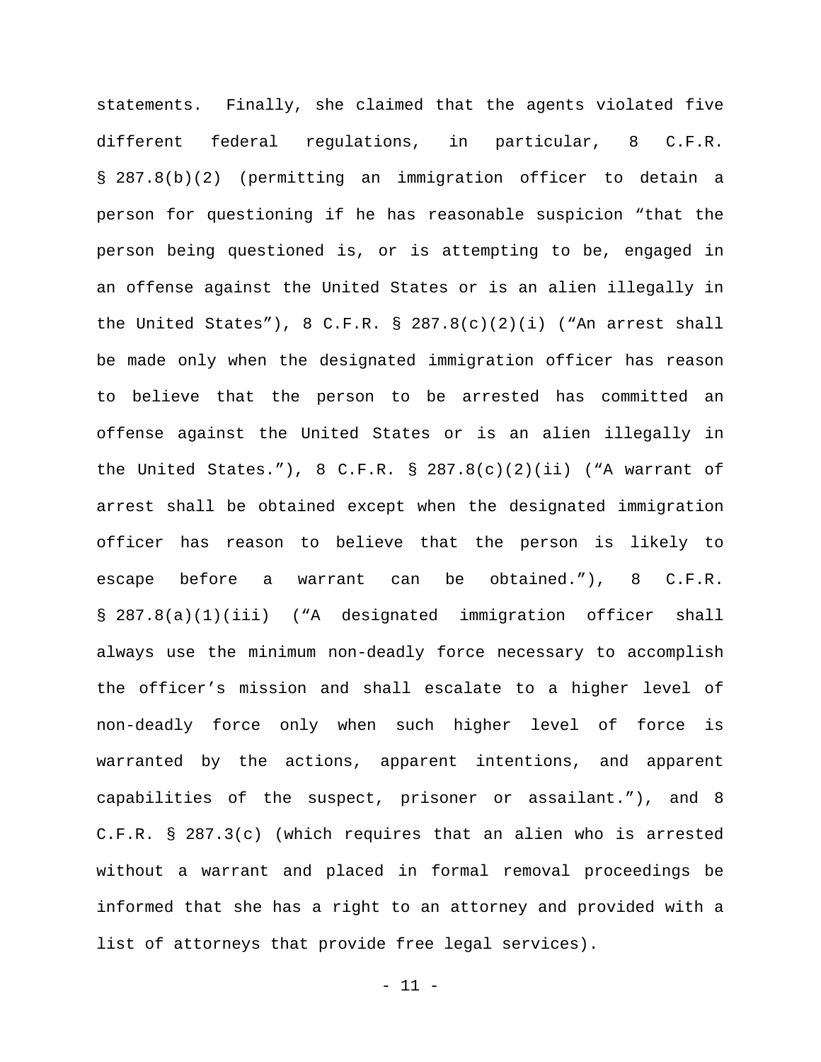statements. Finally, she claimed that the agents violated five different federal regulations, in particular, 8 C.F.R. § 287.8(b)(2) (permitting an immigration officer to detain a person for questioning if he has reasonable suspicion "that the person being questioned is, or is attempting to be, engaged in an offense against the United States or is an alien illegally in the United States"), 8 C.F.R. § 287.8(c)(2)(i) ("An arrest shall be made only when the designated immigration officer has reason to believe that the person to be arrested has committed an offense against the United States or is an alien illegally in the United States."), 8 C.F.R. § 287.8(c)(2)(ii) ("A warrant of arrest shall be obtained except when the designated immigration officer has reason to believe that the person is likely to escape before a warrant can be obtained."), 8 C.F.R. § 287.8(a)(1)(iii) ("A designated immigration officer shall always use the minimum non-deadly force necessary to accomplish the officer's mission and shall escalate to a higher level of non-deadly force only when such higher level of force is warranted by the actions, apparent intentions, and apparent capabilities of the suspect, prisoner or assailant."), and 8 C.F.R. § 287.3(c) (which requires that an alien who is arrested without a warrant and placed in formal removal proceedings be informed that she has a right to an attorney and provided with a list of attorneys that provide free legal services).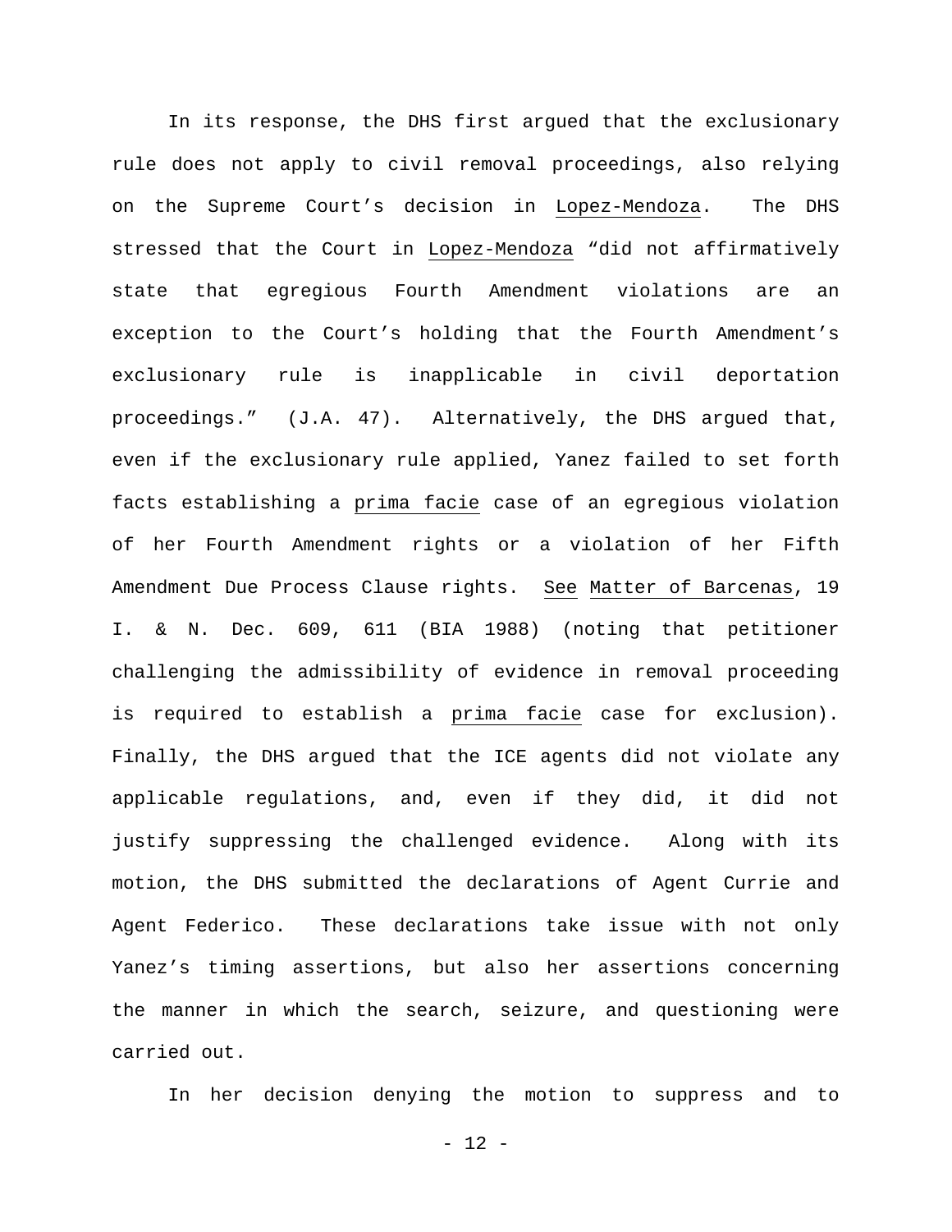In its response, the DHS first argued that the exclusionary rule does not apply to civil removal proceedings, also relying on the Supreme Court's decision in Lopez-Mendoza. The DHS stressed that the Court in Lopez-Mendoza "did not affirmatively state that egregious Fourth Amendment violations are an exception to the Court's holding that the Fourth Amendment's exclusionary rule is inapplicable in civil deportation proceedings." (J.A. 47). Alternatively, the DHS argued that, even if the exclusionary rule applied, Yanez failed to set forth facts establishing a prima facie case of an egregious violation of her Fourth Amendment rights or a violation of her Fifth Amendment Due Process Clause rights. See Matter of Barcenas, 19 I. & N. Dec. 609, 611 (BIA 1988) (noting that petitioner challenging the admissibility of evidence in removal proceeding is required to establish a prima facie case for exclusion). Finally, the DHS argued that the ICE agents did not violate any applicable regulations, and, even if they did, it did not justify suppressing the challenged evidence. Along with its motion, the DHS submitted the declarations of Agent Currie and Agent Federico. These declarations take issue with not only Yanez's timing assertions, but also her assertions concerning the manner in which the search, seizure, and questioning were carried out.

In her decision denying the motion to suppress and to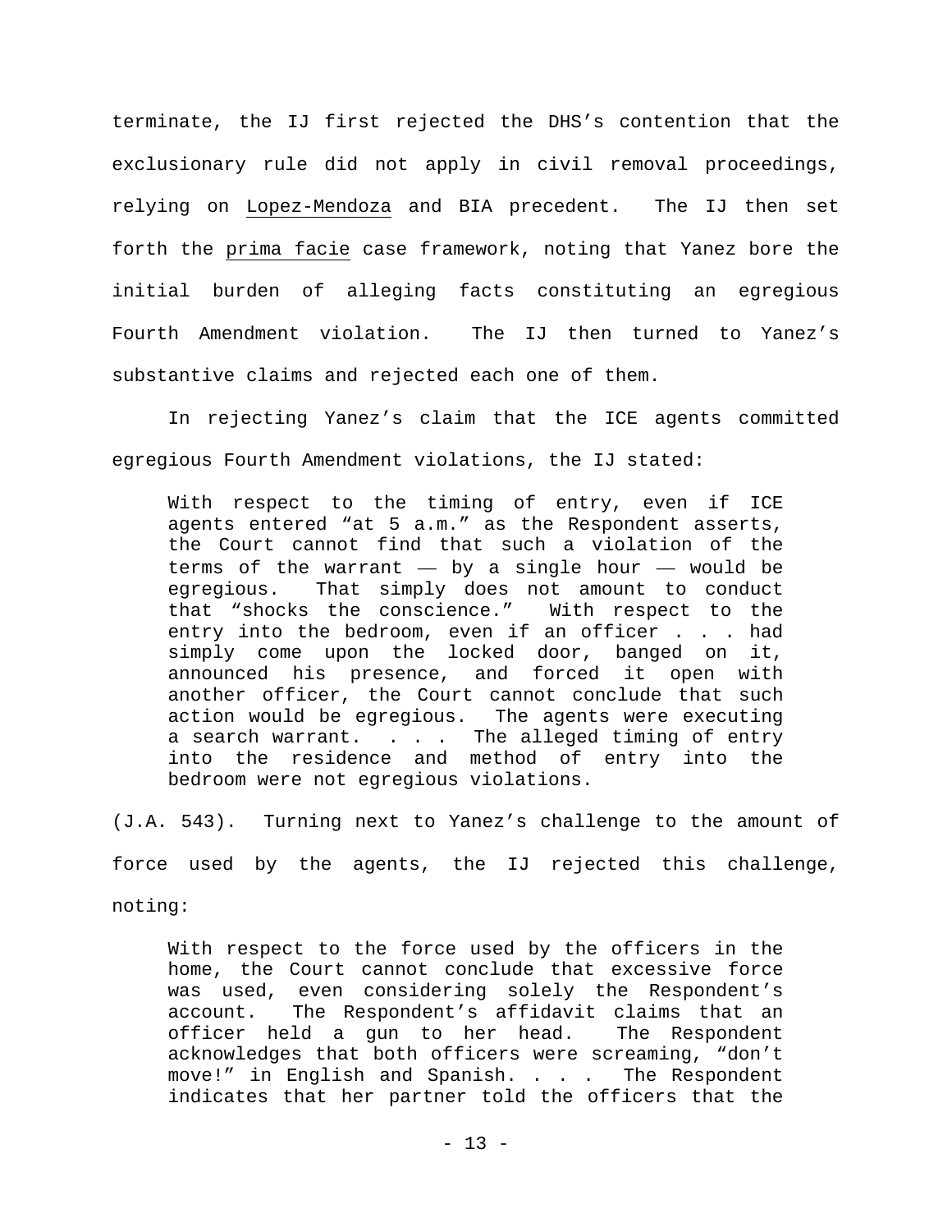terminate, the IJ first rejected the DHS's contention that the exclusionary rule did not apply in civil removal proceedings, relying on Lopez-Mendoza and BIA precedent. The IJ then set forth the *prima facie* case framework, noting that Yanez bore the initial burden of alleging facts constituting an egregious Fourth Amendment violation. The IJ then turned to Yanez's substantive claims and rejected each one of them.

In rejecting Yanez's claim that the ICE agents committed egregious Fourth Amendment violations, the IJ stated:

> With respect to the timing of entry, even if ICE agents entered "at 5 a.m." as the Respondent asserts, the Court cannot find that such a violation of the terms of the warrant — by a single hour — would be egregious. That simply does not amount to conduct that "shocks the conscience." With respect to the entry into the bedroom, even if an officer . . . had simply come upon the locked door, banged on it, announced his presence, and forced it open with another officer, the Court cannot conclude that such action would be egregious. The agents were executing a search warrant. . . . The alleged timing of entry into the residence and method of entry into the bedroom were not egregious violations.

(J.A. 543). Turning next to Yanez's challenge to the amount of force used by the agents, the IJ rejected this challenge, noting:

> With respect to the force used by the officers in the home, the Court cannot conclude that excessive force was used, even considering solely the Respondent's account. The Respondent's affidavit claims that an officer held a gun to her head. The Respondent acknowledges that both officers were screaming, "don't move!" in English and Spanish. . . . The Respondent indicates that her partner told the officers that the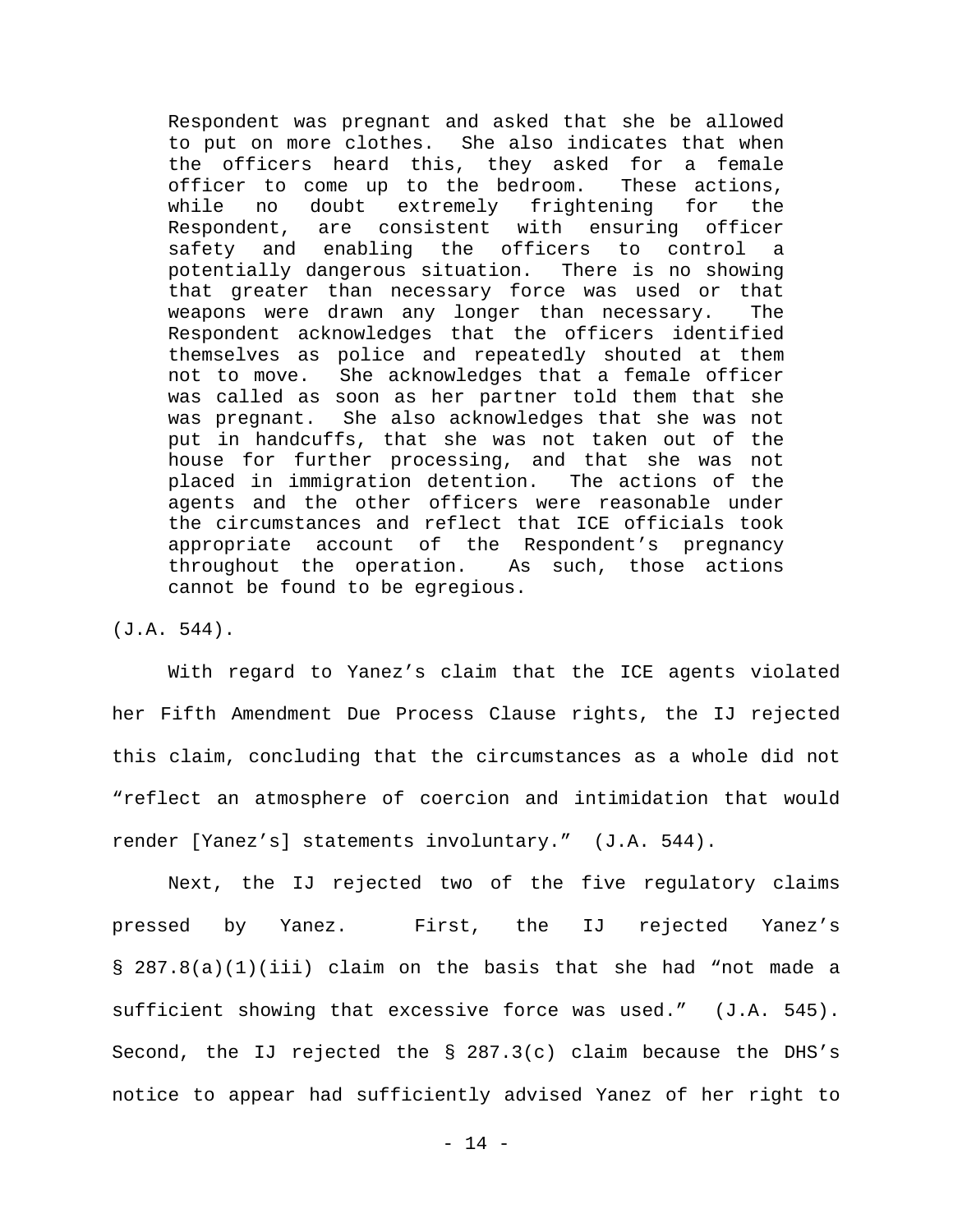> Respondent was pregnant and asked that she be allowed to put on more clothes. She also indicates that when the officers heard this, they asked for a female officer to come up to the bedroom. These actions, while no doubt extremely frightening for the Respondent, are consistent with ensuring officer safety and enabling the officers to control a potentially dangerous situation. There is no showing that greater than necessary force was used or that weapons were drawn any longer than necessary. The Respondent acknowledges that the officers identified themselves as police and repeatedly shouted at them not to move. She acknowledges that a female officer was called as soon as her partner told them that she was pregnant. She also acknowledges that she was not put in handcuffs, that she was not taken out of the house for further processing, and that she was not placed in immigration detention. The actions of the agents and the other officers were reasonable under the circumstances and reflect that ICE officials took appropriate account of the Respondent's pregnancy throughout the operation. As such, those actions cannot be found to be egregious.

(J.A. 544).

With regard to Yanez's claim that the ICE agents violated her Fifth Amendment Due Process Clause rights, the IJ rejected this claim, concluding that the circumstances as a whole did not "reflect an atmosphere of coercion and intimidation that would render [Yanez's] statements involuntary." (J.A. 544).

Next, the IJ rejected two of the five regulatory claims pressed by Yanez. First, the IJ rejected Yanez's § 287.8(a)(1)(iii) claim on the basis that she had "not made a sufficient showing that excessive force was used." (J.A. 545). Second, the IJ rejected the § 287.3(c) claim because the DHS's notice to appear had sufficiently advised Yanez of her right to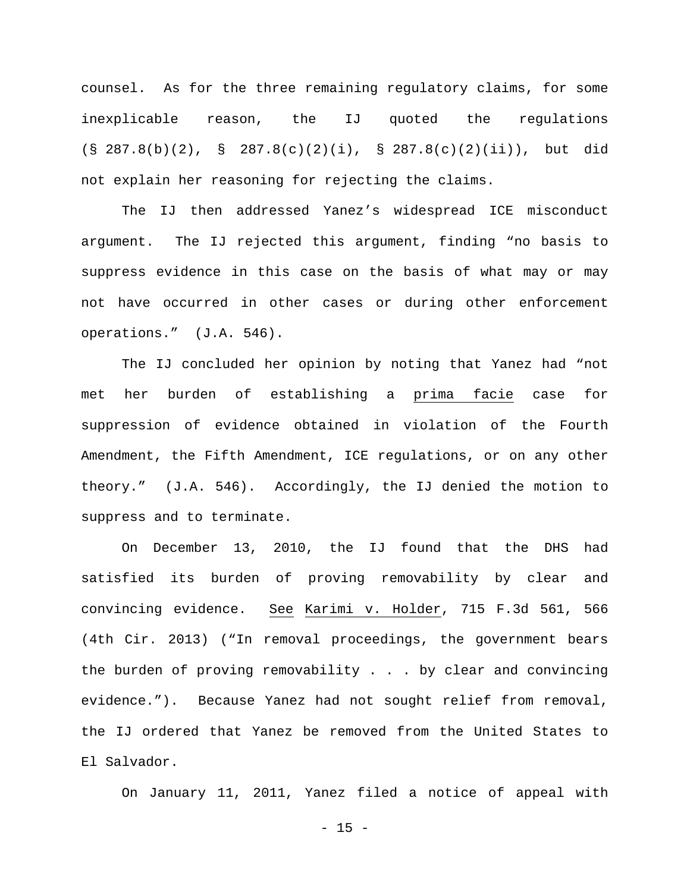counsel. As for the three remaining regulatory claims, for some inexplicable reason, the IJ quoted the regulations (§ 287.8(b)(2), § 287.8(c)(2)(i), § 287.8(c)(2)(ii)), but did not explain her reasoning for rejecting the claims.

The IJ then addressed Yanez's widespread ICE misconduct argument. The IJ rejected this argument, finding "no basis to suppress evidence in this case on the basis of what may or may not have occurred in other cases or during other enforcement operations." (J.A. 546).

The IJ concluded her opinion by noting that Yanez had "not met her burden of establishing a prima facie case for suppression of evidence obtained in violation of the Fourth Amendment, the Fifth Amendment, ICE regulations, or on any other theory." (J.A. 546). Accordingly, the IJ denied the motion to suppress and to terminate.

On December 13, 2010, the IJ found that the DHS had satisfied its burden of proving removability by clear and convincing evidence. See Karimi v. Holder, 715 F.3d 561, 566 (4th Cir. 2013) ("In removal proceedings, the government bears the burden of proving removability . . . by clear and convincing evidence."). Because Yanez had not sought relief from removal, the IJ ordered that Yanez be removed from the United States to El Salvador.

On January 11, 2011, Yanez filed a notice of appeal with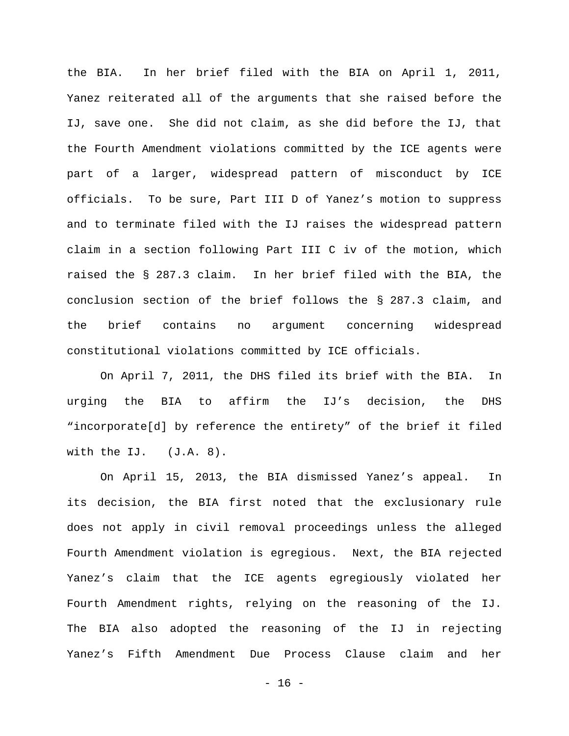the BIA. In her brief filed with the BIA on April 1, 2011, Yanez reiterated all of the arguments that she raised before the IJ, save one. She did not claim, as she did before the IJ, that the Fourth Amendment violations committed by the ICE agents were part of a larger, widespread pattern of misconduct by ICE officials. To be sure, Part III D of Yanez's motion to suppress and to terminate filed with the IJ raises the widespread pattern claim in a section following Part III C iv of the motion, which raised the § 287.3 claim. In her brief filed with the BIA, the conclusion section of the brief follows the § 287.3 claim, and the brief contains no argument concerning widespread constitutional violations committed by ICE officials.

On April 7, 2011, the DHS filed its brief with the BIA. In urging the BIA to affirm the IJ's decision, the DHS "incorporate[d] by reference the entirety" of the brief it filed with the IJ. (J.A. 8).

On April 15, 2013, the BIA dismissed Yanez's appeal. In its decision, the BIA first noted that the exclusionary rule does not apply in civil removal proceedings unless the alleged Fourth Amendment violation is egregious. Next, the BIA rejected Yanez's claim that the ICE agents egregiously violated her Fourth Amendment rights, relying on the reasoning of the IJ. The BIA also adopted the reasoning of the IJ in rejecting Yanez's Fifth Amendment Due Process Clause claim and her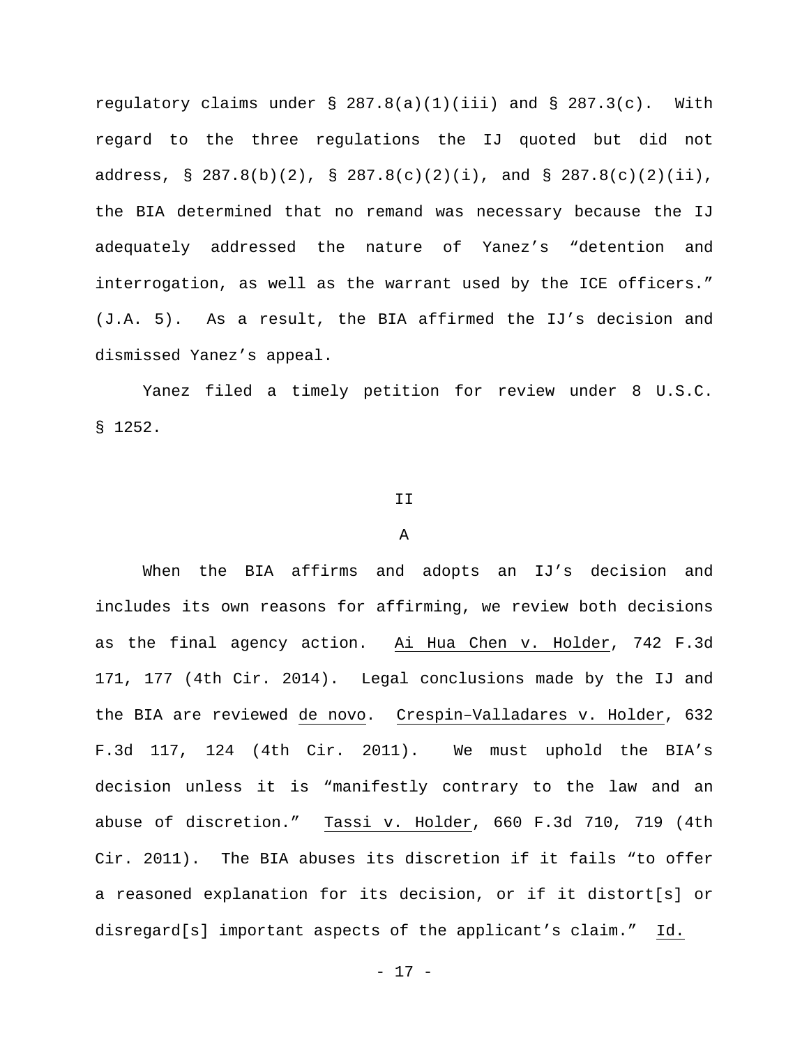regulatory claims under § 287.8(a)(1)(iii) and § 287.3(c). With regard to the three regulations the IJ quoted but did not address, § 287.8(b)(2), § 287.8(c)(2)(i), and § 287.8(c)(2)(ii), the BIA determined that no remand was necessary because the IJ adequately addressed the nature of Yanez's "detention and interrogation, as well as the warrant used by the ICE officers." (J.A. 5). As a result, the BIA affirmed the IJ's decision and dismissed Yanez's appeal.

Yanez filed a timely petition for review under 8 U.S.C. § 1252.

## II

### A

When the BIA affirms and adopts an IJ's decision and includes its own reasons for affirming, we review both decisions as the final agency action. Ai Hua Chen v. Holder, 742 F.3d 171, 177 (4th Cir. 2014). Legal conclusions made by the IJ and the BIA are reviewed de novo. Crespin–Valladares v. Holder, 632 F.3d 117, 124 (4th Cir. 2011). We must uphold the BIA's decision unless it is "manifestly contrary to the law and an abuse of discretion." Tassi v. Holder, 660 F.3d 710, 719 (4th Cir. 2011). The BIA abuses its discretion if it fails "to offer a reasoned explanation for its decision, or if it distort[s] or disregard[s] important aspects of the applicant's claim." Id.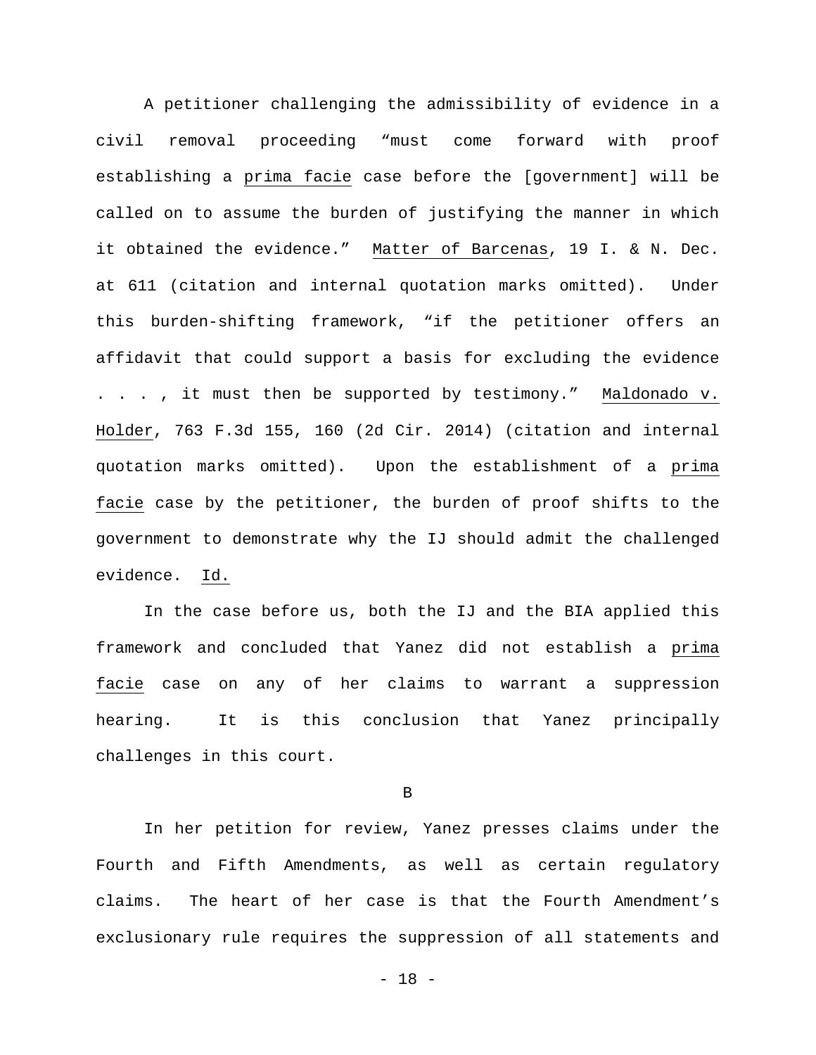A petitioner challenging the admissibility of evidence in a civil removal proceeding "must come forward with proof establishing a _prima facie_ case before the [government] will be called on to assume the burden of justifying the manner in which it obtained the evidence." _Matter of Barcenas_, 19 I. & N. Dec. at 611 (citation and internal quotation marks omitted). Under this burden-shifting framework, "if the petitioner offers an affidavit that could support a basis for excluding the evidence . . . , it must then be supported by testimony." _Maldonado v. Holder_, 763 F.3d 155, 160 (2d Cir. 2014) (citation and internal quotation marks omitted). Upon the establishment of a _prima facie_ case by the petitioner, the burden of proof shifts to the government to demonstrate why the IJ should admit the challenged evidence. _Id._

In the case before us, both the IJ and the BIA applied this framework and concluded that Yanez did not establish a _prima facie_ case on any of her claims to warrant a suppression hearing. It is this conclusion that Yanez principally challenges in this court.

### B

In her petition for review, Yanez presses claims under the Fourth and Fifth Amendments, as well as certain regulatory claims. The heart of her case is that the Fourth Amendment's exclusionary rule requires the suppression of all statements and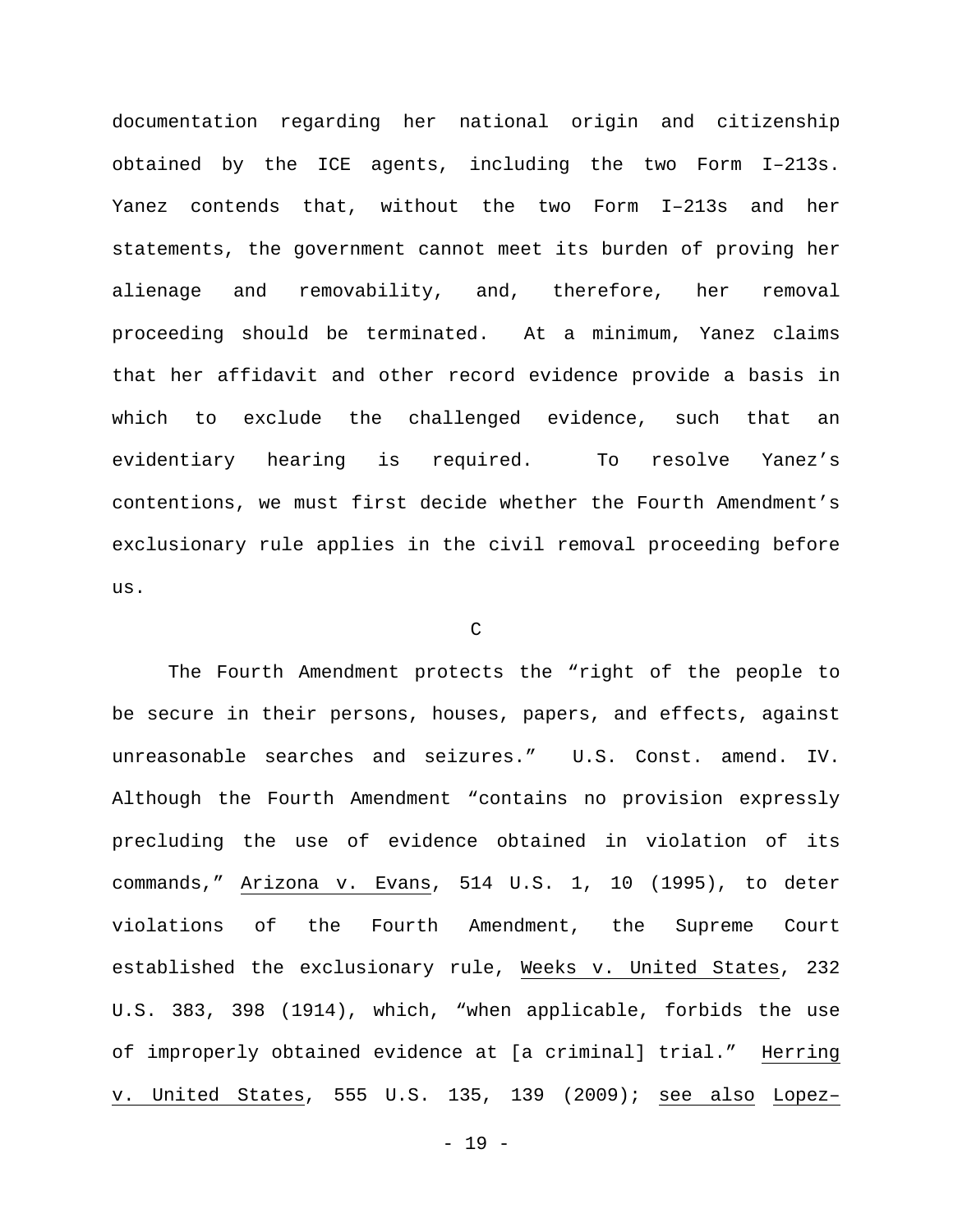documentation regarding her national origin and citizenship obtained by the ICE agents, including the two Form I–213s. Yanez contends that, without the two Form I–213s and her statements, the government cannot meet its burden of proving her alienage and removability, and, therefore, her removal proceeding should be terminated. At a minimum, Yanez claims that her affidavit and other record evidence provide a basis in which to exclude the challenged evidence, such that an evidentiary hearing is required. To resolve Yanez's contentions, we must first decide whether the Fourth Amendment's exclusionary rule applies in the civil removal proceeding before us.

C

The Fourth Amendment protects the "right of the people to be secure in their persons, houses, papers, and effects, against unreasonable searches and seizures." U.S. Const. amend. IV. Although the Fourth Amendment "contains no provision expressly precluding the use of evidence obtained in violation of its commands," Arizona v. Evans, 514 U.S. 1, 10 (1995), to deter violations of the Fourth Amendment, the Supreme Court established the exclusionary rule, Weeks v. United States, 232 U.S. 383, 398 (1914), which, "when applicable, forbids the use of improperly obtained evidence at [a criminal] trial." Herring v. United States, 555 U.S. 135, 139 (2009); see also Lopez–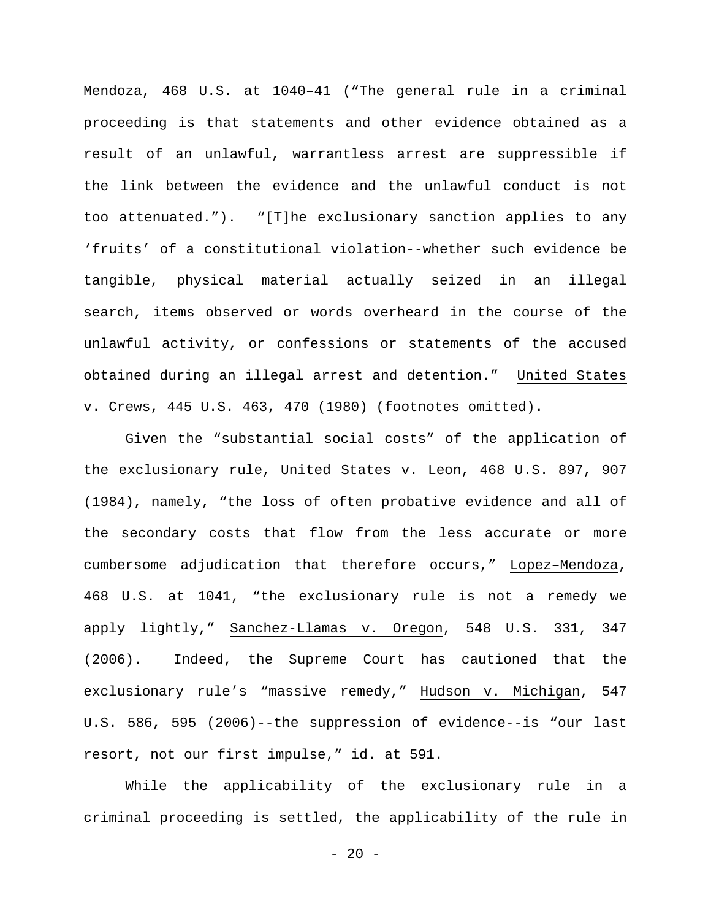Mendoza, 468 U.S. at 1040–41 ("The general rule in a criminal proceeding is that statements and other evidence obtained as a result of an unlawful, warrantless arrest are suppressible if the link between the evidence and the unlawful conduct is not too attenuated."). "[T]he exclusionary sanction applies to any 'fruits' of a constitutional violation--whether such evidence be tangible, physical material actually seized in an illegal search, items observed or words overheard in the course of the unlawful activity, or confessions or statements of the accused obtained during an illegal arrest and detention." United States v. Crews, 445 U.S. 463, 470 (1980) (footnotes omitted).

Given the "substantial social costs" of the application of the exclusionary rule, United States v. Leon, 468 U.S. 897, 907 (1984), namely, "the loss of often probative evidence and all of the secondary costs that flow from the less accurate or more cumbersome adjudication that therefore occurs," Lopez–Mendoza, 468 U.S. at 1041, "the exclusionary rule is not a remedy we apply lightly," Sanchez-Llamas v. Oregon, 548 U.S. 331, 347 (2006). Indeed, the Supreme Court has cautioned that the exclusionary rule's "massive remedy," Hudson v. Michigan, 547 U.S. 586, 595 (2006)--the suppression of evidence--is "our last resort, not our first impulse," id. at 591.

While the applicability of the exclusionary rule in a criminal proceeding is settled, the applicability of the rule in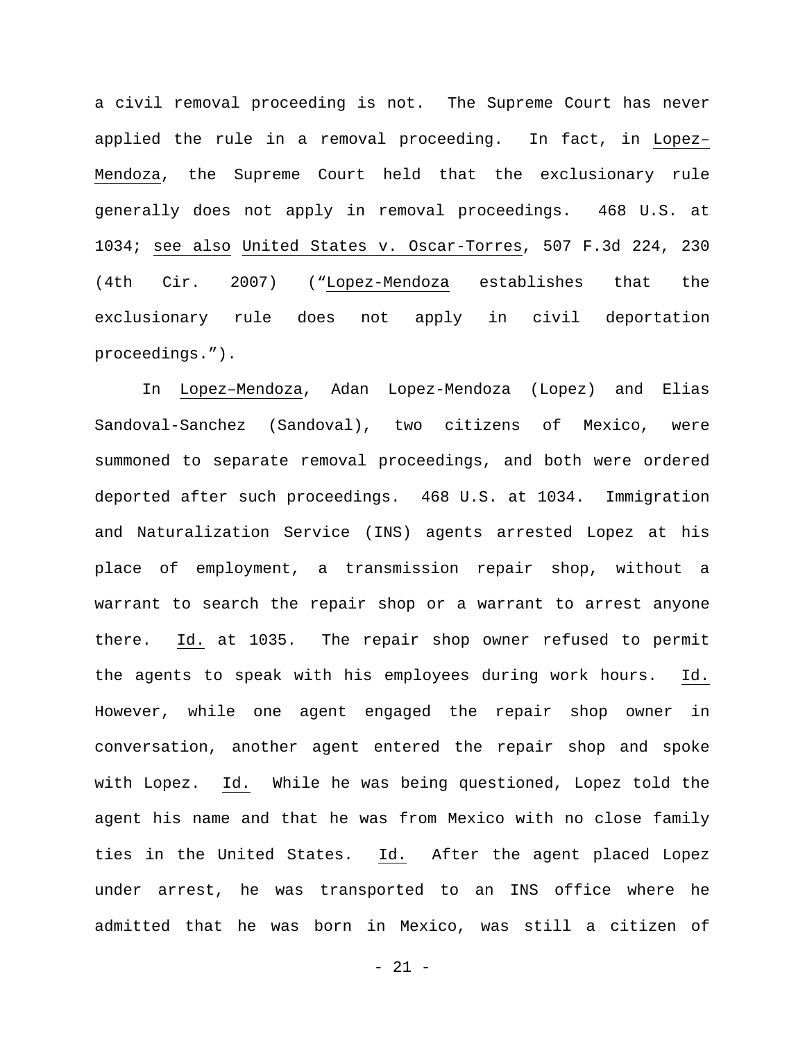a civil removal proceeding is not. The Supreme Court has never applied the rule in a removal proceeding. In fact, in Lopez–Mendoza, the Supreme Court held that the exclusionary rule generally does not apply in removal proceedings. 468 U.S. at 1034; see also United States v. Oscar-Torres, 507 F.3d 224, 230 (4th Cir. 2007) ("Lopez-Mendoza establishes that the exclusionary rule does not apply in civil deportation proceedings.").

In Lopez–Mendoza, Adan Lopez-Mendoza (Lopez) and Elias Sandoval-Sanchez (Sandoval), two citizens of Mexico, were summoned to separate removal proceedings, and both were ordered deported after such proceedings. 468 U.S. at 1034. Immigration and Naturalization Service (INS) agents arrested Lopez at his place of employment, a transmission repair shop, without a warrant to search the repair shop or a warrant to arrest anyone there. Id. at 1035. The repair shop owner refused to permit the agents to speak with his employees during work hours. Id. However, while one agent engaged the repair shop owner in conversation, another agent entered the repair shop and spoke with Lopez. Id. While he was being questioned, Lopez told the agent his name and that he was from Mexico with no close family ties in the United States. Id. After the agent placed Lopez under arrest, he was transported to an INS office where he admitted that he was born in Mexico, was still a citizen of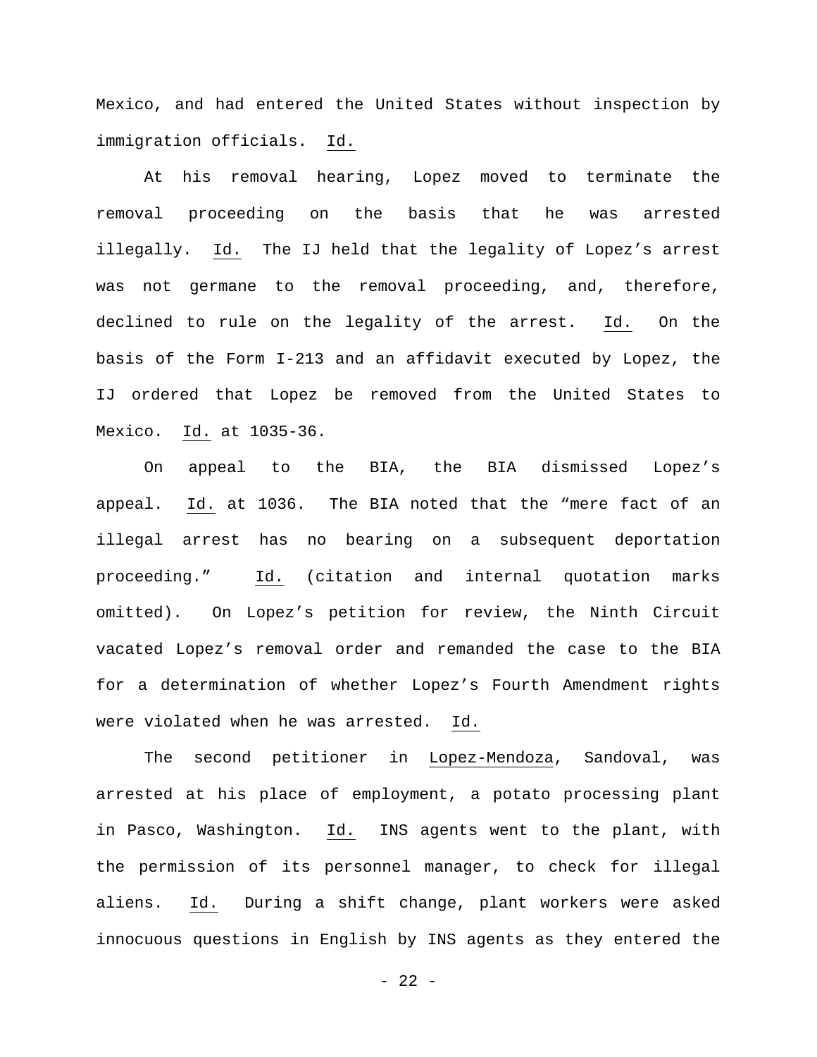Mexico, and had entered the United States without inspection by immigration officials. Id.

At his removal hearing, Lopez moved to terminate the removal proceeding on the basis that he was arrested illegally. Id. The IJ held that the legality of Lopez's arrest was not germane to the removal proceeding, and, therefore, declined to rule on the legality of the arrest. Id. On the basis of the Form I-213 and an affidavit executed by Lopez, the IJ ordered that Lopez be removed from the United States to Mexico. Id. at 1035-36.

On appeal to the BIA, the BIA dismissed Lopez's appeal. Id. at 1036. The BIA noted that the "mere fact of an illegal arrest has no bearing on a subsequent deportation proceeding." Id. (citation and internal quotation marks omitted). On Lopez's petition for review, the Ninth Circuit vacated Lopez's removal order and remanded the case to the BIA for a determination of whether Lopez's Fourth Amendment rights were violated when he was arrested. Id.

The second petitioner in Lopez-Mendoza, Sandoval, was arrested at his place of employment, a potato processing plant in Pasco, Washington. Id. INS agents went to the plant, with the permission of its personnel manager, to check for illegal aliens. Id. During a shift change, plant workers were asked innocuous questions in English by INS agents as they entered the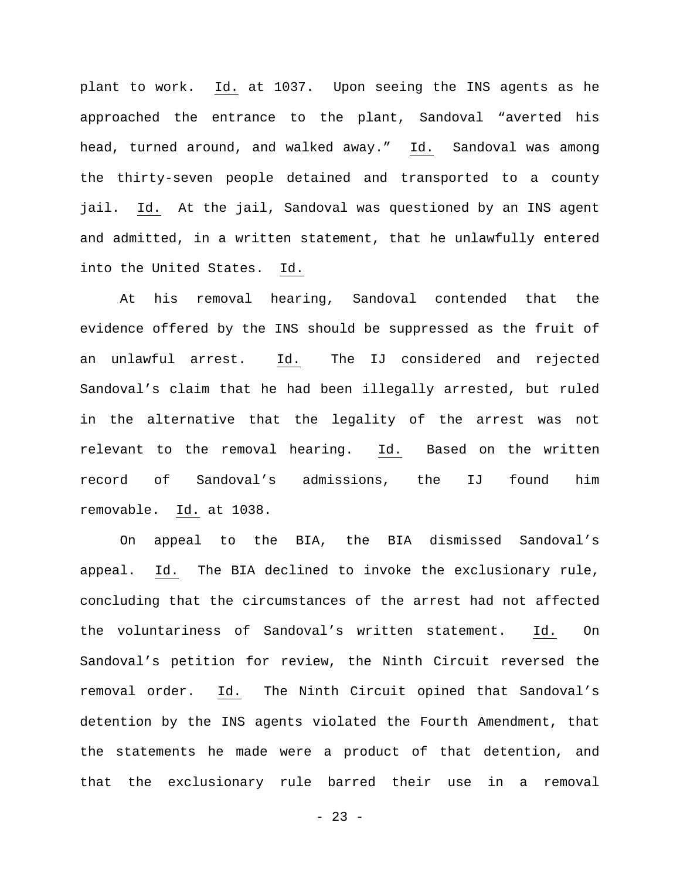plant to work. Id. at 1037. Upon seeing the INS agents as he approached the entrance to the plant, Sandoval "averted his head, turned around, and walked away." Id. Sandoval was among the thirty-seven people detained and transported to a county jail. Id. At the jail, Sandoval was questioned by an INS agent and admitted, in a written statement, that he unlawfully entered into the United States. Id.

At his removal hearing, Sandoval contended that the evidence offered by the INS should be suppressed as the fruit of an unlawful arrest. Id. The IJ considered and rejected Sandoval's claim that he had been illegally arrested, but ruled in the alternative that the legality of the arrest was not relevant to the removal hearing. Id. Based on the written record of Sandoval's admissions, the IJ found him removable. Id. at 1038.

On appeal to the BIA, the BIA dismissed Sandoval's appeal. Id. The BIA declined to invoke the exclusionary rule, concluding that the circumstances of the arrest had not affected the voluntariness of Sandoval's written statement. Id. On Sandoval's petition for review, the Ninth Circuit reversed the removal order. Id. The Ninth Circuit opined that Sandoval's detention by the INS agents violated the Fourth Amendment, that the statements he made were a product of that detention, and that the exclusionary rule barred their use in a removal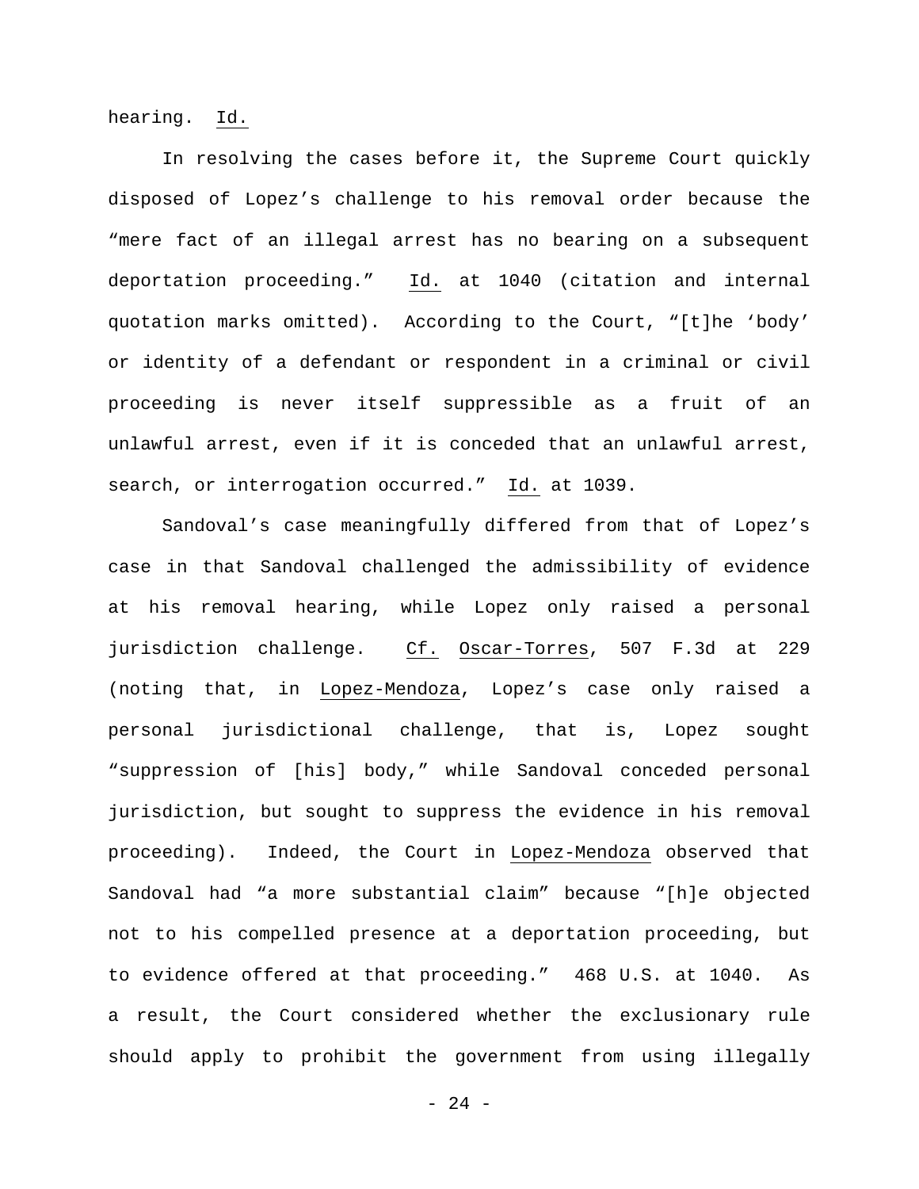hearing. Id.

In resolving the cases before it, the Supreme Court quickly disposed of Lopez's challenge to his removal order because the "mere fact of an illegal arrest has no bearing on a subsequent deportation proceeding." Id. at 1040 (citation and internal quotation marks omitted). According to the Court, "[t]he 'body' or identity of a defendant or respondent in a criminal or civil proceeding is never itself suppressible as a fruit of an unlawful arrest, even if it is conceded that an unlawful arrest, search, or interrogation occurred." Id. at 1039.

Sandoval's case meaningfully differed from that of Lopez's case in that Sandoval challenged the admissibility of evidence at his removal hearing, while Lopez only raised a personal jurisdiction challenge. Cf. Oscar-Torres, 507 F.3d at 229 (noting that, in Lopez-Mendoza, Lopez's case only raised a personal jurisdictional challenge, that is, Lopez sought "suppression of [his] body," while Sandoval conceded personal jurisdiction, but sought to suppress the evidence in his removal proceeding). Indeed, the Court in Lopez-Mendoza observed that Sandoval had "a more substantial claim" because "[h]e objected not to his compelled presence at a deportation proceeding, but to evidence offered at that proceeding." 468 U.S. at 1040. As a result, the Court considered whether the exclusionary rule should apply to prohibit the government from using illegally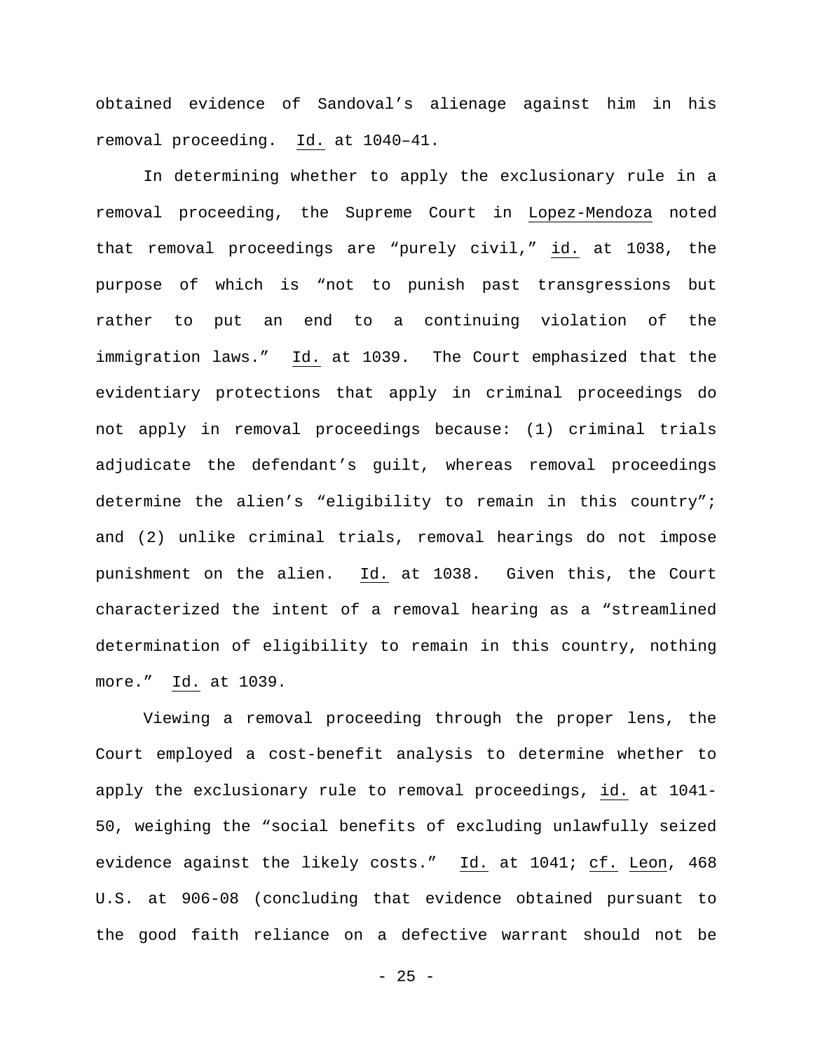obtained evidence of Sandoval's alienage against him in his removal proceeding. Id. at 1040–41.

In determining whether to apply the exclusionary rule in a removal proceeding, the Supreme Court in Lopez-Mendoza noted that removal proceedings are "purely civil," id. at 1038, the purpose of which is "not to punish past transgressions but rather to put an end to a continuing violation of the immigration laws." Id. at 1039. The Court emphasized that the evidentiary protections that apply in criminal proceedings do not apply in removal proceedings because: (1) criminal trials adjudicate the defendant's guilt, whereas removal proceedings determine the alien's "eligibility to remain in this country"; and (2) unlike criminal trials, removal hearings do not impose punishment on the alien. Id. at 1038. Given this, the Court characterized the intent of a removal hearing as a "streamlined determination of eligibility to remain in this country, nothing more." Id. at 1039.

Viewing a removal proceeding through the proper lens, the Court employed a cost-benefit analysis to determine whether to apply the exclusionary rule to removal proceedings, id. at 1041-50, weighing the "social benefits of excluding unlawfully seized evidence against the likely costs." Id. at 1041; cf. Leon, 468 U.S. at 906-08 (concluding that evidence obtained pursuant to the good faith reliance on a defective warrant should not be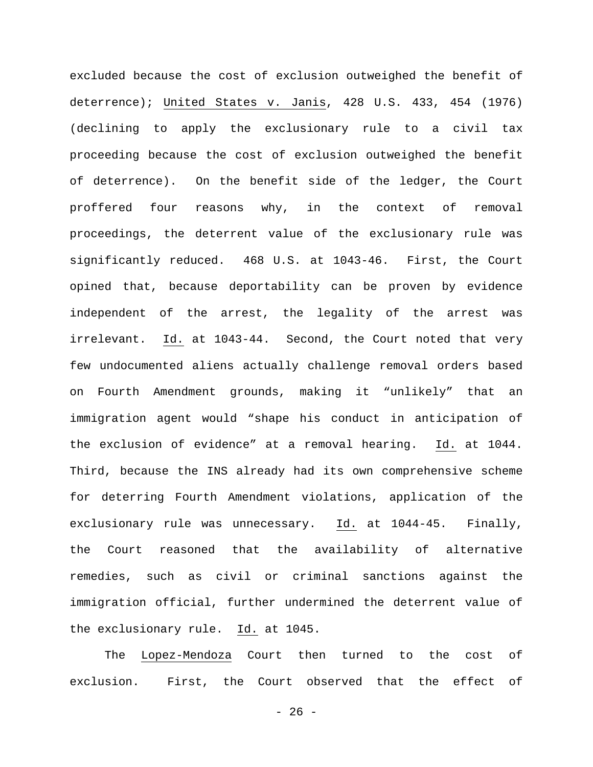excluded because the cost of exclusion outweighed the benefit of deterrence); United States v. Janis, 428 U.S. 433, 454 (1976) (declining to apply the exclusionary rule to a civil tax proceeding because the cost of exclusion outweighed the benefit of deterrence). On the benefit side of the ledger, the Court proffered four reasons why, in the context of removal proceedings, the deterrent value of the exclusionary rule was significantly reduced. 468 U.S. at 1043-46. First, the Court opined that, because deportability can be proven by evidence independent of the arrest, the legality of the arrest was irrelevant. Id. at 1043-44. Second, the Court noted that very few undocumented aliens actually challenge removal orders based on Fourth Amendment grounds, making it "unlikely" that an immigration agent would "shape his conduct in anticipation of the exclusion of evidence" at a removal hearing. Id. at 1044. Third, because the INS already had its own comprehensive scheme for deterring Fourth Amendment violations, application of the exclusionary rule was unnecessary. Id. at 1044-45. Finally, the Court reasoned that the availability of alternative remedies, such as civil or criminal sanctions against the immigration official, further undermined the deterrent value of the exclusionary rule. Id. at 1045.

The Lopez-Mendoza Court then turned to the cost of exclusion. First, the Court observed that the effect of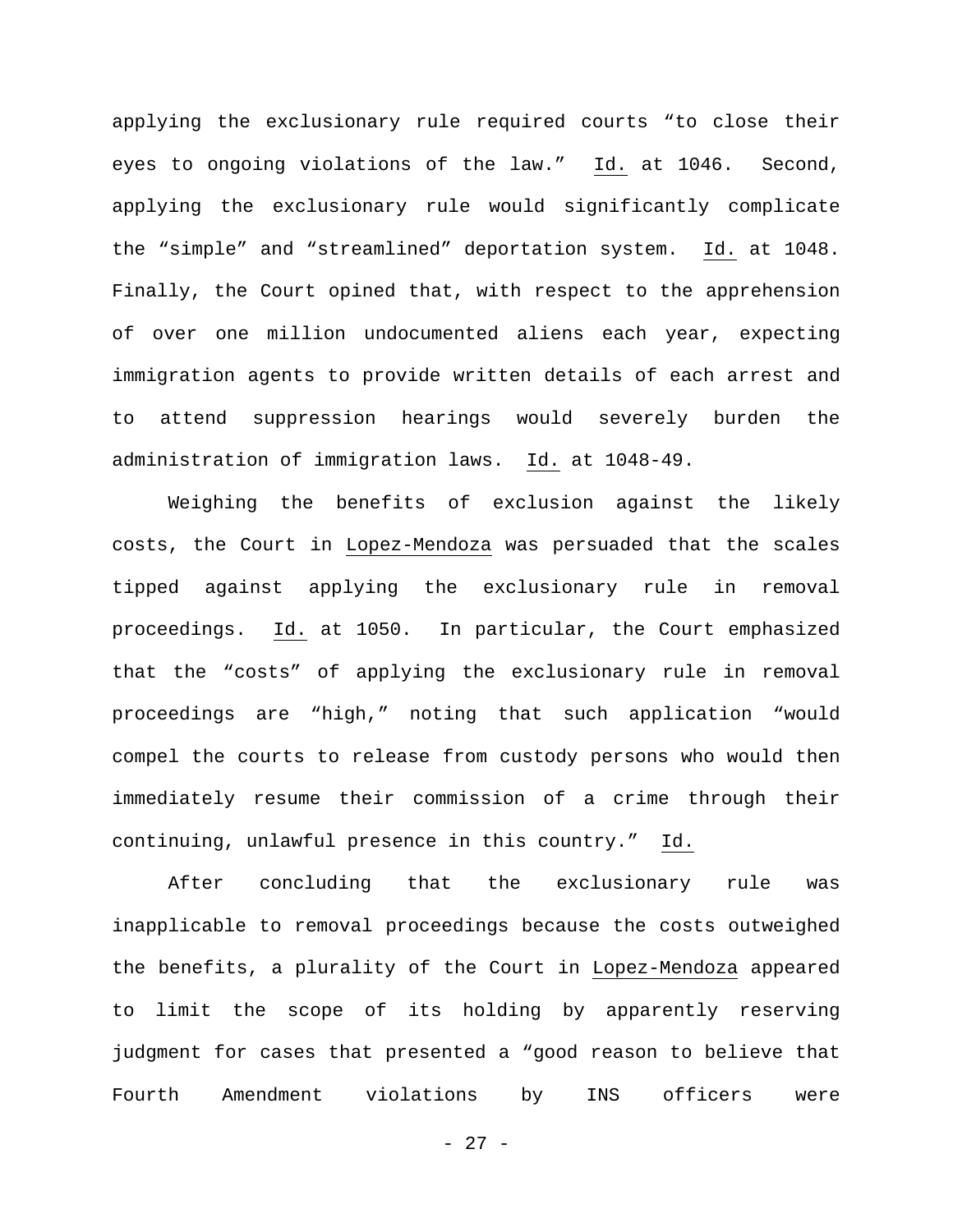applying the exclusionary rule required courts "to close their eyes to ongoing violations of the law." Id. at 1046. Second, applying the exclusionary rule would significantly complicate the "simple" and "streamlined" deportation system. Id. at 1048. Finally, the Court opined that, with respect to the apprehension of over one million undocumented aliens each year, expecting immigration agents to provide written details of each arrest and to attend suppression hearings would severely burden the administration of immigration laws. Id. at 1048-49.

Weighing the benefits of exclusion against the likely costs, the Court in Lopez-Mendoza was persuaded that the scales tipped against applying the exclusionary rule in removal proceedings. Id. at 1050. In particular, the Court emphasized that the "costs" of applying the exclusionary rule in removal proceedings are "high," noting that such application "would compel the courts to release from custody persons who would then immediately resume their commission of a crime through their continuing, unlawful presence in this country." Id.

After concluding that the exclusionary rule was inapplicable to removal proceedings because the costs outweighed the benefits, a plurality of the Court in Lopez-Mendoza appeared to limit the scope of its holding by apparently reserving judgment for cases that presented a "good reason to believe that Fourth Amendment violations by INS officers were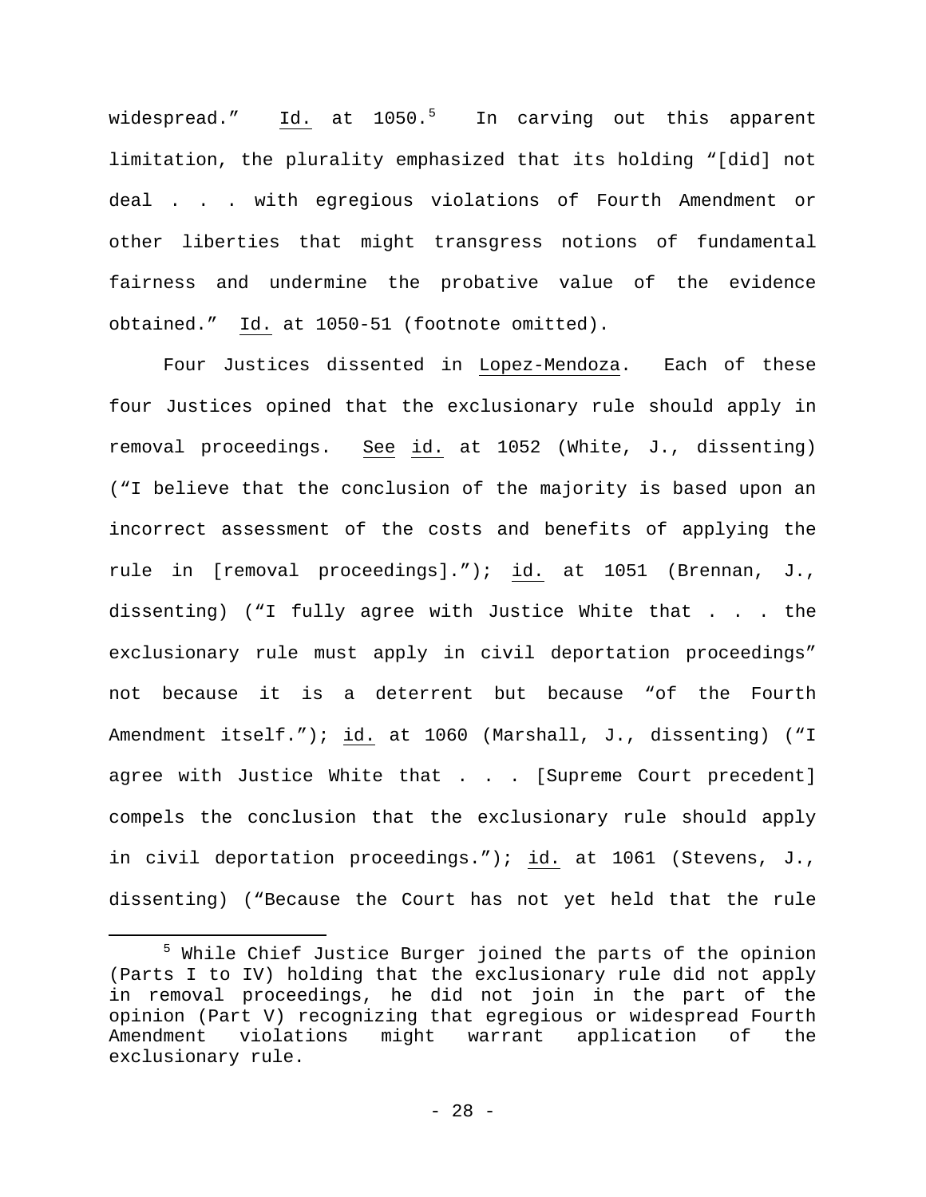widespread." Id. at 1050.[5] In carving out this apparent limitation, the plurality emphasized that its holding "[did] not deal . . . with egregious violations of Fourth Amendment or other liberties that might transgress notions of fundamental fairness and undermine the probative value of the evidence obtained." Id. at 1050-51 (footnote omitted).

Four Justices dissented in Lopez-Mendoza. Each of these four Justices opined that the exclusionary rule should apply in removal proceedings. See id. at 1052 (White, J., dissenting) ("I believe that the conclusion of the majority is based upon an incorrect assessment of the costs and benefits of applying the rule in [removal proceedings]."); id. at 1051 (Brennan, J., dissenting) ("I fully agree with Justice White that . . . the exclusionary rule must apply in civil deportation proceedings" not because it is a deterrent but because "of the Fourth Amendment itself."); id. at 1060 (Marshall, J., dissenting) ("I agree with Justice White that . . . [Supreme Court precedent] compels the conclusion that the exclusionary rule should apply in civil deportation proceedings."); id. at 1061 (Stevens, J., dissenting) ("Because the Court has not yet held that the rule

[5] While Chief Justice Burger joined the parts of the opinion (Parts I to IV) holding that the exclusionary rule did not apply in removal proceedings, he did not join in the part of the opinion (Part V) recognizing that egregious or widespread Fourth Amendment violations might warrant application of the exclusionary rule.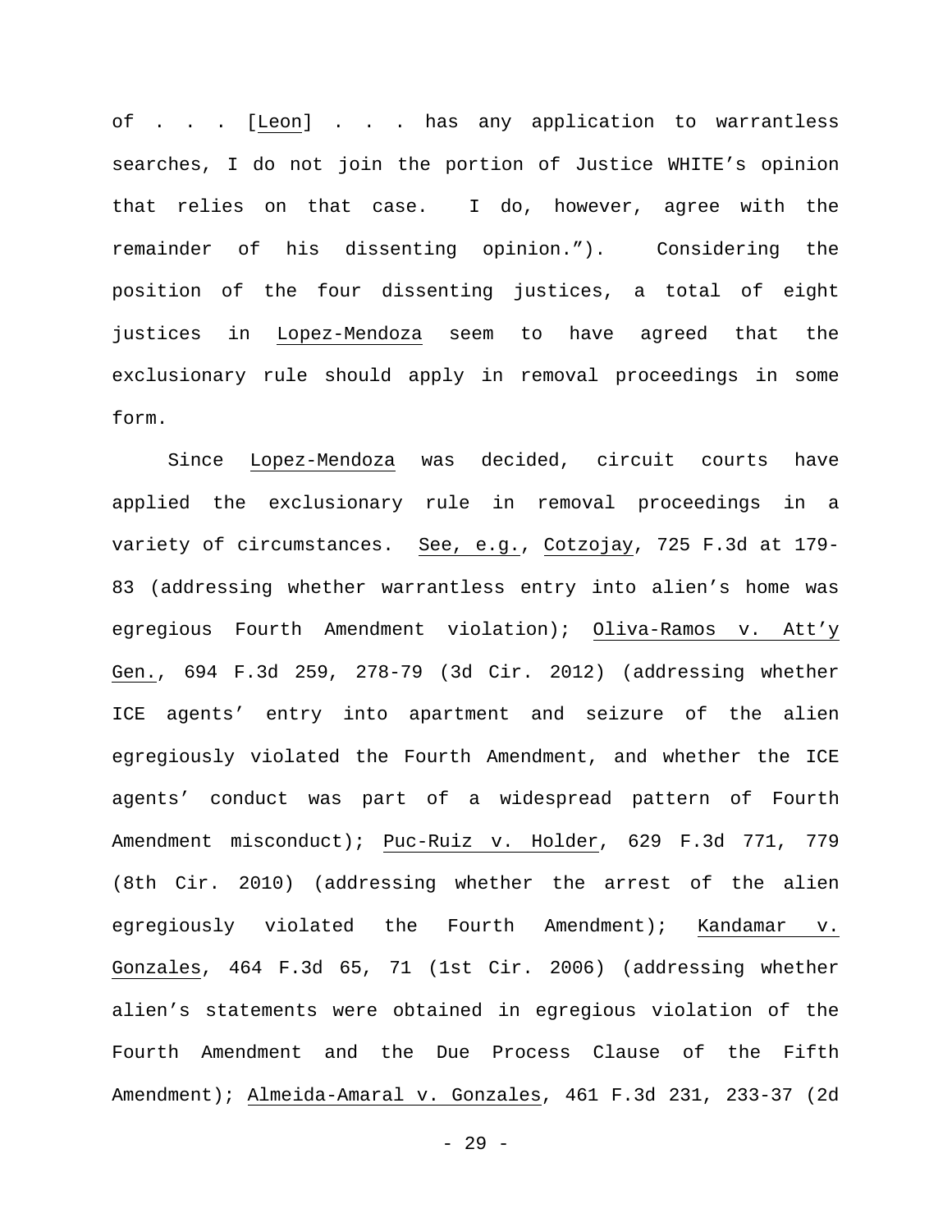of . . . [Leon] . . . has any application to warrantless searches, I do not join the portion of Justice WHITE's opinion that relies on that case. I do, however, agree with the remainder of his dissenting opinion."). Considering the position of the four dissenting justices, a total of eight justices in Lopez-Mendoza seem to have agreed that the exclusionary rule should apply in removal proceedings in some form.

Since Lopez-Mendoza was decided, circuit courts have applied the exclusionary rule in removal proceedings in a variety of circumstances. See, e.g., Cotzojay, 725 F.3d at 179-83 (addressing whether warrantless entry into alien's home was egregious Fourth Amendment violation); Oliva-Ramos v. Att'y Gen., 694 F.3d 259, 278-79 (3d Cir. 2012) (addressing whether ICE agents' entry into apartment and seizure of the alien egregiously violated the Fourth Amendment, and whether the ICE agents' conduct was part of a widespread pattern of Fourth Amendment misconduct); Puc-Ruiz v. Holder, 629 F.3d 771, 779 (8th Cir. 2010) (addressing whether the arrest of the alien egregiously violated the Fourth Amendment); Kandamar v. Gonzales, 464 F.3d 65, 71 (1st Cir. 2006) (addressing whether alien's statements were obtained in egregious violation of the Fourth Amendment and the Due Process Clause of the Fifth Amendment); Almeida-Amaral v. Gonzales, 461 F.3d 231, 233-37 (2d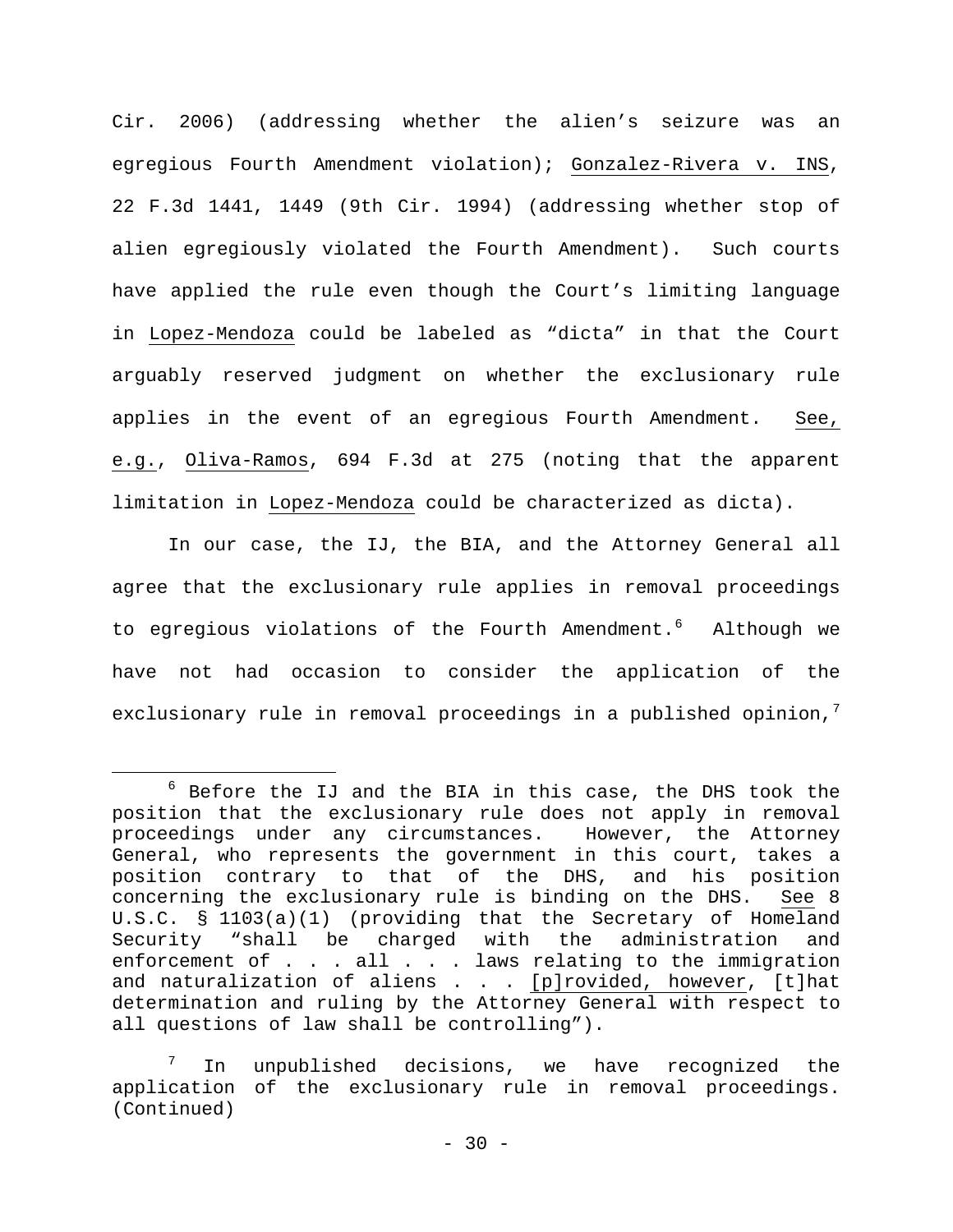Cir. 2006) (addressing whether the alien's seizure was an egregious Fourth Amendment violation); Gonzalez-Rivera v. INS, 22 F.3d 1441, 1449 (9th Cir. 1994) (addressing whether stop of alien egregiously violated the Fourth Amendment). Such courts have applied the rule even though the Court's limiting language in Lopez-Mendoza could be labeled as "dicta" in that the Court arguably reserved judgment on whether the exclusionary rule applies in the event of an egregious Fourth Amendment. See, e.g., Oliva-Ramos, 694 F.3d at 275 (noting that the apparent limitation in Lopez-Mendoza could be characterized as dicta).

In our case, the IJ, the BIA, and the Attorney General all agree that the exclusionary rule applies in removal proceedings to egregious violations of the Fourth Amendment.[6] Although we have not had occasion to consider the application of the exclusionary rule in removal proceedings in a published opinion,[7]

---

[6] Before the IJ and the BIA in this case, the DHS took the position that the exclusionary rule does not apply in removal proceedings under any circumstances. However, the Attorney General, who represents the government in this court, takes a position contrary to that of the DHS, and his position concerning the exclusionary rule is binding on the DHS. See 8 U.S.C. § 1103(a)(1) (providing that the Secretary of Homeland Security "shall be charged with the administration and enforcement of . . . all . . . laws relating to the immigration and naturalization of aliens . . . [p]rovided, however, [t]hat determination and ruling by the Attorney General with respect to all questions of law shall be controlling").

[7] In unpublished decisions, we have recognized the application of the exclusionary rule in removal proceedings. (Continued)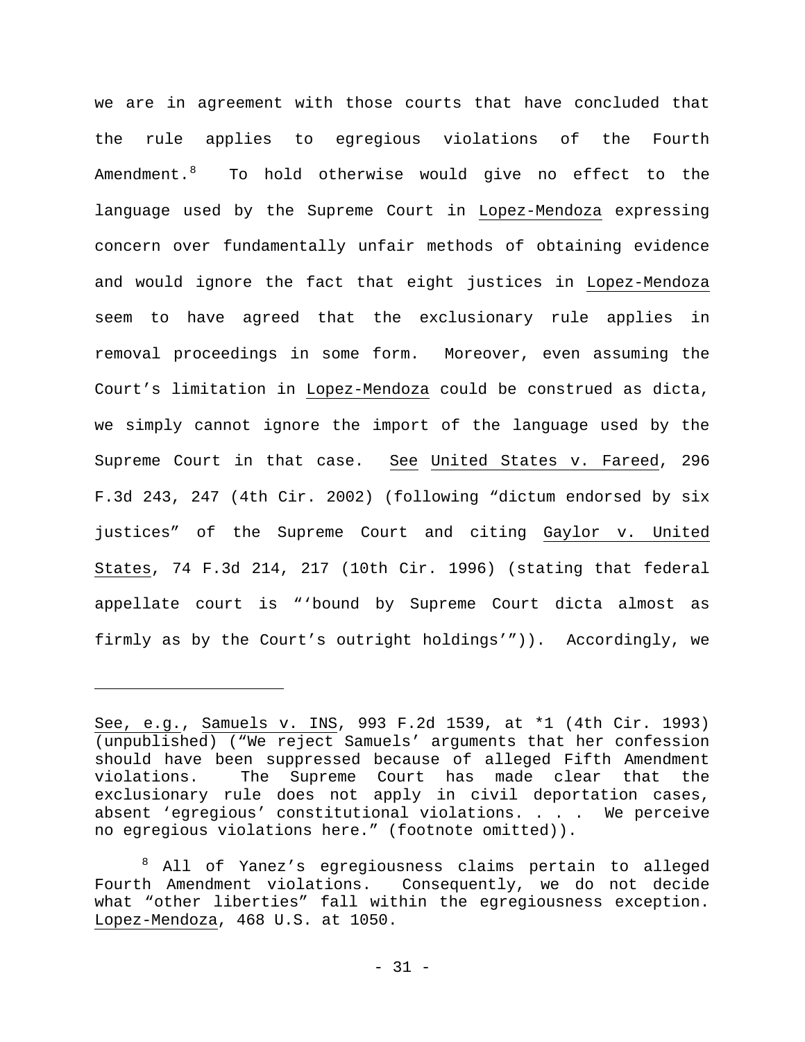we are in agreement with those courts that have concluded that the rule applies to egregious violations of the Fourth Amendment.[8] To hold otherwise would give no effect to the language used by the Supreme Court in Lopez-Mendoza expressing concern over fundamentally unfair methods of obtaining evidence and would ignore the fact that eight justices in Lopez-Mendoza seem to have agreed that the exclusionary rule applies in removal proceedings in some form. Moreover, even assuming the Court's limitation in Lopez-Mendoza could be construed as dicta, we simply cannot ignore the import of the language used by the Supreme Court in that case. See United States v. Fareed, 296 F.3d 243, 247 (4th Cir. 2002) (following "dictum endorsed by six justices" of the Supreme Court and citing Gaylor v. United States, 74 F.3d 214, 217 (10th Cir. 1996) (stating that federal appellate court is "'bound by Supreme Court dicta almost as firmly as by the Court's outright holdings'")). Accordingly, we

---

See, e.g., Samuels v. INS, 993 F.2d 1539, at *1 (4th Cir. 1993) (unpublished) ("We reject Samuels' arguments that her confession should have been suppressed because of alleged Fifth Amendment violations. The Supreme Court has made clear that the exclusionary rule does not apply in civil deportation cases, absent 'egregious' constitutional violations. . . . We perceive no egregious violations here." (footnote omitted)).

[8] All of Yanez's egregiousness claims pertain to alleged Fourth Amendment violations. Consequently, we do not decide what "other liberties" fall within the egregiousness exception. Lopez-Mendoza, 468 U.S. at 1050.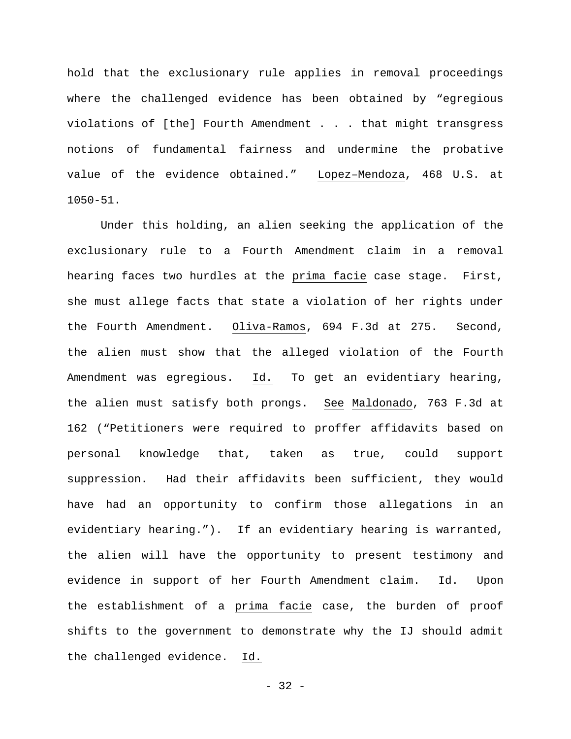hold that the exclusionary rule applies in removal proceedings where the challenged evidence has been obtained by "egregious violations of [the] Fourth Amendment . . . that might transgress notions of fundamental fairness and undermine the probative value of the evidence obtained." Lopez–Mendoza, 468 U.S. at 1050-51.

Under this holding, an alien seeking the application of the exclusionary rule to a Fourth Amendment claim in a removal hearing faces two hurdles at the prima facie case stage. First, she must allege facts that state a violation of her rights under the Fourth Amendment. Oliva-Ramos, 694 F.3d at 275. Second, the alien must show that the alleged violation of the Fourth Amendment was egregious. Id. To get an evidentiary hearing, the alien must satisfy both prongs. See Maldonado, 763 F.3d at 162 ("Petitioners were required to proffer affidavits based on personal knowledge that, taken as true, could support suppression. Had their affidavits been sufficient, they would have had an opportunity to confirm those allegations in an evidentiary hearing."). If an evidentiary hearing is warranted, the alien will have the opportunity to present testimony and evidence in support of her Fourth Amendment claim. Id. Upon the establishment of a prima facie case, the burden of proof shifts to the government to demonstrate why the IJ should admit the challenged evidence. Id.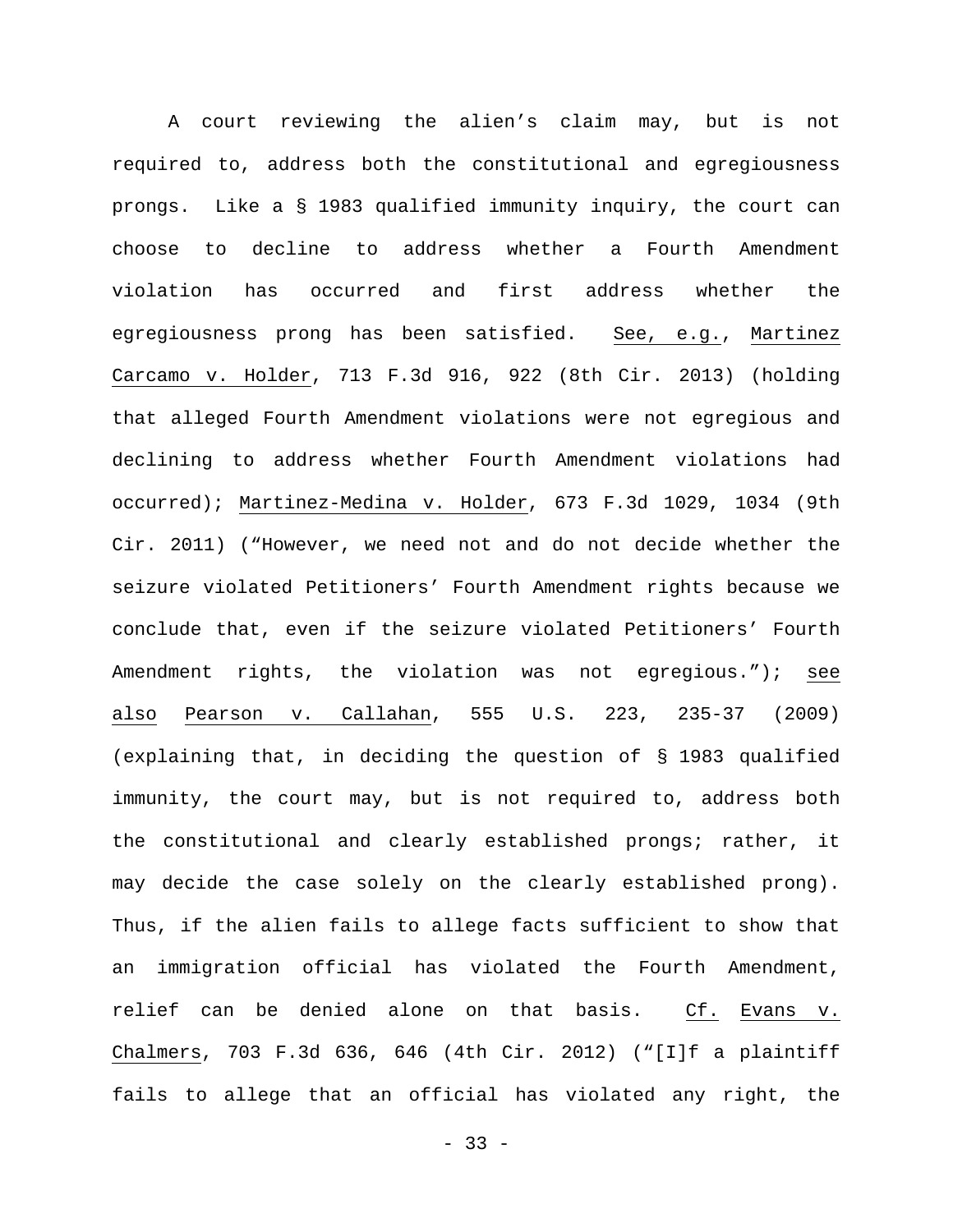A court reviewing the alien's claim may, but is not required to, address both the constitutional and egregiousness prongs. Like a § 1983 qualified immunity inquiry, the court can choose to decline to address whether a Fourth Amendment violation has occurred and first address whether the egregiousness prong has been satisfied. See, e.g., Martinez Carcamo v. Holder, 713 F.3d 916, 922 (8th Cir. 2013) (holding that alleged Fourth Amendment violations were not egregious and declining to address whether Fourth Amendment violations had occurred); Martinez-Medina v. Holder, 673 F.3d 1029, 1034 (9th Cir. 2011) ("However, we need not and do not decide whether the seizure violated Petitioners' Fourth Amendment rights because we conclude that, even if the seizure violated Petitioners' Fourth Amendment rights, the violation was not egregious."); see also Pearson v. Callahan, 555 U.S. 223, 235-37 (2009) (explaining that, in deciding the question of § 1983 qualified immunity, the court may, but is not required to, address both the constitutional and clearly established prongs; rather, it may decide the case solely on the clearly established prong). Thus, if the alien fails to allege facts sufficient to show that an immigration official has violated the Fourth Amendment, relief can be denied alone on that basis. Cf. Evans v. Chalmers, 703 F.3d 636, 646 (4th Cir. 2012) ("[I]f a plaintiff fails to allege that an official has violated any right, the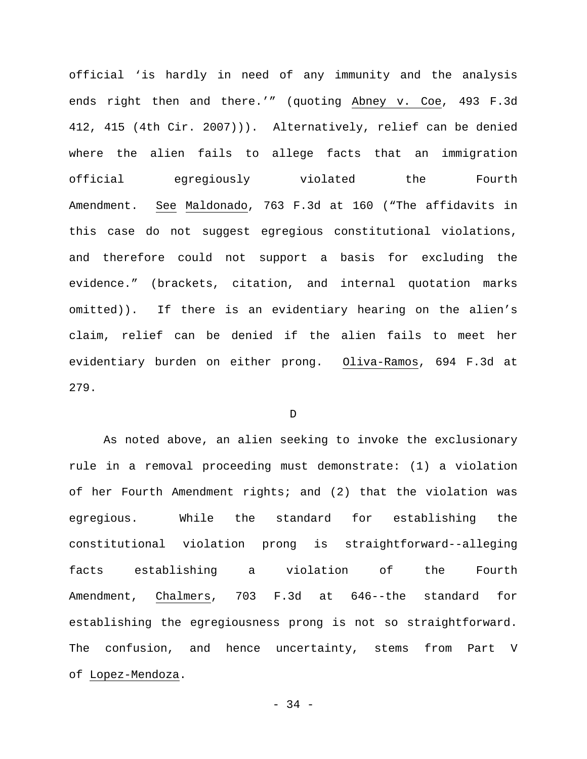official 'is hardly in need of any immunity and the analysis ends right then and there.'" (quoting Abney v. Coe, 493 F.3d 412, 415 (4th Cir. 2007))). Alternatively, relief can be denied where the alien fails to allege facts that an immigration official egregiously violated the Fourth Amendment. See Maldonado, 763 F.3d at 160 ("The affidavits in this case do not suggest egregious constitutional violations, and therefore could not support a basis for excluding the evidence." (brackets, citation, and internal quotation marks omitted)). If there is an evidentiary hearing on the alien's claim, relief can be denied if the alien fails to meet her evidentiary burden on either prong. Oliva-Ramos, 694 F.3d at 279.

D

As noted above, an alien seeking to invoke the exclusionary rule in a removal proceeding must demonstrate: (1) a violation of her Fourth Amendment rights; and (2) that the violation was egregious. While the standard for establishing the constitutional violation prong is straightforward--alleging facts establishing a violation of the Fourth Amendment, Chalmers, 703 F.3d at 646--the standard for establishing the egregiousness prong is not so straightforward. The confusion, and hence uncertainty, stems from Part V of Lopez-Mendoza.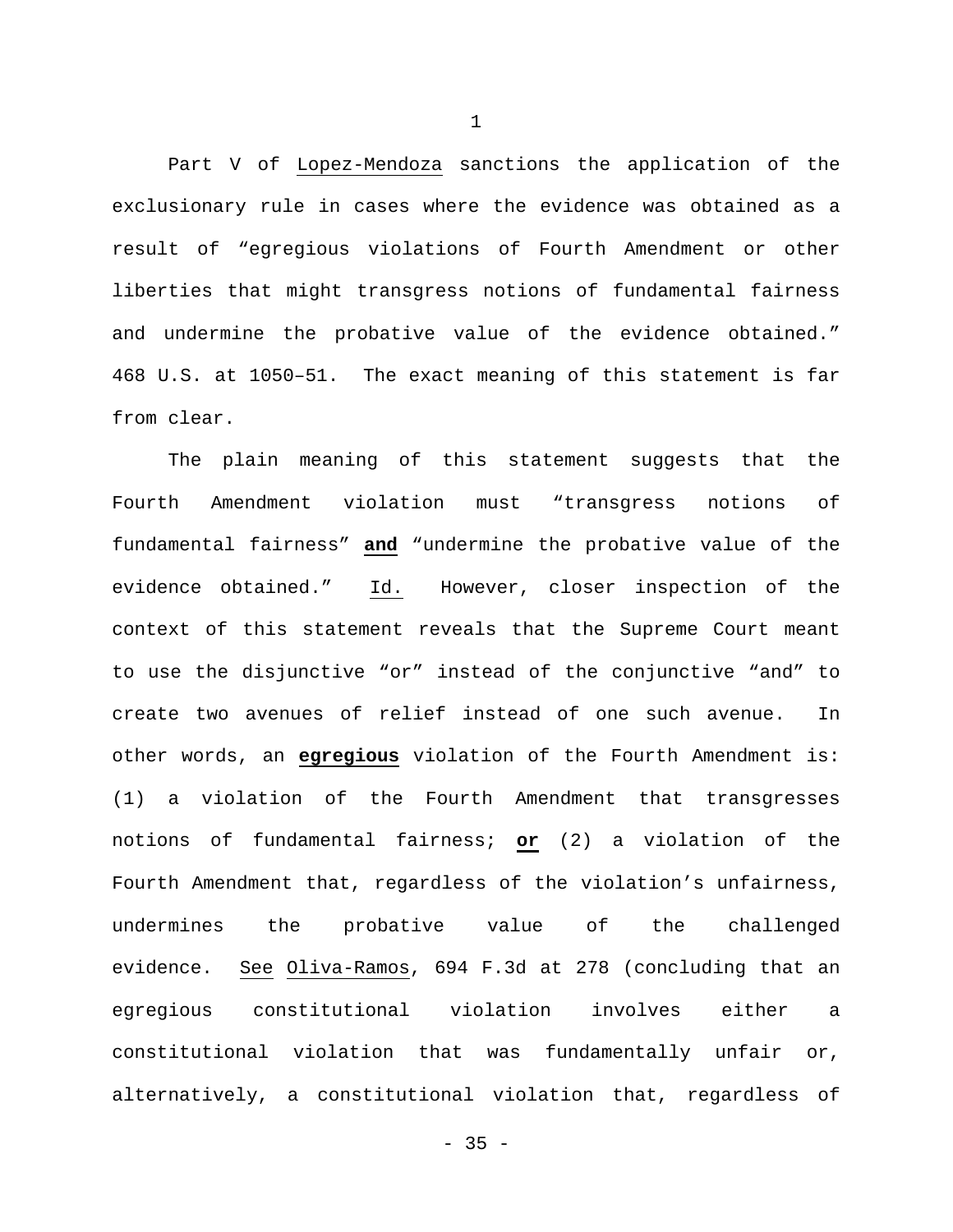Part V of Lopez-Mendoza sanctions the application of the exclusionary rule in cases where the evidence was obtained as a result of "egregious violations of Fourth Amendment or other liberties that might transgress notions of fundamental fairness and undermine the probative value of the evidence obtained." 468 U.S. at 1050–51. The exact meaning of this statement is far from clear.

The plain meaning of this statement suggests that the Fourth Amendment violation must "transgress notions of fundamental fairness" **and** "undermine the probative value of the evidence obtained." Id. However, closer inspection of the context of this statement reveals that the Supreme Court meant to use the disjunctive "or" instead of the conjunctive "and" to create two avenues of relief instead of one such avenue. In other words, an **egregious** violation of the Fourth Amendment is: (1) a violation of the Fourth Amendment that transgresses notions of fundamental fairness; **or** (2) a violation of the Fourth Amendment that, regardless of the violation's unfairness, undermines the probative value of the challenged evidence. See Oliva-Ramos, 694 F.3d at 278 (concluding that an egregious constitutional violation involves either a constitutional violation that was fundamentally unfair or, alternatively, a constitutional violation that, regardless of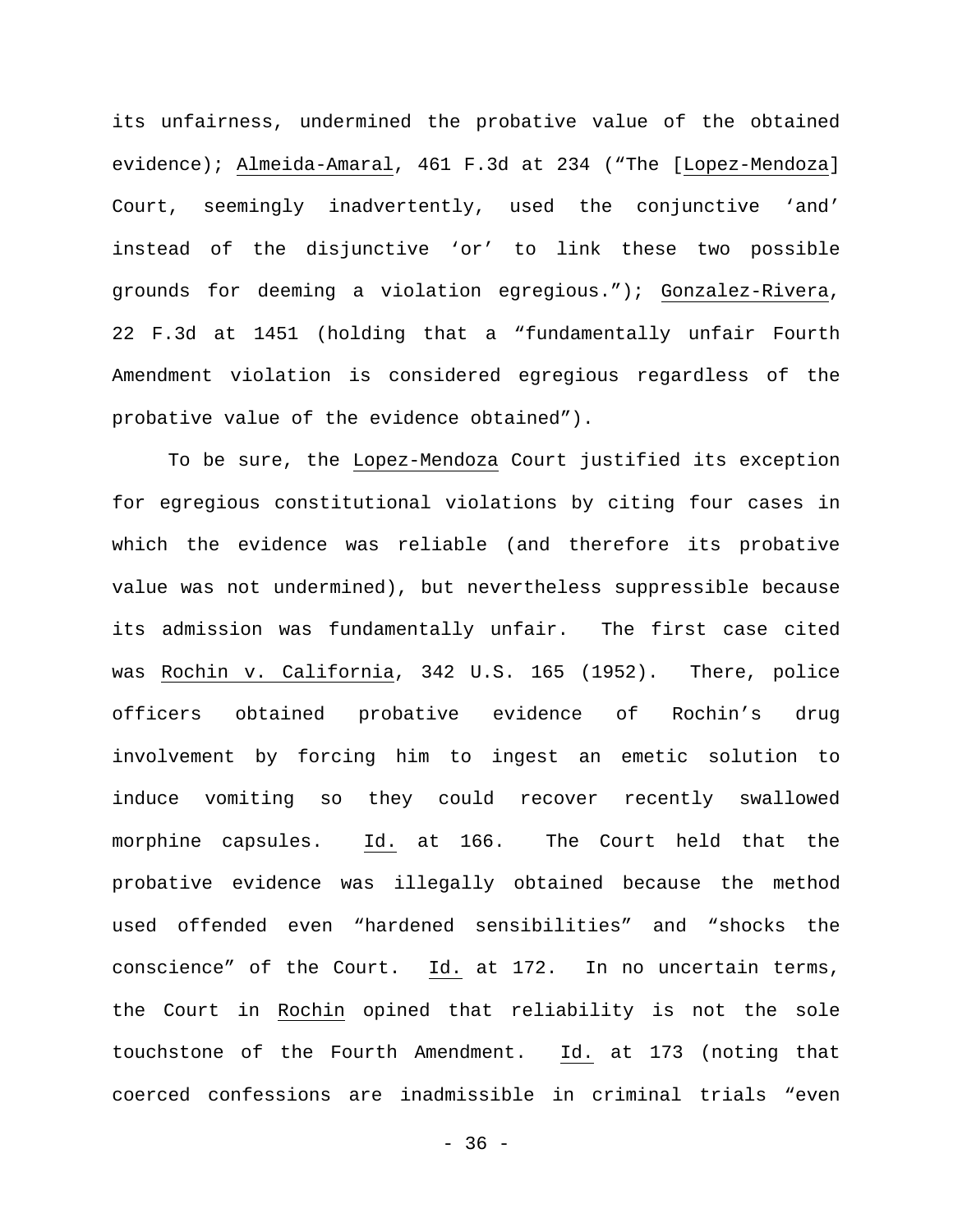its unfairness, undermined the probative value of the obtained evidence); Almeida-Amaral, 461 F.3d at 234 ("The [Lopez-Mendoza] Court, seemingly inadvertently, used the conjunctive 'and' instead of the disjunctive 'or' to link these two possible grounds for deeming a violation egregious."); Gonzalez-Rivera, 22 F.3d at 1451 (holding that a "fundamentally unfair Fourth Amendment violation is considered egregious regardless of the probative value of the evidence obtained").

To be sure, the Lopez-Mendoza Court justified its exception for egregious constitutional violations by citing four cases in which the evidence was reliable (and therefore its probative value was not undermined), but nevertheless suppressible because its admission was fundamentally unfair. The first case cited was Rochin v. California, 342 U.S. 165 (1952). There, police officers obtained probative evidence of Rochin's drug involvement by forcing him to ingest an emetic solution to induce vomiting so they could recover recently swallowed morphine capsules. Id. at 166. The Court held that the probative evidence was illegally obtained because the method used offended even "hardened sensibilities" and "shocks the conscience" of the Court. Id. at 172. In no uncertain terms, the Court in Rochin opined that reliability is not the sole touchstone of the Fourth Amendment. Id. at 173 (noting that coerced confessions are inadmissible in criminal trials "even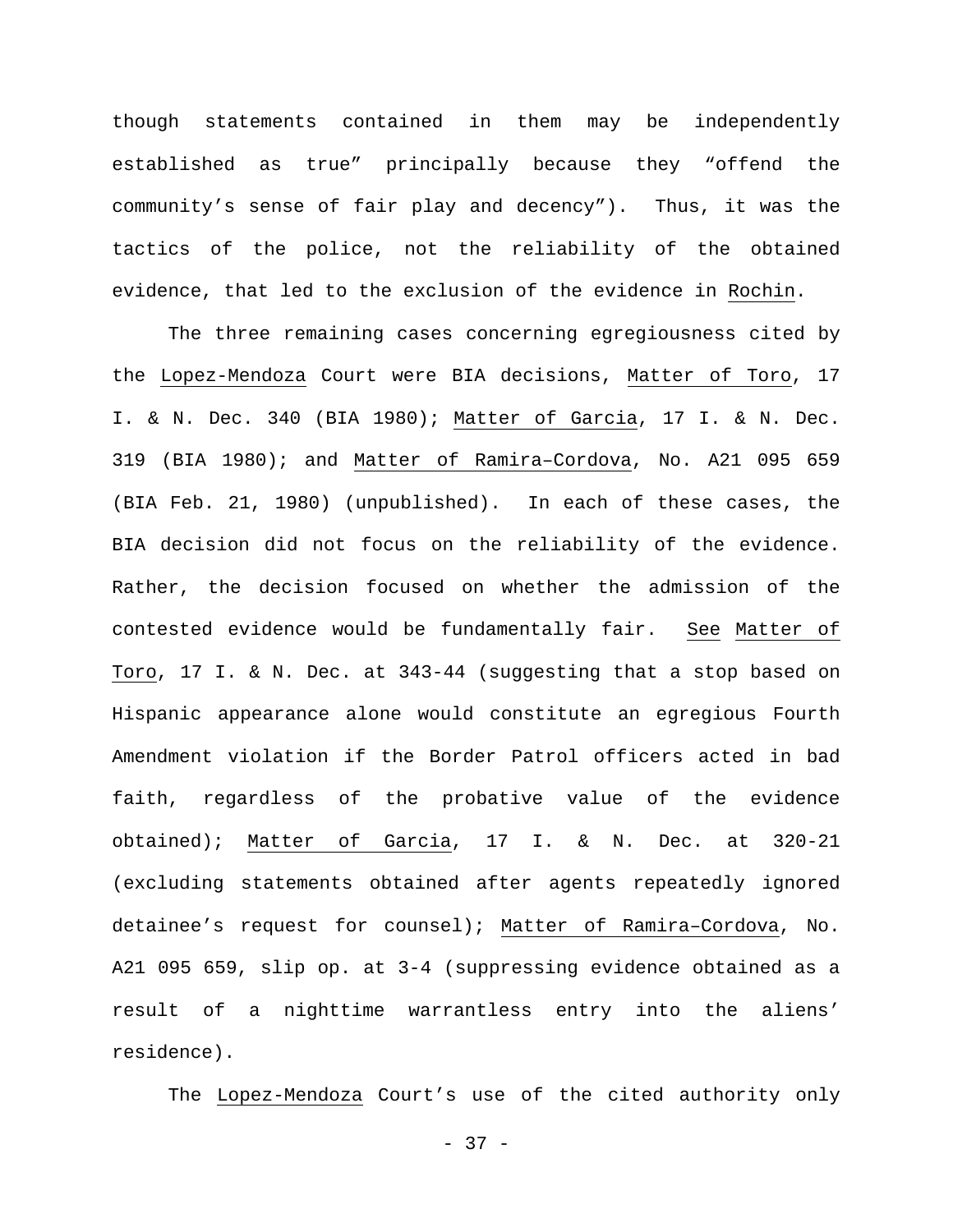though statements contained in them may be independently established as true" principally because they "offend the community's sense of fair play and decency"). Thus, it was the tactics of the police, not the reliability of the obtained evidence, that led to the exclusion of the evidence in Rochin.

The three remaining cases concerning egregiousness cited by the Lopez-Mendoza Court were BIA decisions, Matter of Toro, 17 I. & N. Dec. 340 (BIA 1980); Matter of Garcia, 17 I. & N. Dec. 319 (BIA 1980); and Matter of Ramira–Cordova, No. A21 095 659 (BIA Feb. 21, 1980) (unpublished). In each of these cases, the BIA decision did not focus on the reliability of the evidence. Rather, the decision focused on whether the admission of the contested evidence would be fundamentally fair. See Matter of Toro, 17 I. & N. Dec. at 343-44 (suggesting that a stop based on Hispanic appearance alone would constitute an egregious Fourth Amendment violation if the Border Patrol officers acted in bad faith, regardless of the probative value of the evidence obtained); Matter of Garcia, 17 I. & N. Dec. at 320-21 (excluding statements obtained after agents repeatedly ignored detainee's request for counsel); Matter of Ramira–Cordova, No. A21 095 659, slip op. at 3-4 (suppressing evidence obtained as a result of a nighttime warrantless entry into the aliens' residence).

The Lopez-Mendoza Court's use of the cited authority only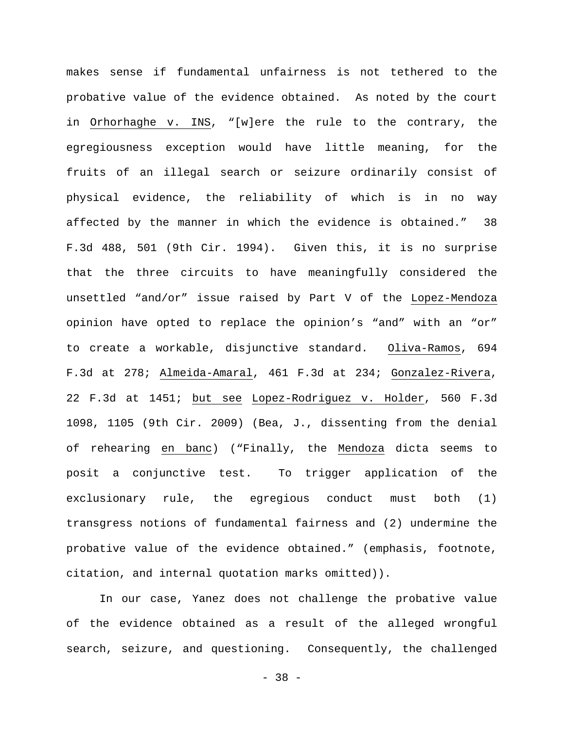makes sense if fundamental unfairness is not tethered to the probative value of the evidence obtained. As noted by the court in Orhorhaghe v. INS, "[w]ere the rule to the contrary, the egregiousness exception would have little meaning, for the fruits of an illegal search or seizure ordinarily consist of physical evidence, the reliability of which is in no way affected by the manner in which the evidence is obtained." 38 F.3d 488, 501 (9th Cir. 1994). Given this, it is no surprise that the three circuits to have meaningfully considered the unsettled "and/or" issue raised by Part V of the Lopez-Mendoza opinion have opted to replace the opinion's "and" with an "or" to create a workable, disjunctive standard. Oliva-Ramos, 694 F.3d at 278; Almeida-Amaral, 461 F.3d at 234; Gonzalez-Rivera, 22 F.3d at 1451; but see Lopez-Rodriguez v. Holder, 560 F.3d 1098, 1105 (9th Cir. 2009) (Bea, J., dissenting from the denial of rehearing en banc) ("Finally, the Mendoza dicta seems to posit a conjunctive test. To trigger application of the exclusionary rule, the egregious conduct must both (1) transgress notions of fundamental fairness and (2) undermine the probative value of the evidence obtained." (emphasis, footnote, citation, and internal quotation marks omitted)).

In our case, Yanez does not challenge the probative value of the evidence obtained as a result of the alleged wrongful search, seizure, and questioning. Consequently, the challenged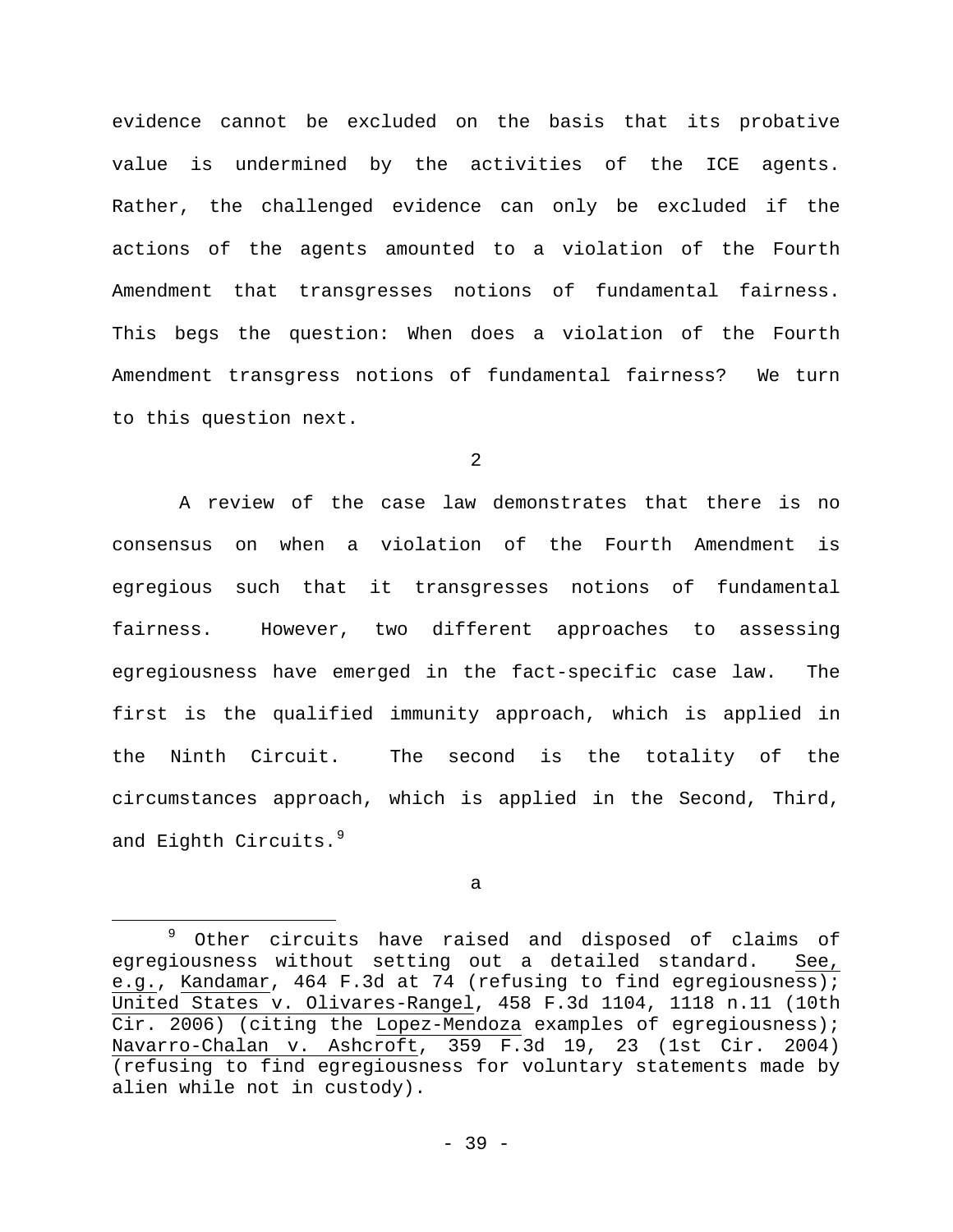evidence cannot be excluded on the basis that its probative value is undermined by the activities of the ICE agents. Rather, the challenged evidence can only be excluded if the actions of the agents amounted to a violation of the Fourth Amendment that transgresses notions of fundamental fairness. This begs the question: When does a violation of the Fourth Amendment transgress notions of fundamental fairness? We turn to this question next.

2

A review of the case law demonstrates that there is no consensus on when a violation of the Fourth Amendment is egregious such that it transgresses notions of fundamental fairness. However, two different approaches to assessing egregiousness have emerged in the fact-specific case law. The first is the qualified immunity approach, which is applied in the Ninth Circuit. The second is the totality of the circumstances approach, which is applied in the Second, Third, and Eighth Circuits.[9]

a

[9] Other circuits have raised and disposed of claims of egregiousness without setting out a detailed standard. See, e.g., Kandamar, 464 F.3d at 74 (refusing to find egregiousness); United States v. Olivares-Rangel, 458 F.3d 1104, 1118 n.11 (10th Cir. 2006) (citing the Lopez-Mendoza examples of egregiousness); Navarro-Chalan v. Ashcroft, 359 F.3d 19, 23 (1st Cir. 2004) (refusing to find egregiousness for voluntary statements made by alien while not in custody).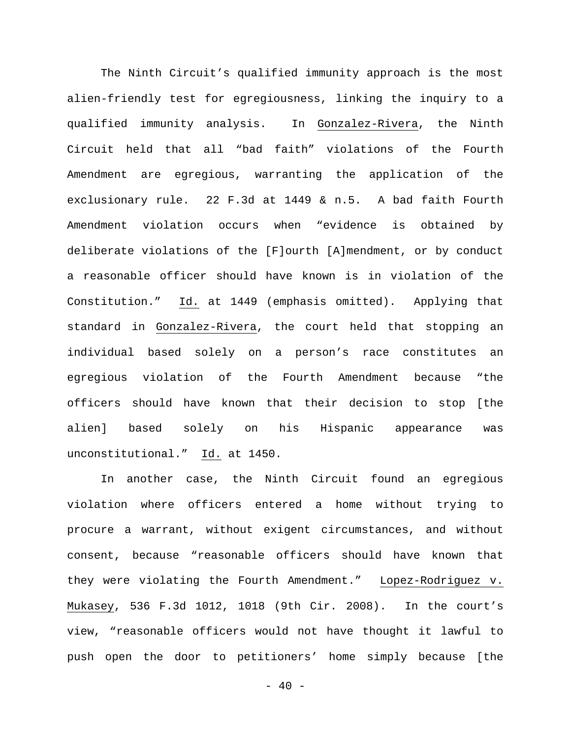The Ninth Circuit's qualified immunity approach is the most alien-friendly test for egregiousness, linking the inquiry to a qualified immunity analysis. In Gonzalez-Rivera, the Ninth Circuit held that all "bad faith" violations of the Fourth Amendment are egregious, warranting the application of the exclusionary rule. 22 F.3d at 1449 & n.5. A bad faith Fourth Amendment violation occurs when "evidence is obtained by deliberate violations of the [F]ourth [A]mendment, or by conduct a reasonable officer should have known is in violation of the Constitution." Id. at 1449 (emphasis omitted). Applying that standard in Gonzalez-Rivera, the court held that stopping an individual based solely on a person's race constitutes an egregious violation of the Fourth Amendment because "the officers should have known that their decision to stop [the alien] based solely on his Hispanic appearance was unconstitutional." Id. at 1450.

In another case, the Ninth Circuit found an egregious violation where officers entered a home without trying to procure a warrant, without exigent circumstances, and without consent, because "reasonable officers should have known that they were violating the Fourth Amendment." Lopez-Rodriguez v. Mukasey, 536 F.3d 1012, 1018 (9th Cir. 2008). In the court's view, "reasonable officers would not have thought it lawful to push open the door to petitioners' home simply because [the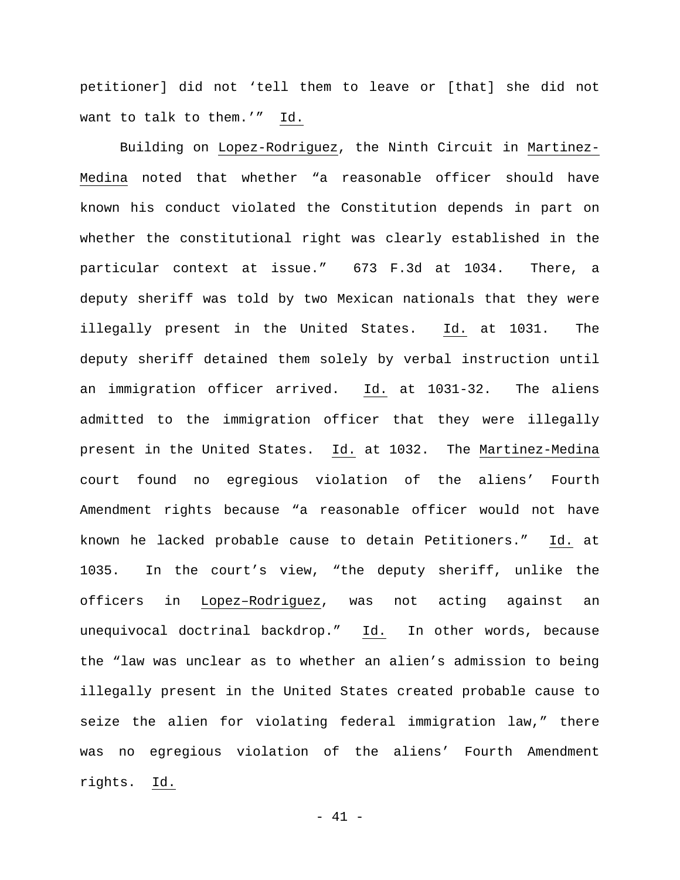petitioner] did not 'tell them to leave or [that] she did not want to talk to them.'" Id.

Building on Lopez-Rodriguez, the Ninth Circuit in Martinez-Medina noted that whether "a reasonable officer should have known his conduct violated the Constitution depends in part on whether the constitutional right was clearly established in the particular context at issue." 673 F.3d at 1034. There, a deputy sheriff was told by two Mexican nationals that they were illegally present in the United States. Id. at 1031. The deputy sheriff detained them solely by verbal instruction until an immigration officer arrived. Id. at 1031-32. The aliens admitted to the immigration officer that they were illegally present in the United States. Id. at 1032. The Martinez-Medina court found no egregious violation of the aliens' Fourth Amendment rights because "a reasonable officer would not have known he lacked probable cause to detain Petitioners." Id. at 1035. In the court's view, "the deputy sheriff, unlike the officers in Lopez–Rodriguez, was not acting against an unequivocal doctrinal backdrop." Id. In other words, because the "law was unclear as to whether an alien's admission to being illegally present in the United States created probable cause to seize the alien for violating federal immigration law," there was no egregious violation of the aliens' Fourth Amendment rights. Id.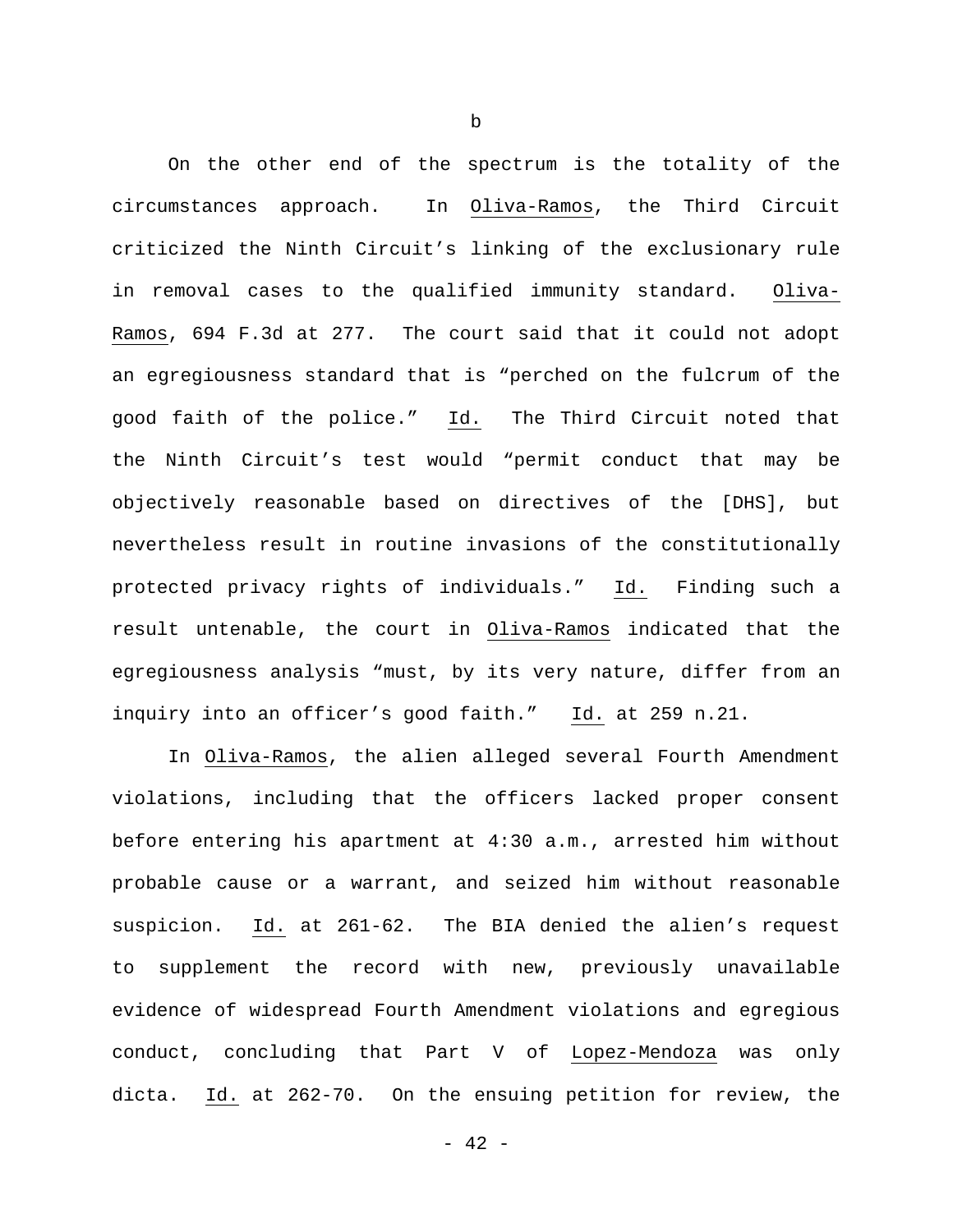b

On the other end of the spectrum is the totality of the circumstances approach. In Oliva-Ramos, the Third Circuit criticized the Ninth Circuit's linking of the exclusionary rule in removal cases to the qualified immunity standard. Oliva-Ramos, 694 F.3d at 277. The court said that it could not adopt an egregiousness standard that is "perched on the fulcrum of the good faith of the police." Id. The Third Circuit noted that the Ninth Circuit's test would "permit conduct that may be objectively reasonable based on directives of the [DHS], but nevertheless result in routine invasions of the constitutionally protected privacy rights of individuals." Id. Finding such a result untenable, the court in Oliva-Ramos indicated that the egregiousness analysis "must, by its very nature, differ from an inquiry into an officer's good faith." Id. at 259 n.21.

In Oliva-Ramos, the alien alleged several Fourth Amendment violations, including that the officers lacked proper consent before entering his apartment at 4:30 a.m., arrested him without probable cause or a warrant, and seized him without reasonable suspicion. Id. at 261-62. The BIA denied the alien's request to supplement the record with new, previously unavailable evidence of widespread Fourth Amendment violations and egregious conduct, concluding that Part V of Lopez-Mendoza was only dicta. Id. at 262-70. On the ensuing petition for review, the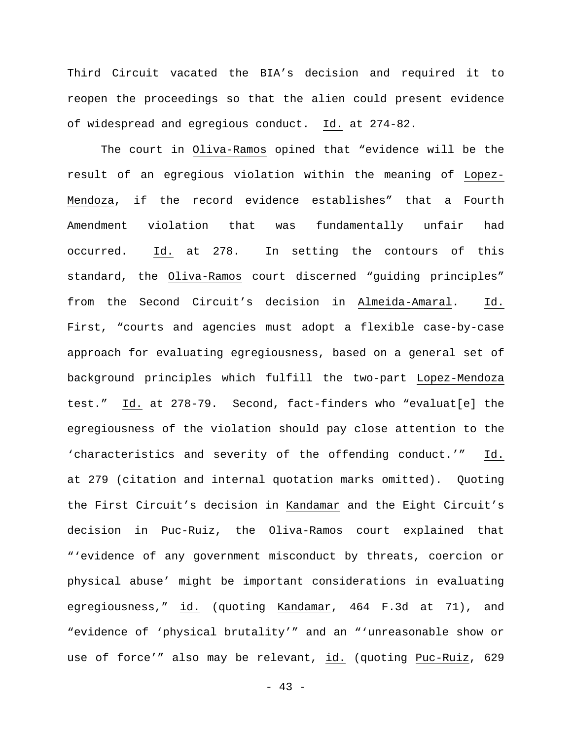Third Circuit vacated the BIA's decision and required it to reopen the proceedings so that the alien could present evidence of widespread and egregious conduct. Id. at 274-82.

The court in Oliva-Ramos opined that "evidence will be the result of an egregious violation within the meaning of Lopez-Mendoza, if the record evidence establishes" that a Fourth Amendment violation that was fundamentally unfair had occurred. Id. at 278. In setting the contours of this standard, the Oliva-Ramos court discerned "guiding principles" from the Second Circuit's decision in Almeida-Amaral. Id. First, "courts and agencies must adopt a flexible case-by-case approach for evaluating egregiousness, based on a general set of background principles which fulfill the two-part Lopez-Mendoza test." Id. at 278-79. Second, fact-finders who "evaluat[e] the egregiousness of the violation should pay close attention to the 'characteristics and severity of the offending conduct.'" Id. at 279 (citation and internal quotation marks omitted). Quoting the First Circuit's decision in Kandamar and the Eight Circuit's decision in Puc-Ruiz, the Oliva-Ramos court explained that "'evidence of any government misconduct by threats, coercion or physical abuse' might be important considerations in evaluating egregiousness," id. (quoting Kandamar, 464 F.3d at 71), and "evidence of 'physical brutality'" and an "'unreasonable show or use of force'" also may be relevant, id. (quoting Puc-Ruiz, 629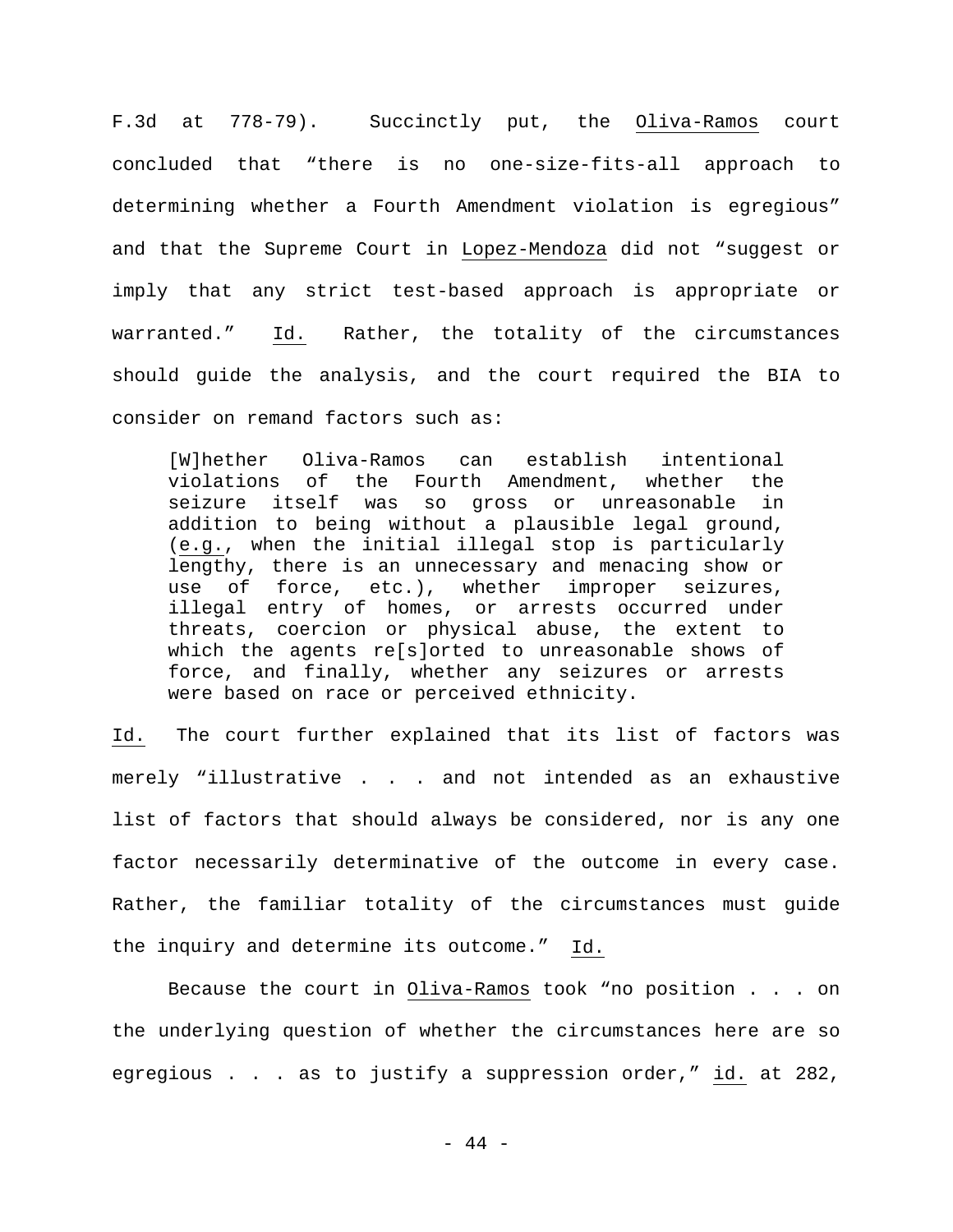F.3d at 778-79). Succinctly put, the Oliva-Ramos court concluded that "there is no one-size-fits-all approach to determining whether a Fourth Amendment violation is egregious" and that the Supreme Court in Lopez-Mendoza did not "suggest or imply that any strict test-based approach is appropriate or warranted." Id. Rather, the totality of the circumstances should guide the analysis, and the court required the BIA to consider on remand factors such as:

> [W]hether Oliva-Ramos can establish intentional violations of the Fourth Amendment, whether the seizure itself was so gross or unreasonable in addition to being without a plausible legal ground, (e.g., when the initial illegal stop is particularly lengthy, there is an unnecessary and menacing show or use of force, etc.), whether improper seizures, illegal entry of homes, or arrests occurred under threats, coercion or physical abuse, the extent to which the agents re[s]orted to unreasonable shows of force, and finally, whether any seizures or arrests were based on race or perceived ethnicity.

Id. The court further explained that its list of factors was merely "illustrative . . . and not intended as an exhaustive list of factors that should always be considered, nor is any one factor necessarily determinative of the outcome in every case. Rather, the familiar totality of the circumstances must guide the inquiry and determine its outcome." Id.

Because the court in Oliva-Ramos took "no position . . . on the underlying question of whether the circumstances here are so egregious . . . as to justify a suppression order," id. at 282,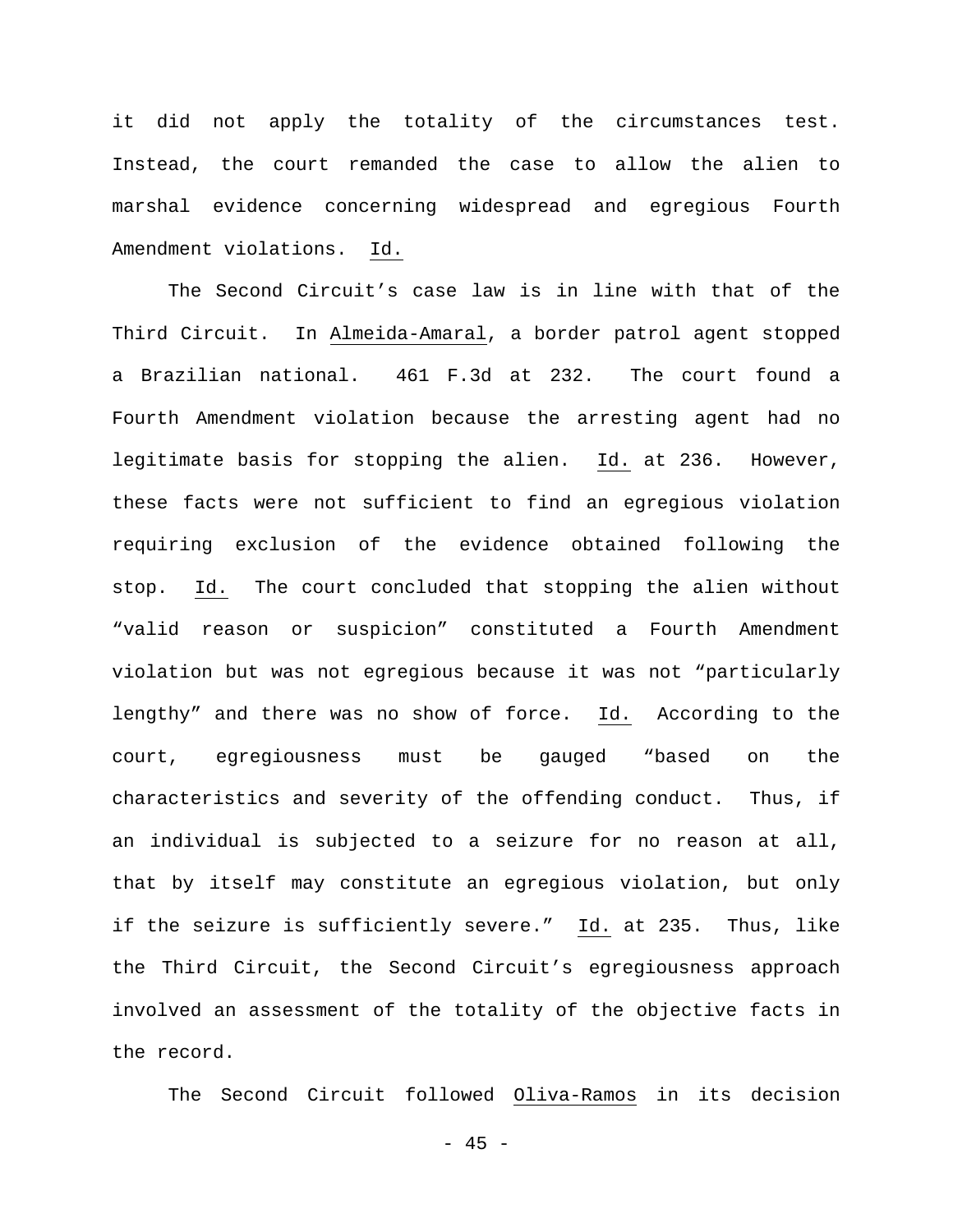it did not apply the totality of the circumstances test. Instead, the court remanded the case to allow the alien to marshal evidence concerning widespread and egregious Fourth Amendment violations. Id.

The Second Circuit's case law is in line with that of the Third Circuit. In Almeida-Amaral, a border patrol agent stopped a Brazilian national. 461 F.3d at 232. The court found a Fourth Amendment violation because the arresting agent had no legitimate basis for stopping the alien. Id. at 236. However, these facts were not sufficient to find an egregious violation requiring exclusion of the evidence obtained following the stop. Id. The court concluded that stopping the alien without "valid reason or suspicion" constituted a Fourth Amendment violation but was not egregious because it was not "particularly lengthy" and there was no show of force. Id. According to the court, egregiousness must be gauged "based on the characteristics and severity of the offending conduct. Thus, if an individual is subjected to a seizure for no reason at all, that by itself may constitute an egregious violation, but only if the seizure is sufficiently severe." Id. at 235. Thus, like the Third Circuit, the Second Circuit's egregiousness approach involved an assessment of the totality of the objective facts in the record.

The Second Circuit followed Oliva-Ramos in its decision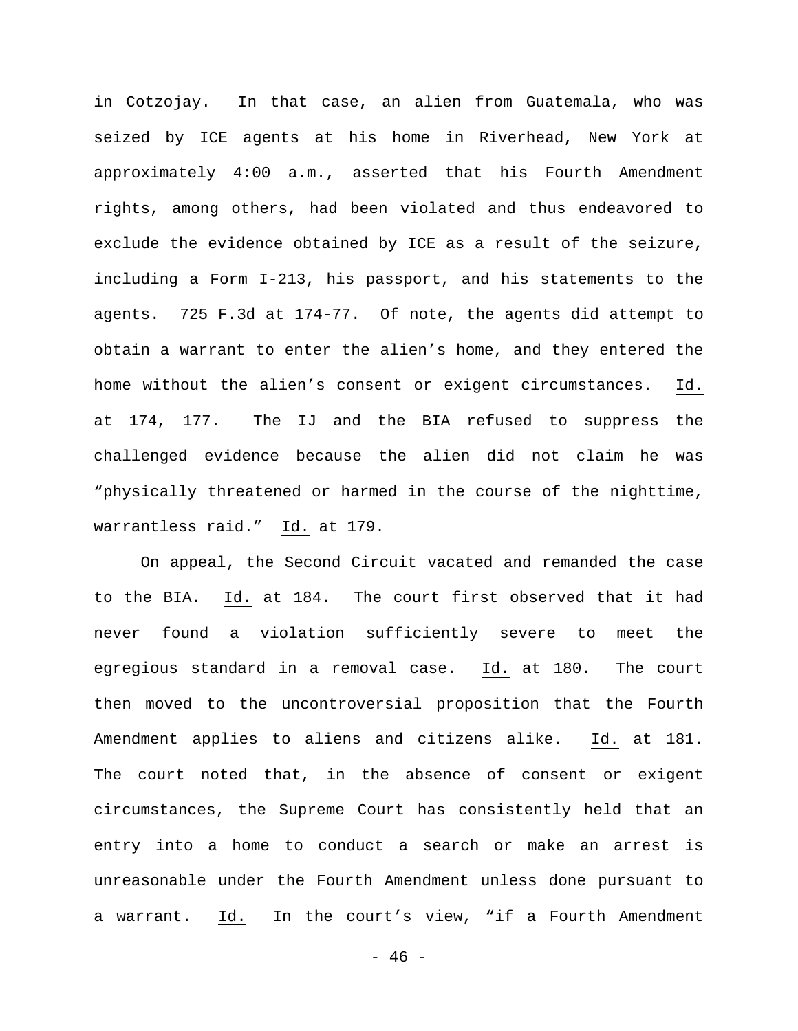in Cotzojay. In that case, an alien from Guatemala, who was seized by ICE agents at his home in Riverhead, New York at approximately 4:00 a.m., asserted that his Fourth Amendment rights, among others, had been violated and thus endeavored to exclude the evidence obtained by ICE as a result of the seizure, including a Form I-213, his passport, and his statements to the agents. 725 F.3d at 174-77. Of note, the agents did attempt to obtain a warrant to enter the alien's home, and they entered the home without the alien's consent or exigent circumstances. Id. at 174, 177. The IJ and the BIA refused to suppress the challenged evidence because the alien did not claim he was "physically threatened or harmed in the course of the nighttime, warrantless raid." Id. at 179.

On appeal, the Second Circuit vacated and remanded the case to the BIA. Id. at 184. The court first observed that it had never found a violation sufficiently severe to meet the egregious standard in a removal case. Id. at 180. The court then moved to the uncontroversial proposition that the Fourth Amendment applies to aliens and citizens alike. Id. at 181. The court noted that, in the absence of consent or exigent circumstances, the Supreme Court has consistently held that an entry into a home to conduct a search or make an arrest is unreasonable under the Fourth Amendment unless done pursuant to a warrant. Id. In the court's view, "if a Fourth Amendment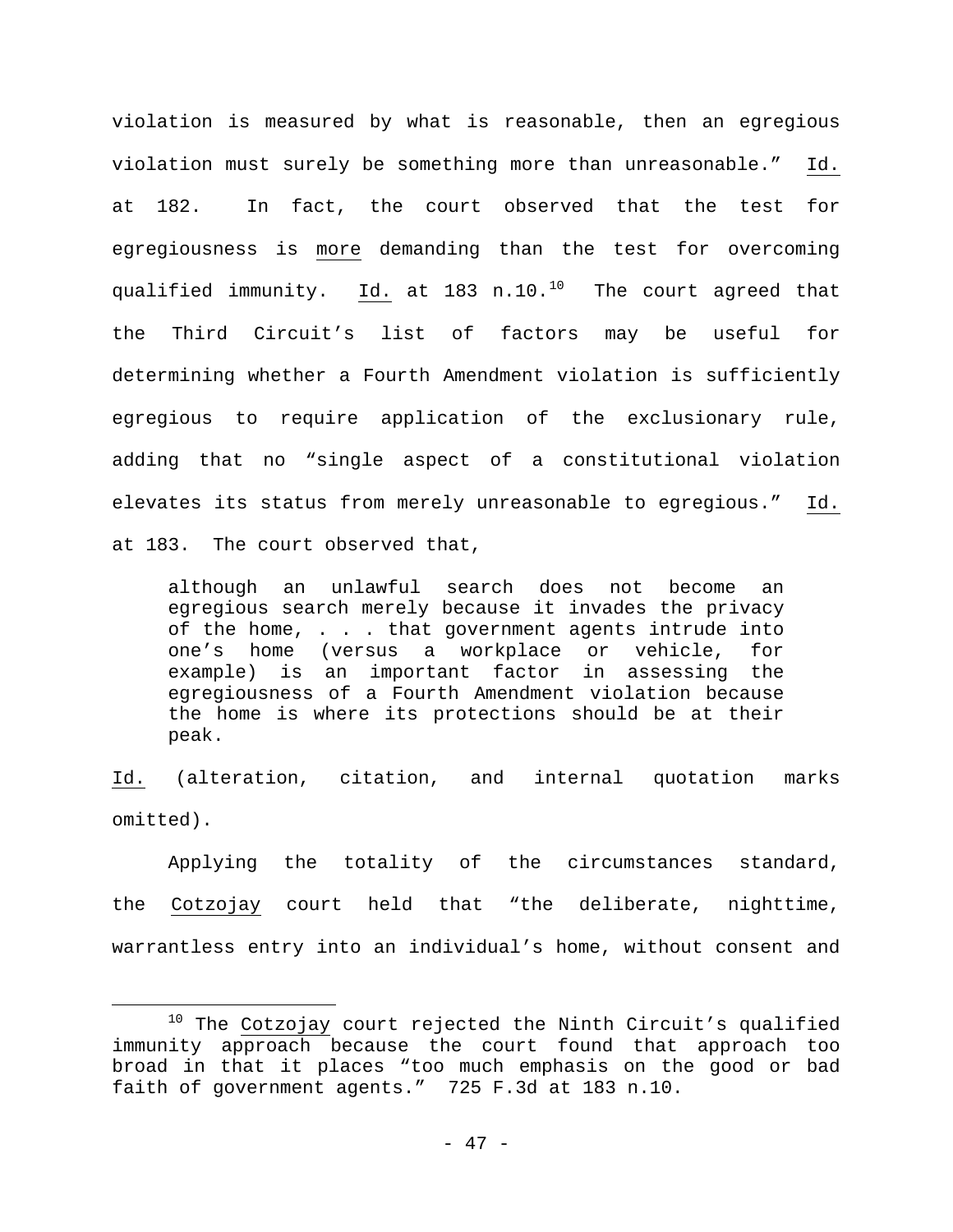violation is measured by what is reasonable, then an egregious violation must surely be something more than unreasonable." Id. at 182. In fact, the court observed that the test for egregiousness is more demanding than the test for overcoming qualified immunity. Id. at 183 n.10.[10] The court agreed that the Third Circuit's list of factors may be useful for determining whether a Fourth Amendment violation is sufficiently egregious to require application of the exclusionary rule, adding that no "single aspect of a constitutional violation elevates its status from merely unreasonable to egregious." Id. at 183. The court observed that,

> although an unlawful search does not become an egregious search merely because it invades the privacy of the home, . . . that government agents intrude into one's home (versus a workplace or vehicle, for example) is an important factor in assessing the egregiousness of a Fourth Amendment violation because the home is where its protections should be at their peak.

Id. (alteration, citation, and internal quotation marks omitted).

Applying the totality of the circumstances standard, the Cotzojay court held that "the deliberate, nighttime, warrantless entry into an individual's home, without consent and

---

[10] The Cotzojay court rejected the Ninth Circuit's qualified immunity approach because the court found that approach too broad in that it places "too much emphasis on the good or bad faith of government agents." 725 F.3d at 183 n.10.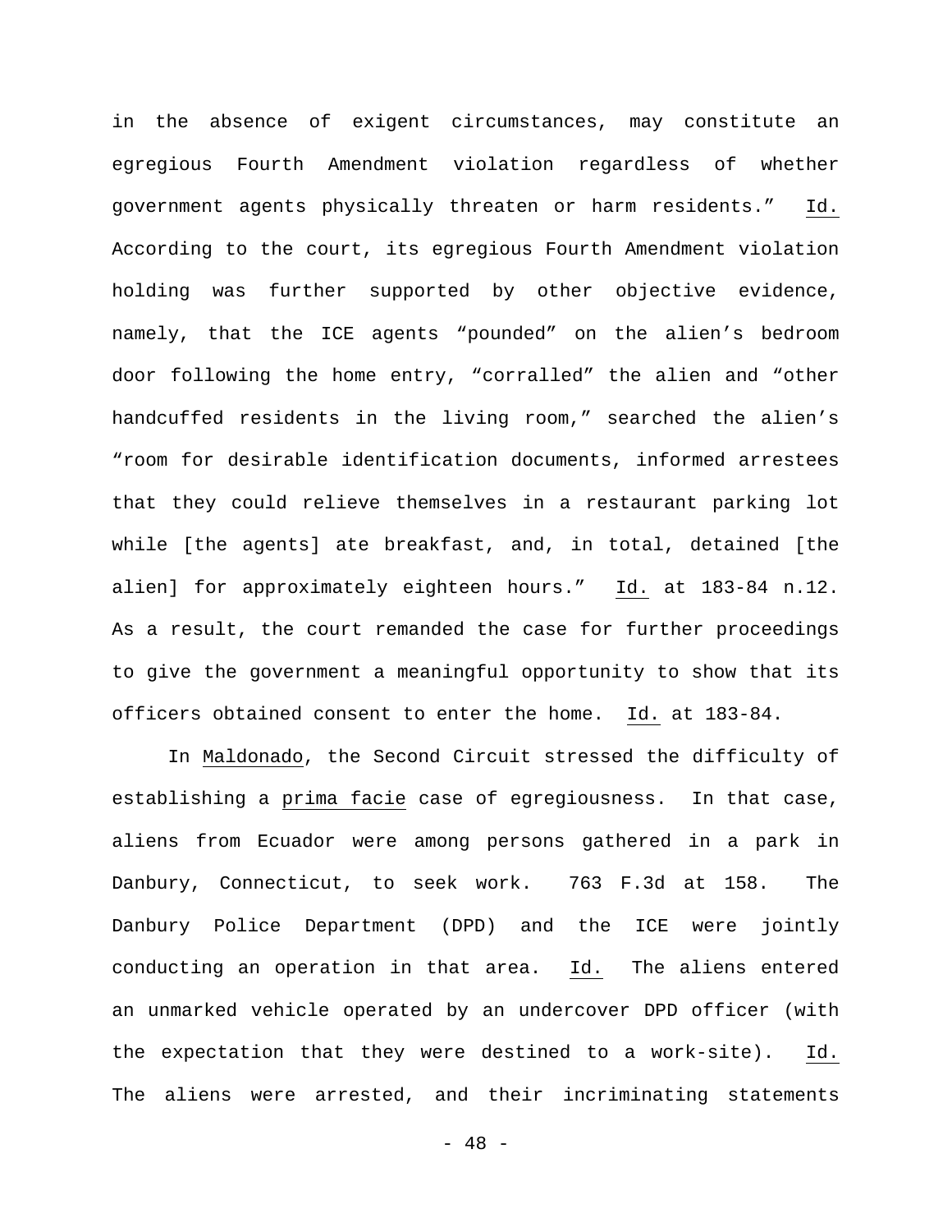in the absence of exigent circumstances, may constitute an egregious Fourth Amendment violation regardless of whether government agents physically threaten or harm residents." Id. According to the court, its egregious Fourth Amendment violation holding was further supported by other objective evidence, namely, that the ICE agents "pounded" on the alien's bedroom door following the home entry, "corralled" the alien and "other handcuffed residents in the living room," searched the alien's "room for desirable identification documents, informed arrestees that they could relieve themselves in a restaurant parking lot while [the agents] ate breakfast, and, in total, detained [the alien] for approximately eighteen hours." Id. at 183-84 n.12. As a result, the court remanded the case for further proceedings to give the government a meaningful opportunity to show that its officers obtained consent to enter the home. Id. at 183-84.

In Maldonado, the Second Circuit stressed the difficulty of establishing a prima facie case of egregiousness. In that case, aliens from Ecuador were among persons gathered in a park in Danbury, Connecticut, to seek work. 763 F.3d at 158. The Danbury Police Department (DPD) and the ICE were jointly conducting an operation in that area. Id. The aliens entered an unmarked vehicle operated by an undercover DPD officer (with the expectation that they were destined to a work-site). Id. The aliens were arrested, and their incriminating statements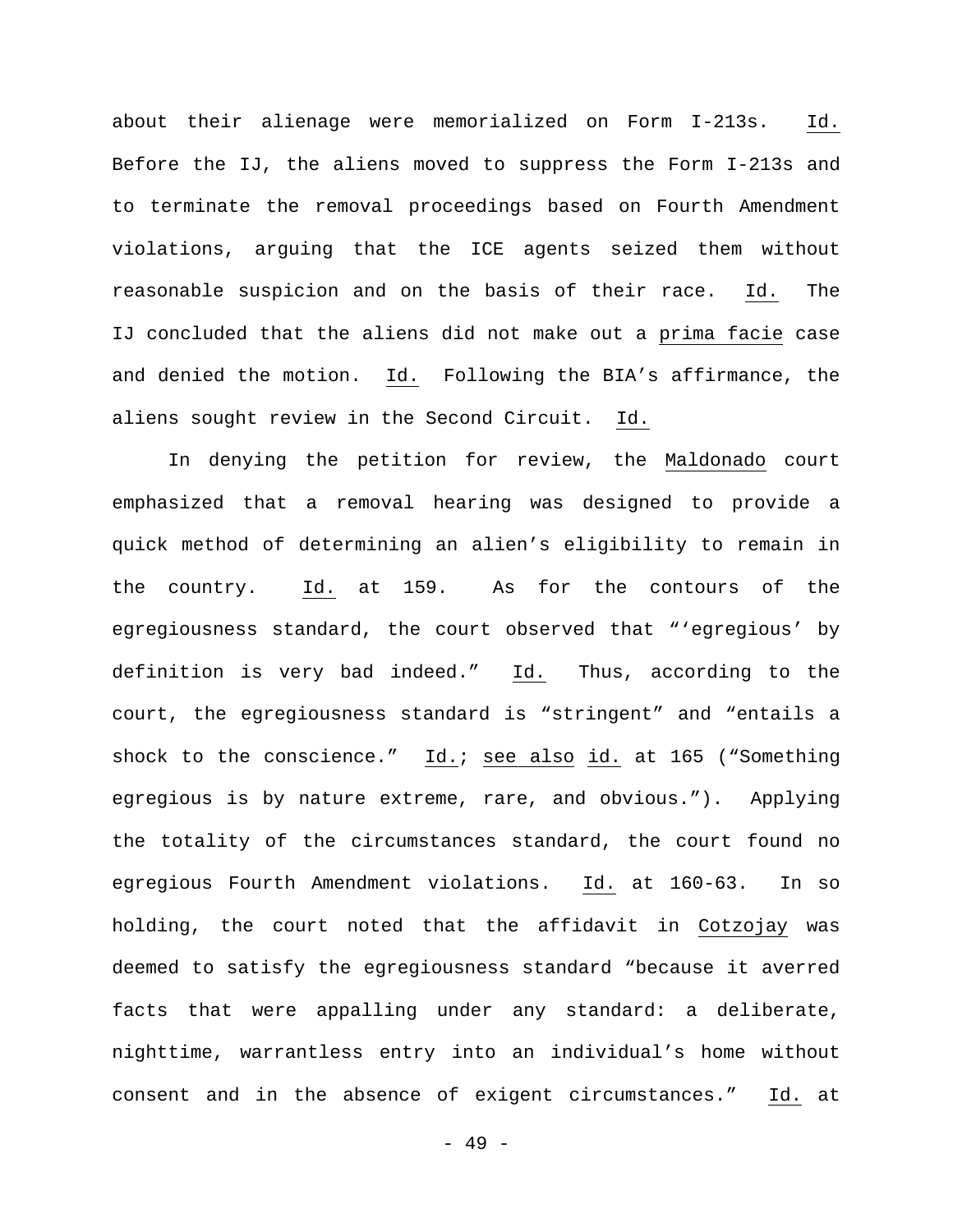about their alienage were memorialized on Form I-213s. Id. Before the IJ, the aliens moved to suppress the Form I-213s and to terminate the removal proceedings based on Fourth Amendment violations, arguing that the ICE agents seized them without reasonable suspicion and on the basis of their race. Id. The IJ concluded that the aliens did not make out a prima facie case and denied the motion. Id. Following the BIA's affirmance, the aliens sought review in the Second Circuit. Id.

In denying the petition for review, the Maldonado court emphasized that a removal hearing was designed to provide a quick method of determining an alien's eligibility to remain in the country. Id. at 159. As for the contours of the egregiousness standard, the court observed that "'egregious' by definition is very bad indeed." Id. Thus, according to the court, the egregiousness standard is "stringent" and "entails a shock to the conscience." Id.; see also id. at 165 ("Something egregious is by nature extreme, rare, and obvious."). Applying the totality of the circumstances standard, the court found no egregious Fourth Amendment violations. Id. at 160-63. In so holding, the court noted that the affidavit in Cotzojay was deemed to satisfy the egregiousness standard "because it averred facts that were appalling under any standard: a deliberate, nighttime, warrantless entry into an individual's home without consent and in the absence of exigent circumstances." Id. at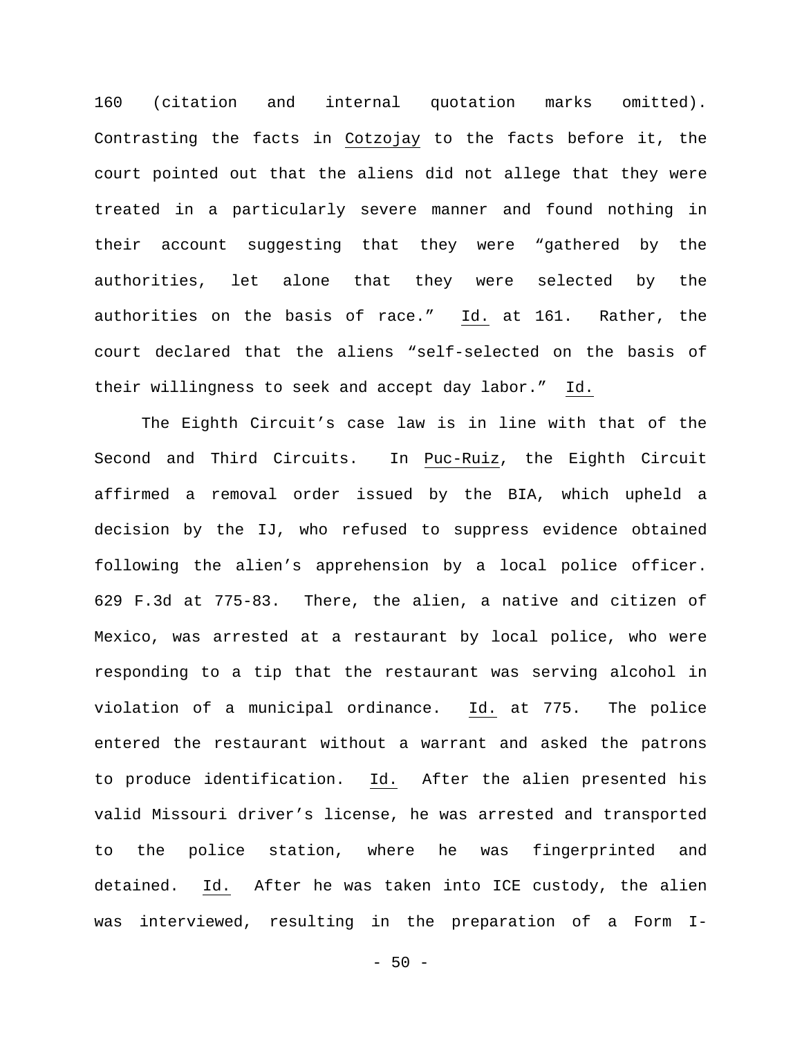160 (citation and internal quotation marks omitted). Contrasting the facts in Cotzojay to the facts before it, the court pointed out that the aliens did not allege that they were treated in a particularly severe manner and found nothing in their account suggesting that they were "gathered by the authorities, let alone that they were selected by the authorities on the basis of race." Id. at 161. Rather, the court declared that the aliens "self-selected on the basis of their willingness to seek and accept day labor." Id.

The Eighth Circuit's case law is in line with that of the Second and Third Circuits. In Puc-Ruiz, the Eighth Circuit affirmed a removal order issued by the BIA, which upheld a decision by the IJ, who refused to suppress evidence obtained following the alien's apprehension by a local police officer. 629 F.3d at 775-83. There, the alien, a native and citizen of Mexico, was arrested at a restaurant by local police, who were responding to a tip that the restaurant was serving alcohol in violation of a municipal ordinance. Id. at 775. The police entered the restaurant without a warrant and asked the patrons to produce identification. Id. After the alien presented his valid Missouri driver's license, he was arrested and transported to the police station, where he was fingerprinted and detained. Id. After he was taken into ICE custody, the alien was interviewed, resulting in the preparation of a Form I-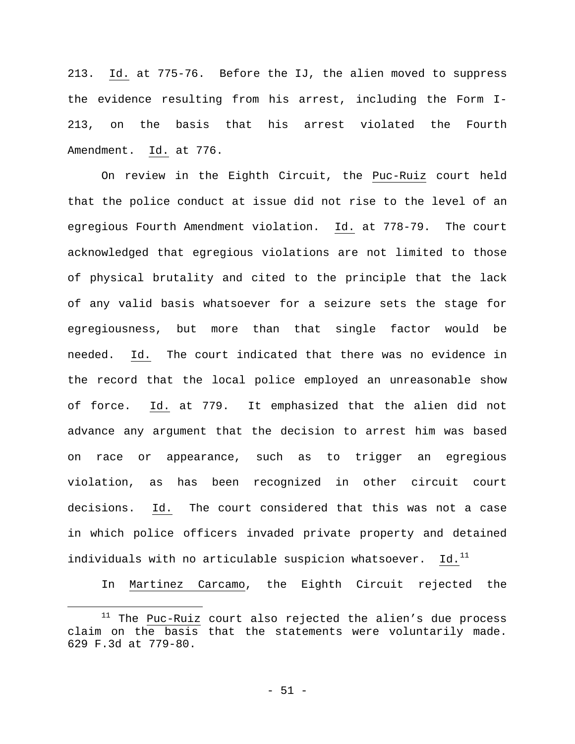213. _Id._ at 775-76. Before the IJ, the alien moved to suppress the evidence resulting from his arrest, including the Form I-213, on the basis that his arrest violated the Fourth Amendment. _Id._ at 776.

On review in the Eighth Circuit, the _Puc-Ruiz_ court held that the police conduct at issue did not rise to the level of an egregious Fourth Amendment violation. _Id._ at 778-79. The court acknowledged that egregious violations are not limited to those of physical brutality and cited to the principle that the lack of any valid basis whatsoever for a seizure sets the stage for egregiousness, but more than that single factor would be needed. _Id._ The court indicated that there was no evidence in the record that the local police employed an unreasonable show of force. _Id._ at 779. It emphasized that the alien did not advance any argument that the decision to arrest him was based on race or appearance, such as to trigger an egregious violation, as has been recognized in other circuit court decisions. _Id._ The court considered that this was not a case in which police officers invaded private property and detained individuals with no articulable suspicion whatsoever. _Id._[11]

In _Martinez Carcamo_, the Eighth Circuit rejected the

---

[11] The _Puc-Ruiz_ court also rejected the alien's due process claim on the basis that the statements were voluntarily made. 629 F.3d at 779-80.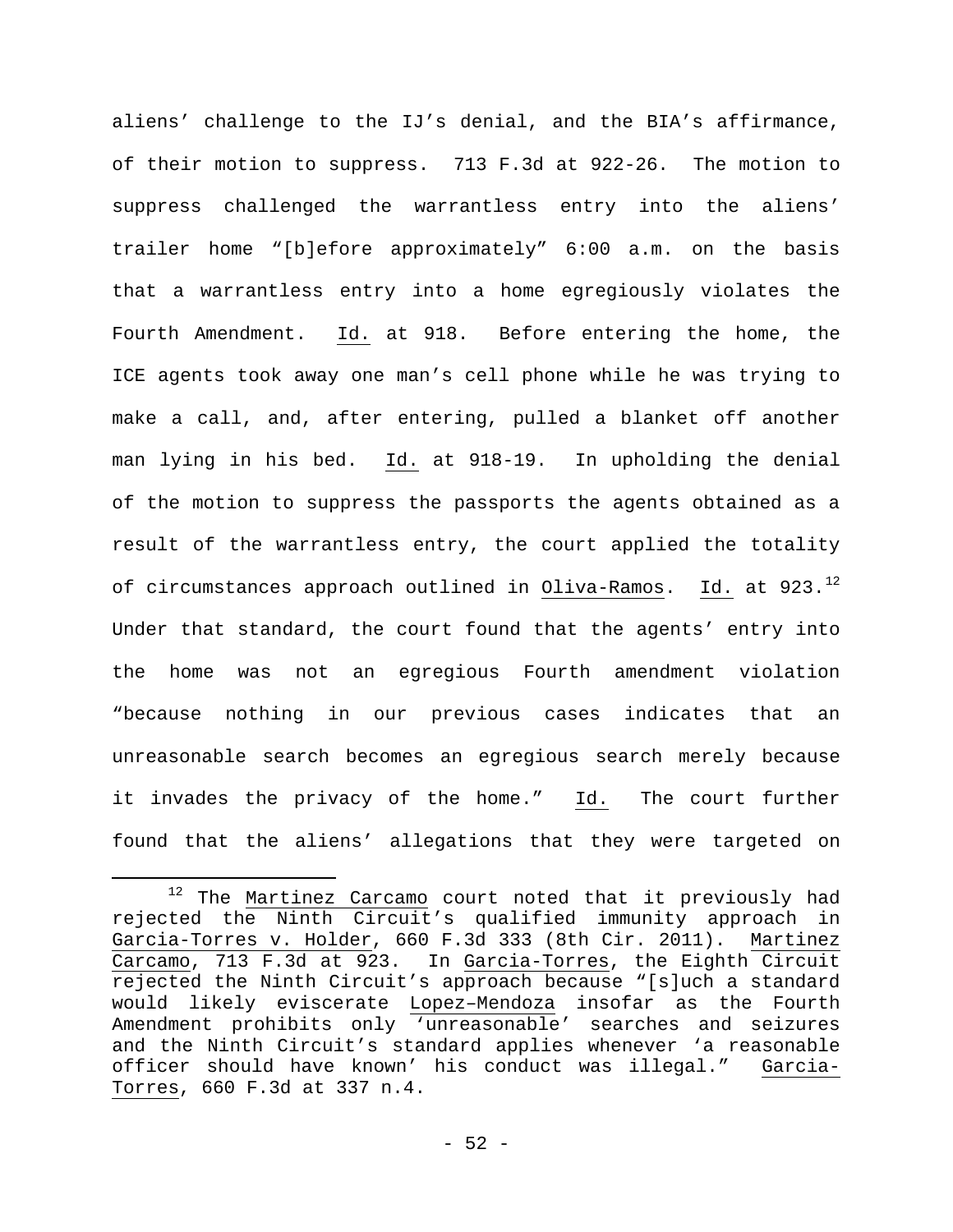aliens' challenge to the IJ's denial, and the BIA's affirmance, of their motion to suppress. 713 F.3d at 922-26. The motion to suppress challenged the warrantless entry into the aliens' trailer home "[b]efore approximately" 6:00 a.m. on the basis that a warrantless entry into a home egregiously violates the Fourth Amendment. Id. at 918. Before entering the home, the ICE agents took away one man's cell phone while he was trying to make a call, and, after entering, pulled a blanket off another man lying in his bed. Id. at 918-19. In upholding the denial of the motion to suppress the passports the agents obtained as a result of the warrantless entry, the court applied the totality of circumstances approach outlined in Oliva-Ramos. Id. at 923.[12] Under that standard, the court found that the agents' entry into the home was not an egregious Fourth amendment violation "because nothing in our previous cases indicates that an unreasonable search becomes an egregious search merely because it invades the privacy of the home." Id. The court further found that the aliens' allegations that they were targeted on

[12] The Martinez Carcamo court noted that it previously had rejected the Ninth Circuit's qualified immunity approach in Garcia-Torres v. Holder, 660 F.3d 333 (8th Cir. 2011). Martinez Carcamo, 713 F.3d at 923. In Garcia-Torres, the Eighth Circuit rejected the Ninth Circuit's approach because "[s]uch a standard would likely eviscerate Lopez–Mendoza insofar as the Fourth Amendment prohibits only 'unreasonable' searches and seizures and the Ninth Circuit's standard applies whenever 'a reasonable officer should have known' his conduct was illegal." Garcia-Torres, 660 F.3d at 337 n.4.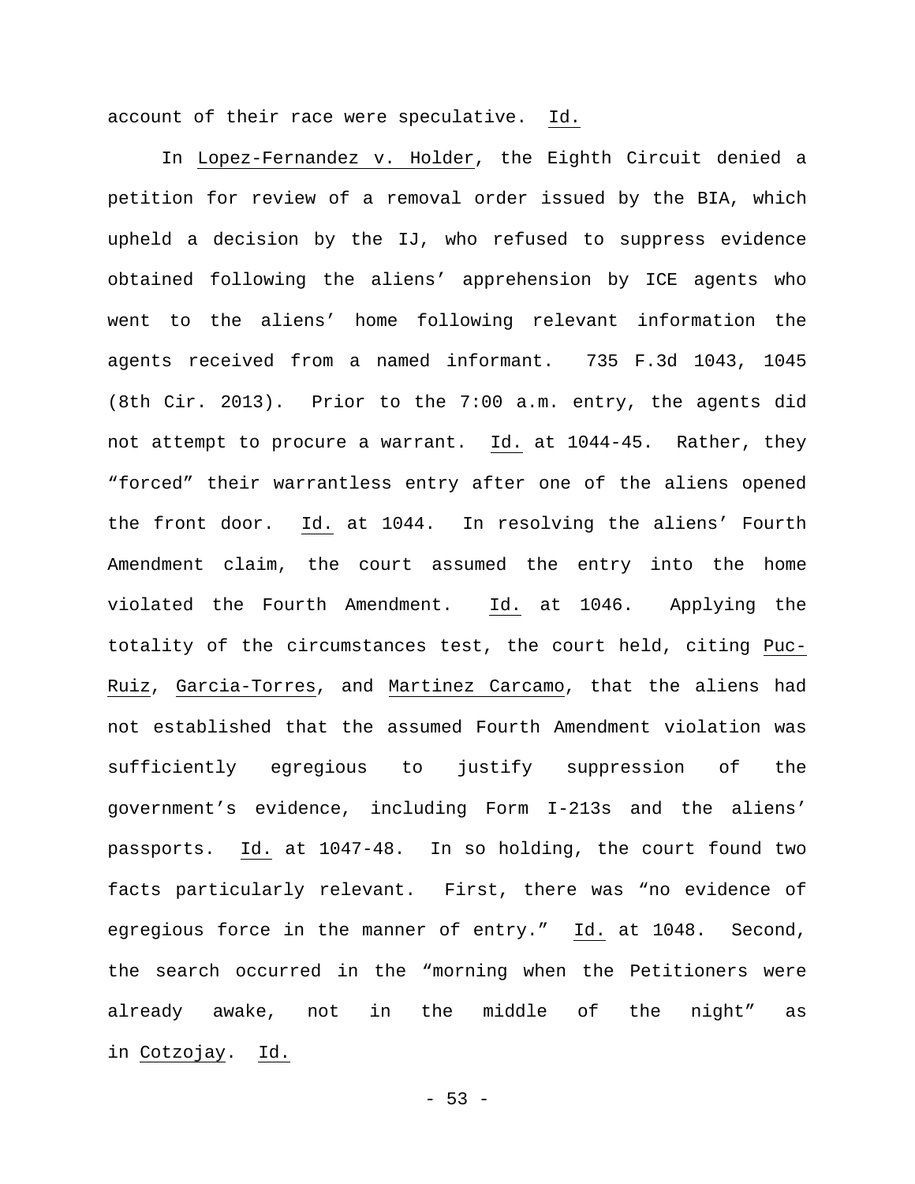account of their race were speculative. Id.

In Lopez-Fernandez v. Holder, the Eighth Circuit denied a petition for review of a removal order issued by the BIA, which upheld a decision by the IJ, who refused to suppress evidence obtained following the aliens' apprehension by ICE agents who went to the aliens' home following relevant information the agents received from a named informant. 735 F.3d 1043, 1045 (8th Cir. 2013). Prior to the 7:00 a.m. entry, the agents did not attempt to procure a warrant. Id. at 1044-45. Rather, they "forced" their warrantless entry after one of the aliens opened the front door. Id. at 1044. In resolving the aliens' Fourth Amendment claim, the court assumed the entry into the home violated the Fourth Amendment. Id. at 1046. Applying the totality of the circumstances test, the court held, citing Puc-Ruiz, Garcia-Torres, and Martinez Carcamo, that the aliens had not established that the assumed Fourth Amendment violation was sufficiently egregious to justify suppression of the government's evidence, including Form I-213s and the aliens' passports. Id. at 1047-48. In so holding, the court found two facts particularly relevant. First, there was "no evidence of egregious force in the manner of entry." Id. at 1048. Second, the search occurred in the "morning when the Petitioners were already awake, not in the middle of the night" as in Cotzojay. Id.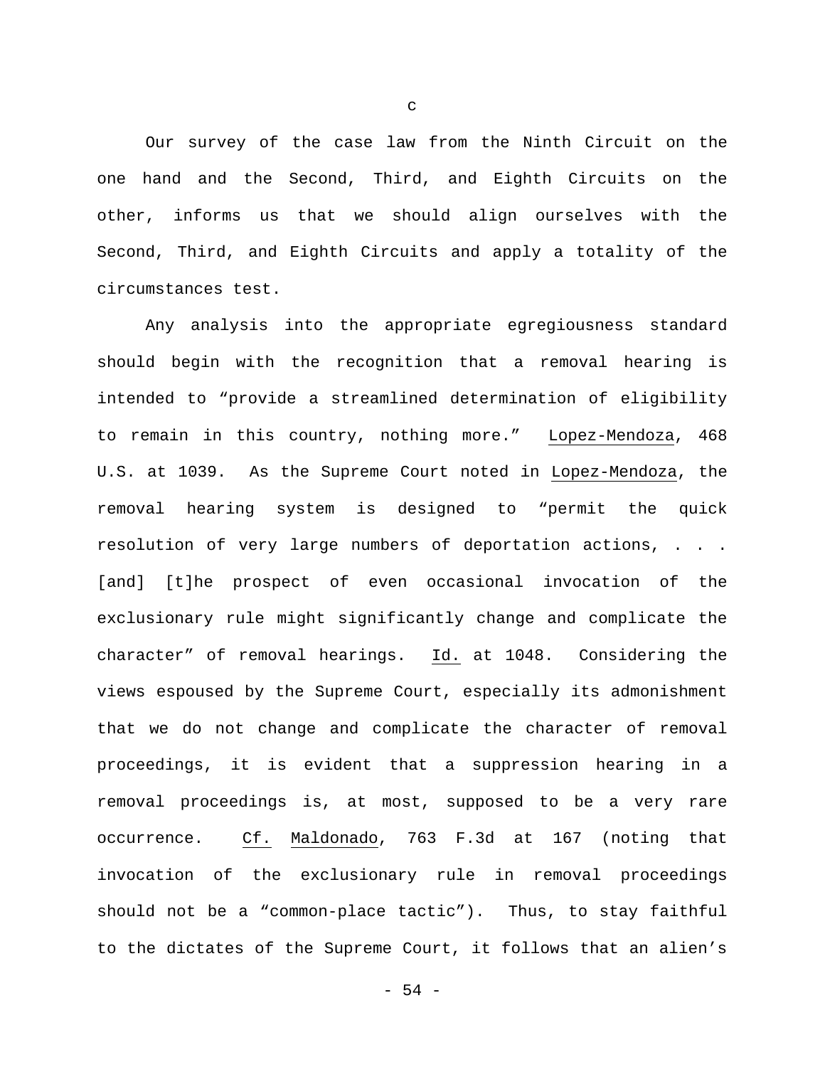c

Our survey of the case law from the Ninth Circuit on the one hand and the Second, Third, and Eighth Circuits on the other, informs us that we should align ourselves with the Second, Third, and Eighth Circuits and apply a totality of the circumstances test.

Any analysis into the appropriate egregiousness standard should begin with the recognition that a removal hearing is intended to "provide a streamlined determination of eligibility to remain in this country, nothing more." Lopez-Mendoza, 468 U.S. at 1039. As the Supreme Court noted in Lopez-Mendoza, the removal hearing system is designed to "permit the quick resolution of very large numbers of deportation actions, . . . [and] [t]he prospect of even occasional invocation of the exclusionary rule might significantly change and complicate the character" of removal hearings. Id. at 1048. Considering the views espoused by the Supreme Court, especially its admonishment that we do not change and complicate the character of removal proceedings, it is evident that a suppression hearing in a removal proceedings is, at most, supposed to be a very rare occurrence. Cf. Maldonado, 763 F.3d at 167 (noting that invocation of the exclusionary rule in removal proceedings should not be a "common-place tactic"). Thus, to stay faithful to the dictates of the Supreme Court, it follows that an alien's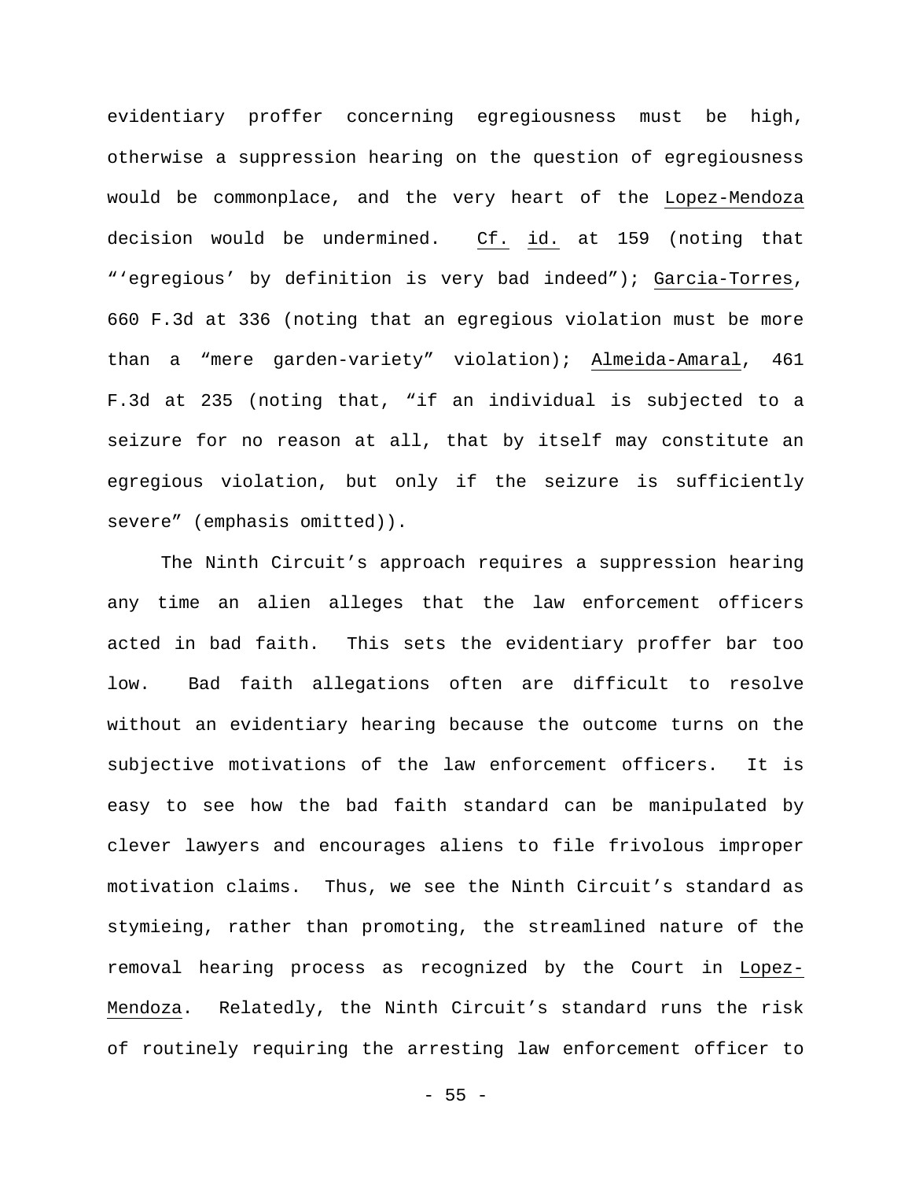evidentiary proffer concerning egregiousness must be high, otherwise a suppression hearing on the question of egregiousness would be commonplace, and the very heart of the Lopez-Mendoza decision would be undermined. Cf. id. at 159 (noting that "'egregious' by definition is very bad indeed"); Garcia-Torres, 660 F.3d at 336 (noting that an egregious violation must be more than a "mere garden-variety" violation); Almeida-Amaral, 461 F.3d at 235 (noting that, "if an individual is subjected to a seizure for no reason at all, that by itself may constitute an egregious violation, but only if the seizure is sufficiently severe" (emphasis omitted)).

The Ninth Circuit's approach requires a suppression hearing any time an alien alleges that the law enforcement officers acted in bad faith. This sets the evidentiary proffer bar too low. Bad faith allegations often are difficult to resolve without an evidentiary hearing because the outcome turns on the subjective motivations of the law enforcement officers. It is easy to see how the bad faith standard can be manipulated by clever lawyers and encourages aliens to file frivolous improper motivation claims. Thus, we see the Ninth Circuit's standard as stymieing, rather than promoting, the streamlined nature of the removal hearing process as recognized by the Court in Lopez-Mendoza. Relatedly, the Ninth Circuit's standard runs the risk of routinely requiring the arresting law enforcement officer to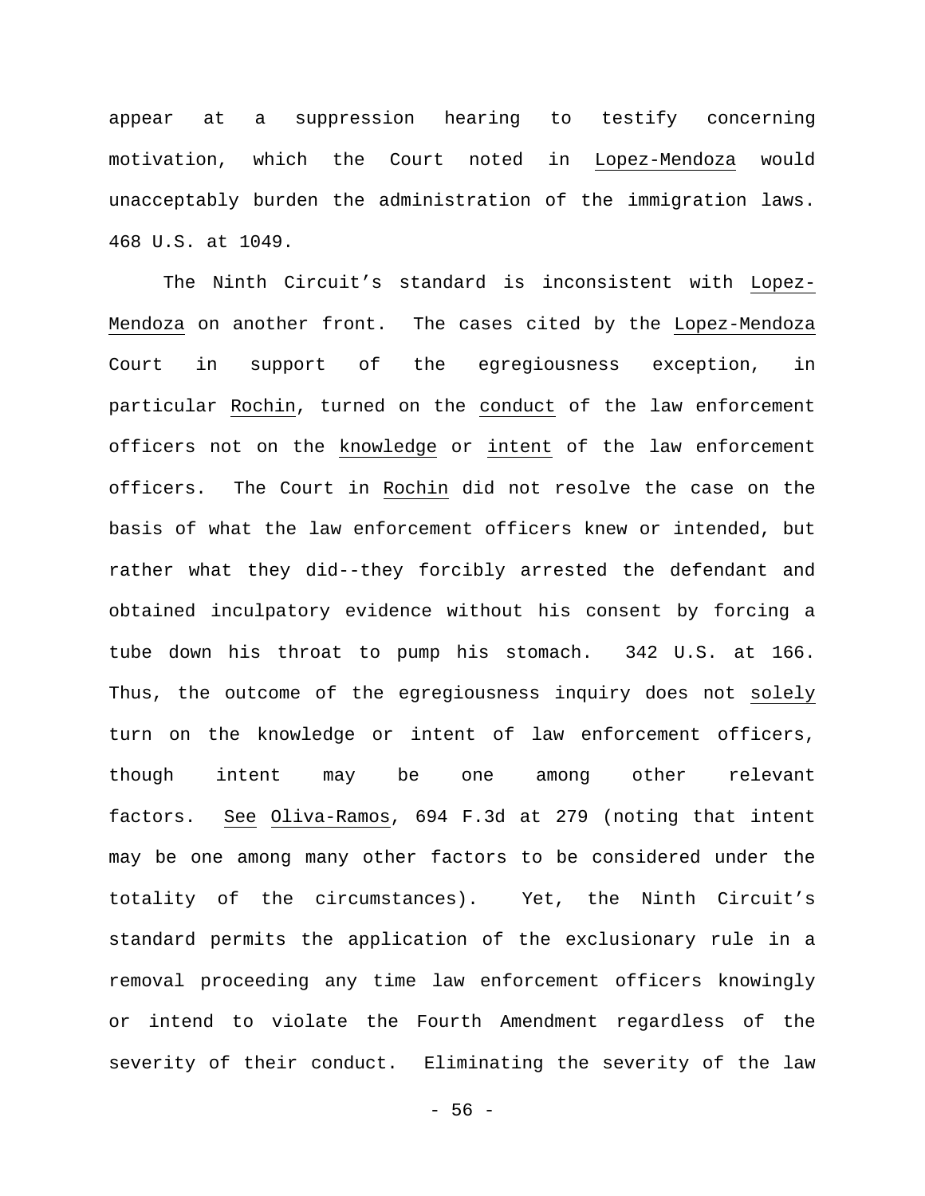appear at a suppression hearing to testify concerning motivation, which the Court noted in Lopez-Mendoza would unacceptably burden the administration of the immigration laws. 468 U.S. at 1049.

The Ninth Circuit's standard is inconsistent with Lopez-Mendoza on another front. The cases cited by the Lopez-Mendoza Court in support of the egregiousness exception, in particular Rochin, turned on the conduct of the law enforcement officers not on the knowledge or intent of the law enforcement officers. The Court in Rochin did not resolve the case on the basis of what the law enforcement officers knew or intended, but rather what they did--they forcibly arrested the defendant and obtained inculpatory evidence without his consent by forcing a tube down his throat to pump his stomach. 342 U.S. at 166. Thus, the outcome of the egregiousness inquiry does not solely turn on the knowledge or intent of law enforcement officers, though intent may be one among other relevant factors. See Oliva-Ramos, 694 F.3d at 279 (noting that intent may be one among many other factors to be considered under the totality of the circumstances). Yet, the Ninth Circuit's standard permits the application of the exclusionary rule in a removal proceeding any time law enforcement officers knowingly or intend to violate the Fourth Amendment regardless of the severity of their conduct. Eliminating the severity of the law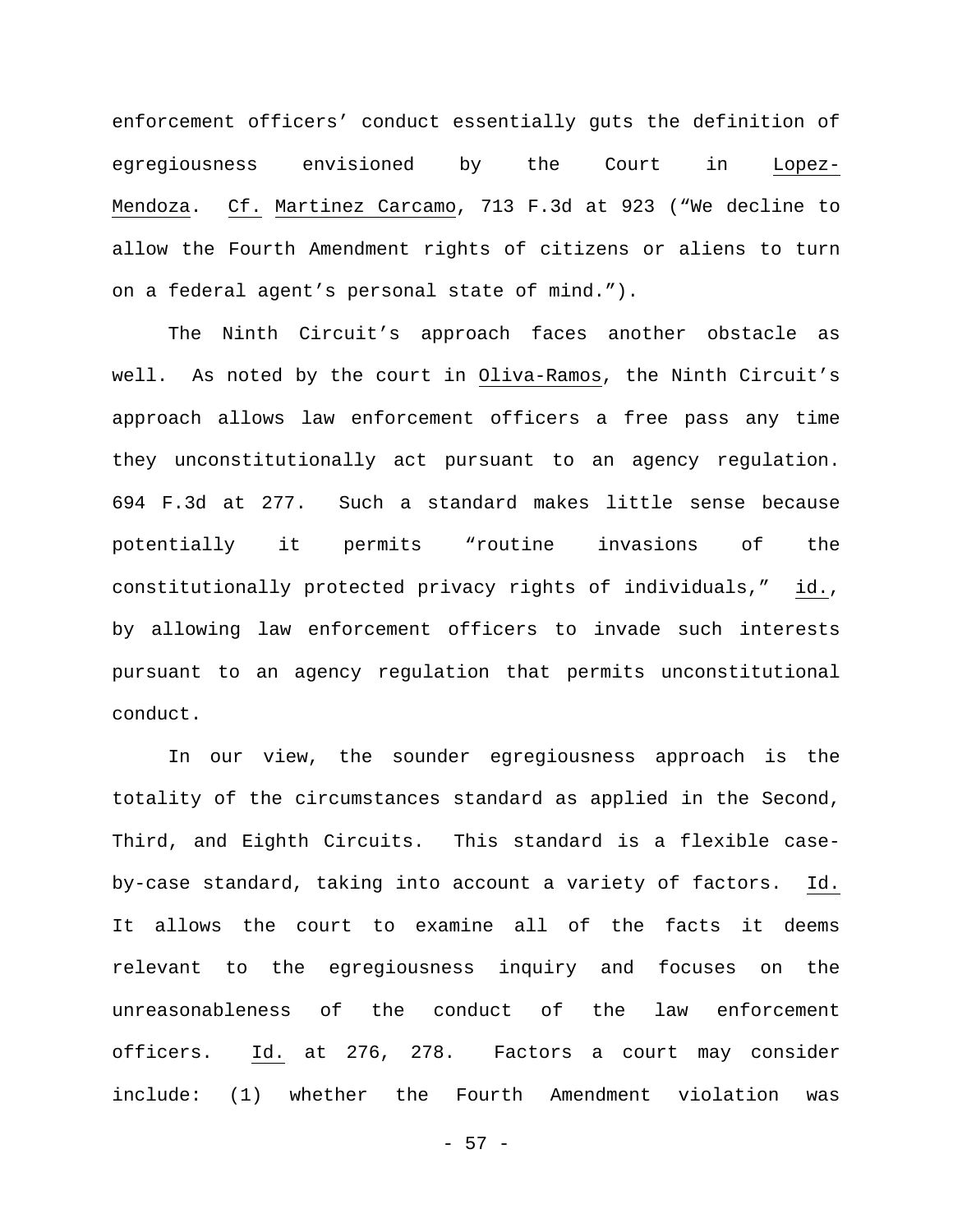enforcement officers' conduct essentially guts the definition of egregiousness envisioned by the Court in Lopez-Mendoza. Cf. Martinez Carcamo, 713 F.3d at 923 ("We decline to allow the Fourth Amendment rights of citizens or aliens to turn on a federal agent's personal state of mind.").

The Ninth Circuit's approach faces another obstacle as well. As noted by the court in Oliva-Ramos, the Ninth Circuit's approach allows law enforcement officers a free pass any time they unconstitutionally act pursuant to an agency regulation. 694 F.3d at 277. Such a standard makes little sense because potentially it permits "routine invasions of the constitutionally protected privacy rights of individuals," id., by allowing law enforcement officers to invade such interests pursuant to an agency regulation that permits unconstitutional conduct.

In our view, the sounder egregiousness approach is the totality of the circumstances standard as applied in the Second, Third, and Eighth Circuits. This standard is a flexible case-by-case standard, taking into account a variety of factors. Id. It allows the court to examine all of the facts it deems relevant to the egregiousness inquiry and focuses on the unreasonableness of the conduct of the law enforcement officers. Id. at 276, 278. Factors a court may consider include: (1) whether the Fourth Amendment violation was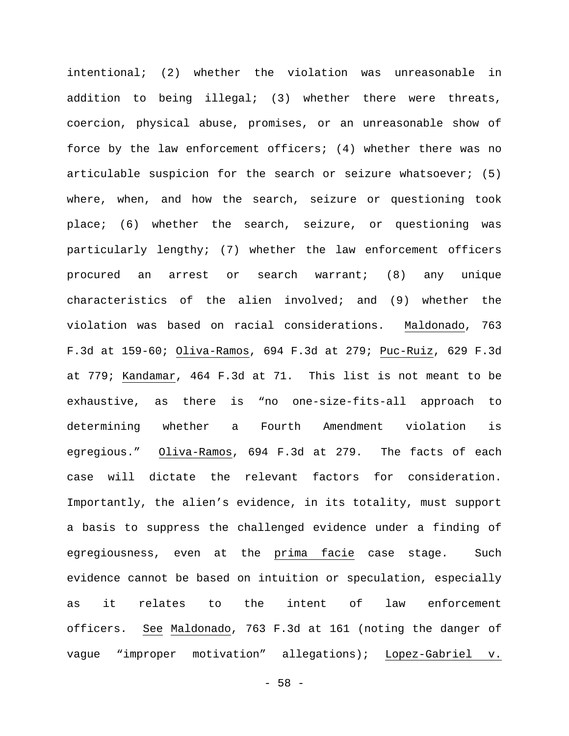intentional; (2) whether the violation was unreasonable in addition to being illegal; (3) whether there were threats, coercion, physical abuse, promises, or an unreasonable show of force by the law enforcement officers; (4) whether there was no articulable suspicion for the search or seizure whatsoever; (5) where, when, and how the search, seizure or questioning took place; (6) whether the search, seizure, or questioning was particularly lengthy; (7) whether the law enforcement officers procured an arrest or search warrant; (8) any unique characteristics of the alien involved; and (9) whether the violation was based on racial considerations. Maldonado, 763 F.3d at 159-60; Oliva-Ramos, 694 F.3d at 279; Puc-Ruiz, 629 F.3d at 779; Kandamar, 464 F.3d at 71. This list is not meant to be exhaustive, as there is "no one-size-fits-all approach to determining whether a Fourth Amendment violation is egregious." Oliva-Ramos, 694 F.3d at 279. The facts of each case will dictate the relevant factors for consideration. Importantly, the alien's evidence, in its totality, must support a basis to suppress the challenged evidence under a finding of egregiousness, even at the prima facie case stage. Such evidence cannot be based on intuition or speculation, especially as it relates to the intent of law enforcement officers. See Maldonado, 763 F.3d at 161 (noting the danger of vague "improper motivation" allegations); Lopez-Gabriel v.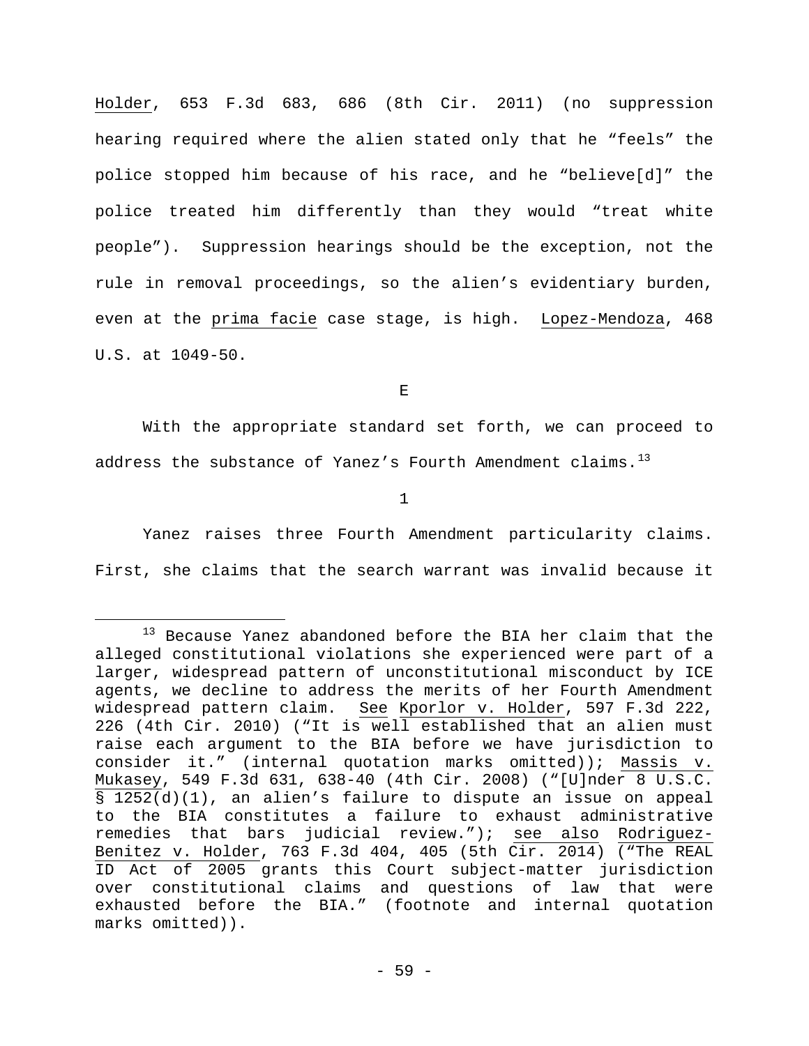Holder, 653 F.3d 683, 686 (8th Cir. 2011) (no suppression hearing required where the alien stated only that he "feels" the police stopped him because of his race, and he "believe[d]" the police treated him differently than they would "treat white people"). Suppression hearings should be the exception, not the rule in removal proceedings, so the alien's evidentiary burden, even at the prima facie case stage, is high. Lopez-Mendoza, 468 U.S. at 1049-50.

E

With the appropriate standard set forth, we can proceed to address the substance of Yanez's Fourth Amendment claims.[13]

1

Yanez raises three Fourth Amendment particularity claims. First, she claims that the search warrant was invalid because it

---

[13] Because Yanez abandoned before the BIA her claim that the alleged constitutional violations she experienced were part of a larger, widespread pattern of unconstitutional misconduct by ICE agents, we decline to address the merits of her Fourth Amendment widespread pattern claim. See Kporlor v. Holder, 597 F.3d 222, 226 (4th Cir. 2010) ("It is well established that an alien must raise each argument to the BIA before we have jurisdiction to consider it." (internal quotation marks omitted)); Massis v. Mukasey, 549 F.3d 631, 638-40 (4th Cir. 2008) ("[U]nder 8 U.S.C. § 1252(d)(1), an alien's failure to dispute an issue on appeal to the BIA constitutes a failure to exhaust administrative remedies that bars judicial review."); see also Rodriguez-Benitez v. Holder, 763 F.3d 404, 405 (5th Cir. 2014) ("The REAL ID Act of 2005 grants this Court subject-matter jurisdiction over constitutional claims and questions of law that were exhausted before the BIA." (footnote and internal quotation marks omitted)).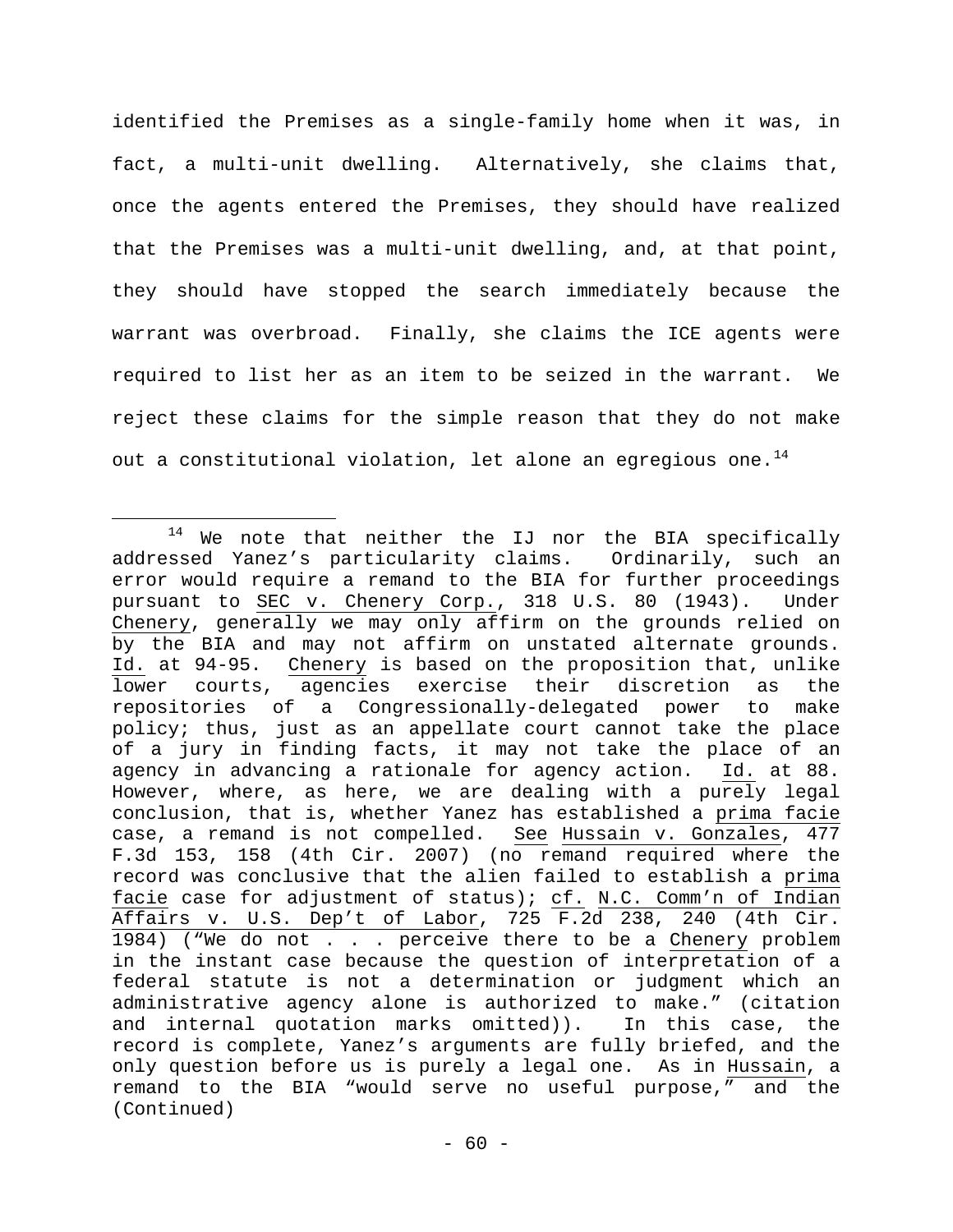identified the Premises as a single-family home when it was, in fact, a multi-unit dwelling. Alternatively, she claims that, once the agents entered the Premises, they should have realized that the Premises was a multi-unit dwelling, and, at that point, they should have stopped the search immediately because the warrant was overbroad. Finally, she claims the ICE agents were required to list her as an item to be seized in the warrant. We reject these claims for the simple reason that they do not make out a constitutional violation, let alone an egregious one.[14]

---

[14] We note that neither the IJ nor the BIA specifically addressed Yanez's particularity claims. Ordinarily, such an error would require a remand to the BIA for further proceedings pursuant to SEC v. Chenery Corp., 318 U.S. 80 (1943). Under Chenery, generally we may only affirm on the grounds relied on by the BIA and may not affirm on unstated alternate grounds. Id. at 94-95. Chenery is based on the proposition that, unlike lower courts, agencies exercise their discretion as the repositories of a Congressionally-delegated power to make policy; thus, just as an appellate court cannot take the place of a jury in finding facts, it may not take the place of an agency in advancing a rationale for agency action. Id. at 88. However, where, as here, we are dealing with a purely legal conclusion, that is, whether Yanez has established a prima facie case, a remand is not compelled. See Hussain v. Gonzales, 477 F.3d 153, 158 (4th Cir. 2007) (no remand required where the record was conclusive that the alien failed to establish a prima facie case for adjustment of status); cf. N.C. Comm'n of Indian Affairs v. U.S. Dep't of Labor, 725 F.2d 238, 240 (4th Cir. 1984) ("We do not . . . perceive there to be a Chenery problem in the instant case because the question of interpretation of a federal statute is not a determination or judgment which an administrative agency alone is authorized to make." (citation and internal quotation marks omitted)). In this case, the record is complete, Yanez's arguments are fully briefed, and the only question before us is purely a legal one. As in Hussain, a remand to the BIA "would serve no useful purpose," and the (Continued)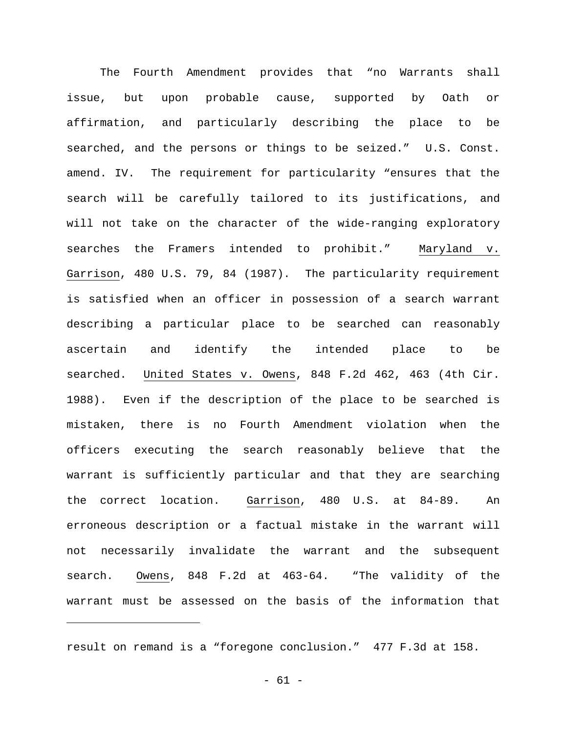The Fourth Amendment provides that "no Warrants shall issue, but upon probable cause, supported by Oath or affirmation, and particularly describing the place to be searched, and the persons or things to be seized." U.S. Const. amend. IV. The requirement for particularity "ensures that the search will be carefully tailored to its justifications, and will not take on the character of the wide-ranging exploratory searches the Framers intended to prohibit." Maryland v. Garrison, 480 U.S. 79, 84 (1987). The particularity requirement is satisfied when an officer in possession of a search warrant describing a particular place to be searched can reasonably ascertain and identify the intended place to be searched. United States v. Owens, 848 F.2d 462, 463 (4th Cir. 1988). Even if the description of the place to be searched is mistaken, there is no Fourth Amendment violation when the officers executing the search reasonably believe that the warrant is sufficiently particular and that they are searching the correct location. Garrison, 480 U.S. at 84-89. An erroneous description or a factual mistake in the warrant will not necessarily invalidate the warrant and the subsequent search. Owens, 848 F.2d at 463-64. "The validity of the warrant must be assessed on the basis of the information that

---

result on remand is a "foregone conclusion." 477 F.3d at 158.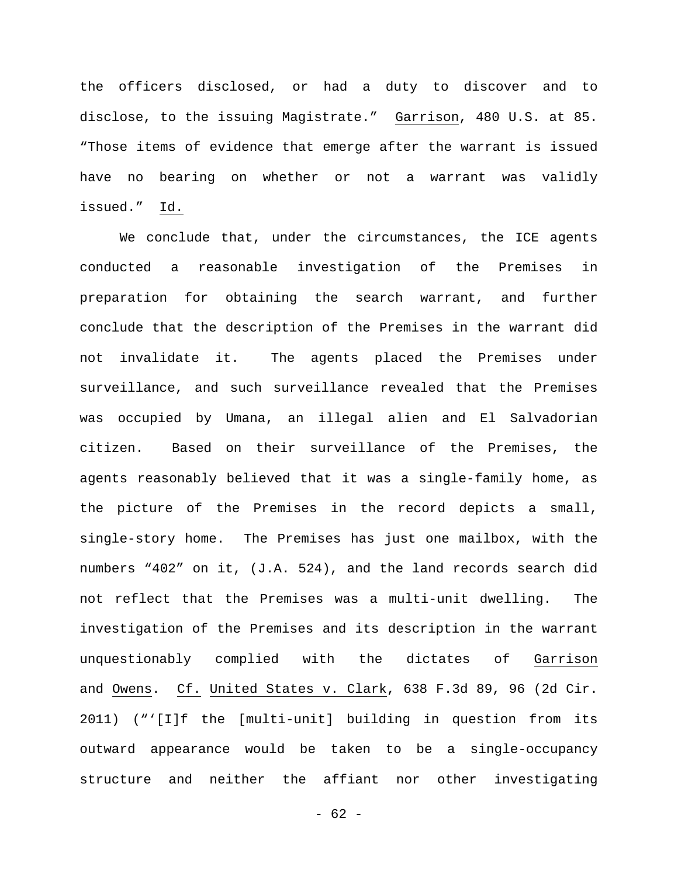the officers disclosed, or had a duty to discover and to disclose, to the issuing Magistrate." Garrison, 480 U.S. at 85. "Those items of evidence that emerge after the warrant is issued have no bearing on whether or not a warrant was validly issued." Id.

We conclude that, under the circumstances, the ICE agents conducted a reasonable investigation of the Premises in preparation for obtaining the search warrant, and further conclude that the description of the Premises in the warrant did not invalidate it. The agents placed the Premises under surveillance, and such surveillance revealed that the Premises was occupied by Umana, an illegal alien and El Salvadorian citizen. Based on their surveillance of the Premises, the agents reasonably believed that it was a single-family home, as the picture of the Premises in the record depicts a small, single-story home. The Premises has just one mailbox, with the numbers "402" on it, (J.A. 524), and the land records search did not reflect that the Premises was a multi-unit dwelling. The investigation of the Premises and its description in the warrant unquestionably complied with the dictates of Garrison and Owens. Cf. United States v. Clark, 638 F.3d 89, 96 (2d Cir. 2011) ("'[I]f the [multi-unit] building in question from its outward appearance would be taken to be a single-occupancy structure and neither the affiant nor other investigating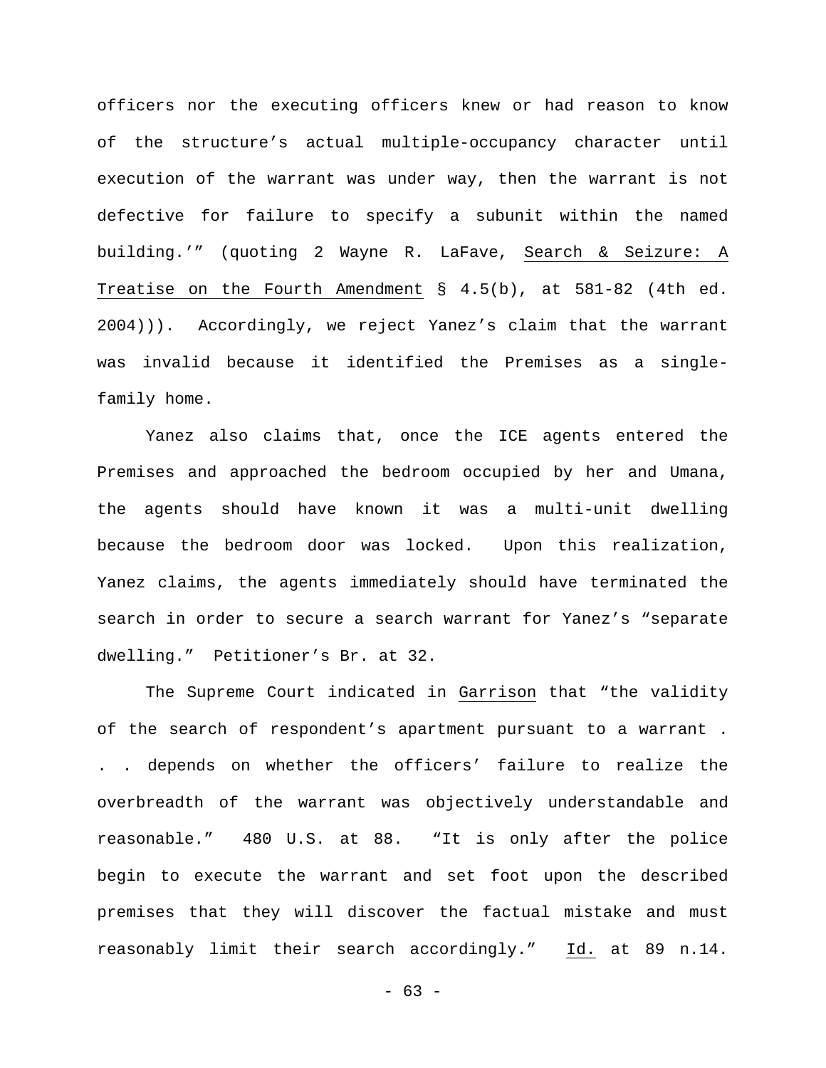officers nor the executing officers knew or had reason to know of the structure's actual multiple-occupancy character until execution of the warrant was under way, then the warrant is not defective for failure to specify a subunit within the named building.'" (quoting 2 Wayne R. LaFave, Search & Seizure: A Treatise on the Fourth Amendment § 4.5(b), at 581-82 (4th ed. 2004))). Accordingly, we reject Yanez's claim that the warrant was invalid because it identified the Premises as a single-family home.

Yanez also claims that, once the ICE agents entered the Premises and approached the bedroom occupied by her and Umana, the agents should have known it was a multi-unit dwelling because the bedroom door was locked. Upon this realization, Yanez claims, the agents immediately should have terminated the search in order to secure a search warrant for Yanez's "separate dwelling." Petitioner's Br. at 32.

The Supreme Court indicated in Garrison that "the validity of the search of respondent's apartment pursuant to a warrant . . . depends on whether the officers' failure to realize the overbreadth of the warrant was objectively understandable and reasonable." 480 U.S. at 88. "It is only after the police begin to execute the warrant and set foot upon the described premises that they will discover the factual mistake and must reasonably limit their search accordingly." Id. at 89 n.14.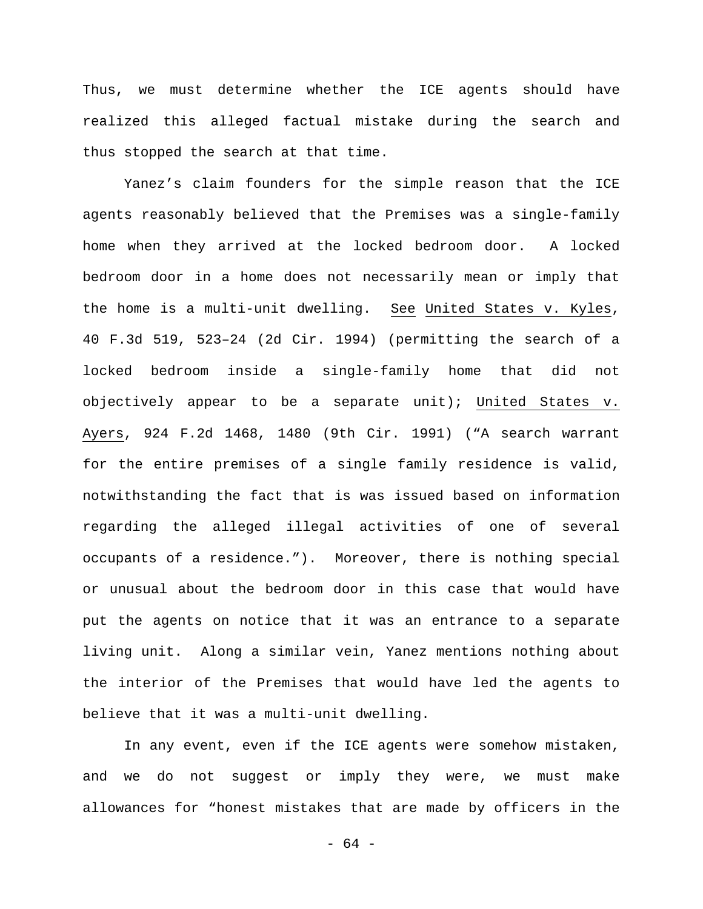Thus, we must determine whether the ICE agents should have realized this alleged factual mistake during the search and thus stopped the search at that time.

Yanez's claim founders for the simple reason that the ICE agents reasonably believed that the Premises was a single-family home when they arrived at the locked bedroom door. A locked bedroom door in a home does not necessarily mean or imply that the home is a multi-unit dwelling. See United States v. Kyles, 40 F.3d 519, 523–24 (2d Cir. 1994) (permitting the search of a locked bedroom inside a single-family home that did not objectively appear to be a separate unit); United States v. Ayers, 924 F.2d 1468, 1480 (9th Cir. 1991) ("A search warrant for the entire premises of a single family residence is valid, notwithstanding the fact that is was issued based on information regarding the alleged illegal activities of one of several occupants of a residence."). Moreover, there is nothing special or unusual about the bedroom door in this case that would have put the agents on notice that it was an entrance to a separate living unit. Along a similar vein, Yanez mentions nothing about the interior of the Premises that would have led the agents to believe that it was a multi-unit dwelling.

In any event, even if the ICE agents were somehow mistaken, and we do not suggest or imply they were, we must make allowances for "honest mistakes that are made by officers in the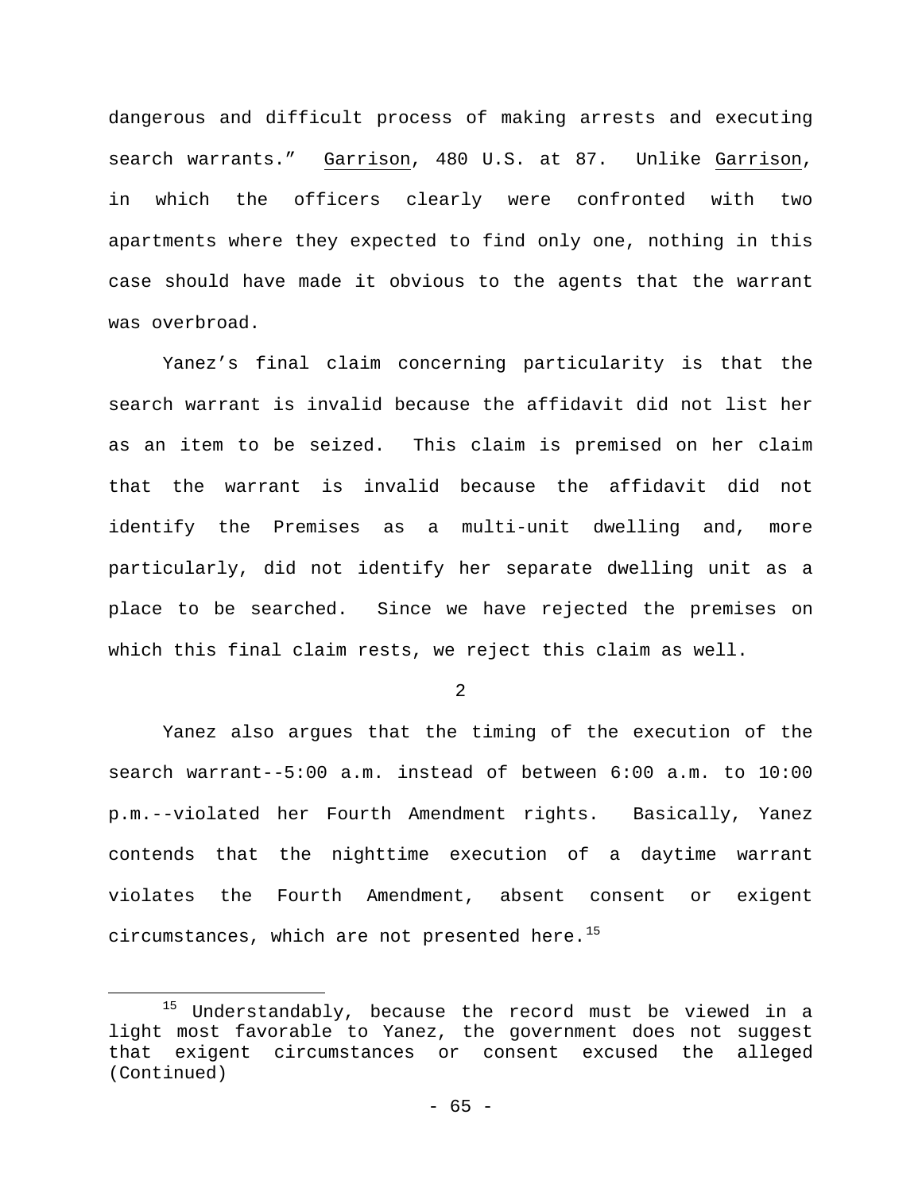dangerous and difficult process of making arrests and executing search warrants." Garrison, 480 U.S. at 87. Unlike Garrison, in which the officers clearly were confronted with two apartments where they expected to find only one, nothing in this case should have made it obvious to the agents that the warrant was overbroad.

Yanez's final claim concerning particularity is that the search warrant is invalid because the affidavit did not list her as an item to be seized. This claim is premised on her claim that the warrant is invalid because the affidavit did not identify the Premises as a multi-unit dwelling and, more particularly, did not identify her separate dwelling unit as a place to be searched. Since we have rejected the premises on which this final claim rests, we reject this claim as well.

2

Yanez also argues that the timing of the execution of the search warrant--5:00 a.m. instead of between 6:00 a.m. to 10:00 p.m.--violated her Fourth Amendment rights. Basically, Yanez contends that the nighttime execution of a daytime warrant violates the Fourth Amendment, absent consent or exigent circumstances, which are not presented here.[15]

---

[15] Understandably, because the record must be viewed in a light most favorable to Yanez, the government does not suggest that exigent circumstances or consent excused the alleged (Continued)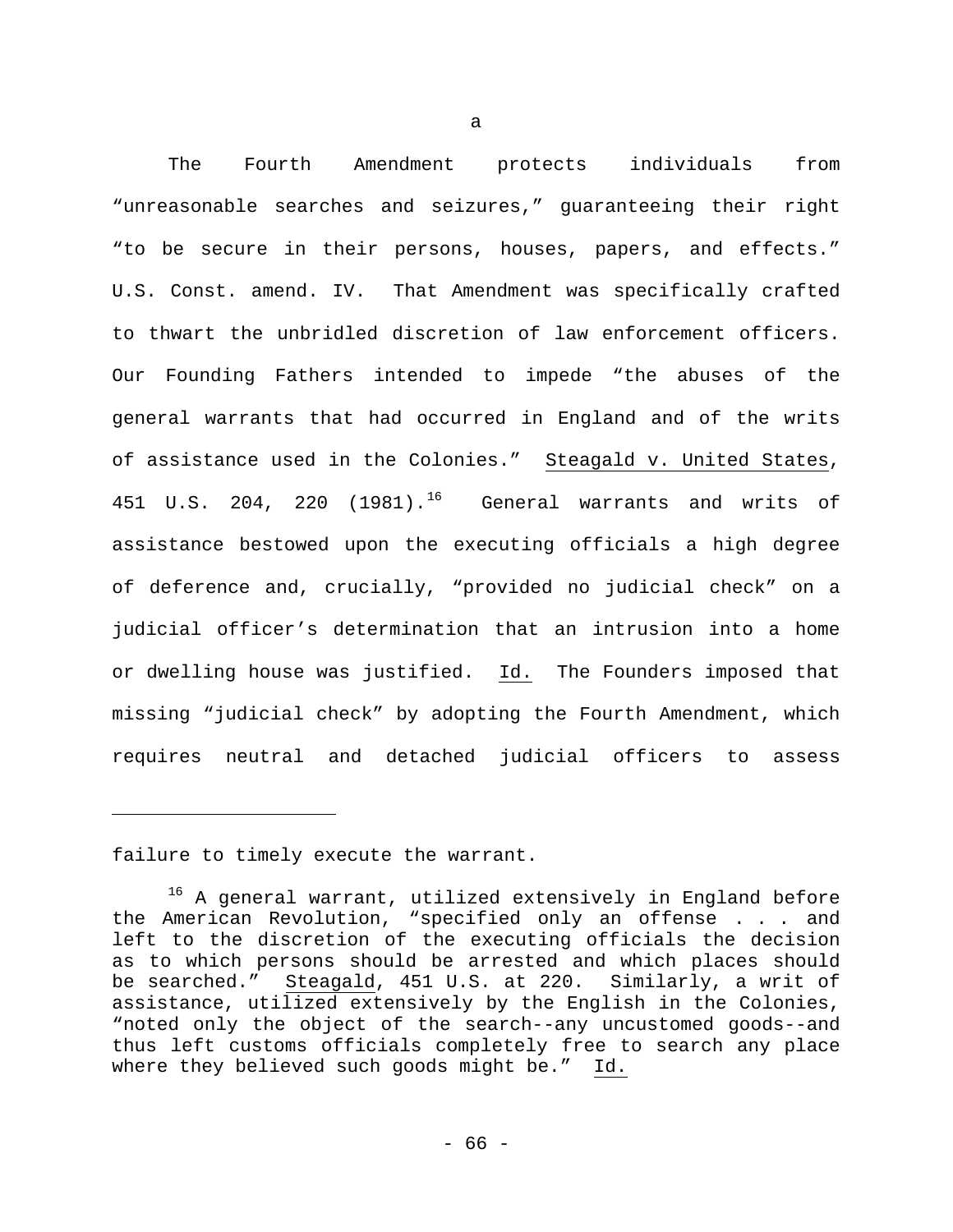a

The Fourth Amendment protects individuals from "unreasonable searches and seizures," guaranteeing their right "to be secure in their persons, houses, papers, and effects." U.S. Const. amend. IV. That Amendment was specifically crafted to thwart the unbridled discretion of law enforcement officers. Our Founding Fathers intended to impede "the abuses of the general warrants that had occurred in England and of the writs of assistance used in the Colonies." Steagald v. United States, 451 U.S. 204, 220 (1981).[16] General warrants and writs of assistance bestowed upon the executing officials a high degree of deference and, crucially, "provided no judicial check" on a judicial officer's determination that an intrusion into a home or dwelling house was justified. Id. The Founders imposed that missing "judicial check" by adopting the Fourth Amendment, which requires neutral and detached judicial officers to assess

---

failure to timely execute the warrant.

[16] A general warrant, utilized extensively in England before the American Revolution, "specified only an offense . . . and left to the discretion of the executing officials the decision as to which persons should be arrested and which places should be searched." Steagald, 451 U.S. at 220. Similarly, a writ of assistance, utilized extensively by the English in the Colonies, "noted only the object of the search--any uncustomed goods--and thus left customs officials completely free to search any place where they believed such goods might be." Id.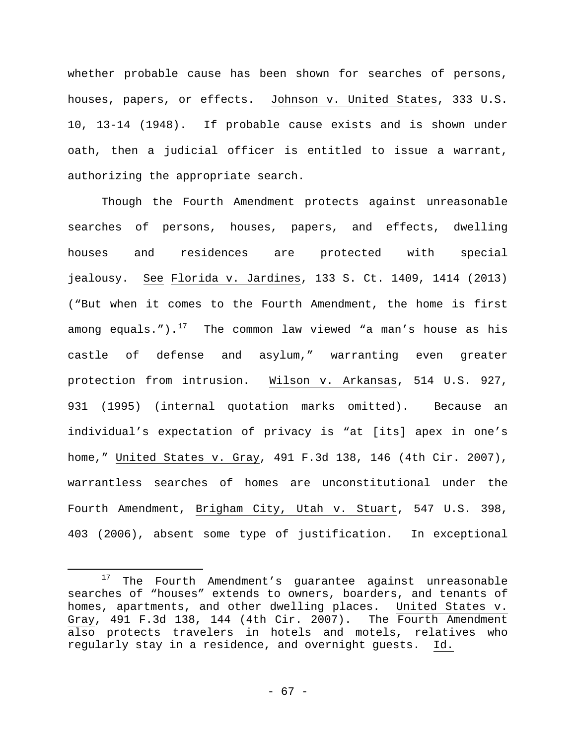whether probable cause has been shown for searches of persons, houses, papers, or effects. Johnson v. United States, 333 U.S. 10, 13-14 (1948). If probable cause exists and is shown under oath, then a judicial officer is entitled to issue a warrant, authorizing the appropriate search.

Though the Fourth Amendment protects against unreasonable searches of persons, houses, papers, and effects, dwelling houses and residences are protected with special jealousy. See Florida v. Jardines, 133 S. Ct. 1409, 1414 (2013) ("But when it comes to the Fourth Amendment, the home is first among equals.").[17] The common law viewed "a man's house as his castle of defense and asylum," warranting even greater protection from intrusion. Wilson v. Arkansas, 514 U.S. 927, 931 (1995) (internal quotation marks omitted). Because an individual's expectation of privacy is "at [its] apex in one's home," United States v. Gray, 491 F.3d 138, 146 (4th Cir. 2007), warrantless searches of homes are unconstitutional under the Fourth Amendment, Brigham City, Utah v. Stuart, 547 U.S. 398, 403 (2006), absent some type of justification. In exceptional

---

[17] The Fourth Amendment's guarantee against unreasonable searches of "houses" extends to owners, boarders, and tenants of homes, apartments, and other dwelling places. United States v. Gray, 491 F.3d 138, 144 (4th Cir. 2007). The Fourth Amendment also protects travelers in hotels and motels, relatives who regularly stay in a residence, and overnight guests. Id.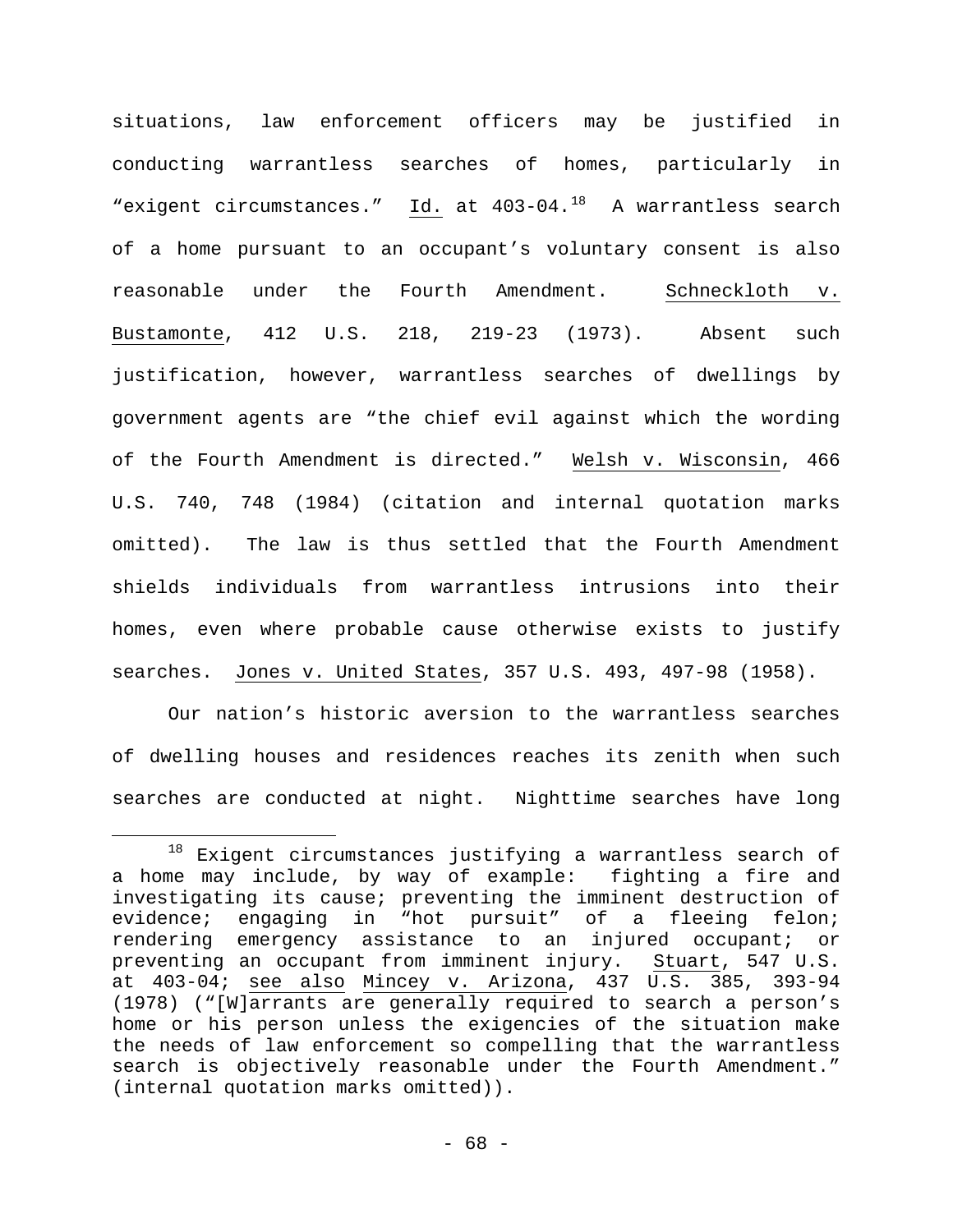situations, law enforcement officers may be justified in conducting warrantless searches of homes, particularly in "exigent circumstances." Id. at 403-04.[18] A warrantless search of a home pursuant to an occupant's voluntary consent is also reasonable under the Fourth Amendment. Schneckloth v. Bustamonte, 412 U.S. 218, 219-23 (1973). Absent such justification, however, warrantless searches of dwellings by government agents are "the chief evil against which the wording of the Fourth Amendment is directed." Welsh v. Wisconsin, 466 U.S. 740, 748 (1984) (citation and internal quotation marks omitted). The law is thus settled that the Fourth Amendment shields individuals from warrantless intrusions into their homes, even where probable cause otherwise exists to justify searches. Jones v. United States, 357 U.S. 493, 497-98 (1958).

Our nation's historic aversion to the warrantless searches of dwelling houses and residences reaches its zenith when such searches are conducted at night. Nighttime searches have long

[18] Exigent circumstances justifying a warrantless search of a home may include, by way of example: fighting a fire and investigating its cause; preventing the imminent destruction of evidence; engaging in "hot pursuit" of a fleeing felon; rendering emergency assistance to an injured occupant; or preventing an occupant from imminent injury. Stuart, 547 U.S. at 403-04; see also Mincey v. Arizona, 437 U.S. 385, 393-94 (1978) ("[W]arrants are generally required to search a person's home or his person unless the exigencies of the situation make the needs of law enforcement so compelling that the warrantless search is objectively reasonable under the Fourth Amendment." (internal quotation marks omitted)).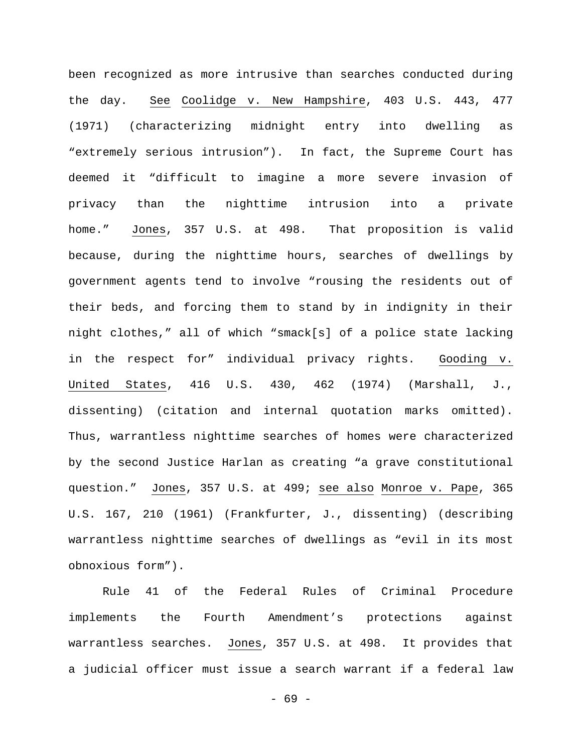been recognized as more intrusive than searches conducted during the day. See Coolidge v. New Hampshire, 403 U.S. 443, 477 (1971) (characterizing midnight entry into dwelling as "extremely serious intrusion"). In fact, the Supreme Court has deemed it "difficult to imagine a more severe invasion of privacy than the nighttime intrusion into a private home." Jones, 357 U.S. at 498. That proposition is valid because, during the nighttime hours, searches of dwellings by government agents tend to involve "rousing the residents out of their beds, and forcing them to stand by in indignity in their night clothes," all of which "smack[s] of a police state lacking in the respect for" individual privacy rights. Gooding v. United States, 416 U.S. 430, 462 (1974) (Marshall, J., dissenting) (citation and internal quotation marks omitted). Thus, warrantless nighttime searches of homes were characterized by the second Justice Harlan as creating "a grave constitutional question." Jones, 357 U.S. at 499; see also Monroe v. Pape, 365 U.S. 167, 210 (1961) (Frankfurter, J., dissenting) (describing warrantless nighttime searches of dwellings as "evil in its most obnoxious form").

Rule 41 of the Federal Rules of Criminal Procedure implements the Fourth Amendment's protections against warrantless searches. Jones, 357 U.S. at 498. It provides that a judicial officer must issue a search warrant if a federal law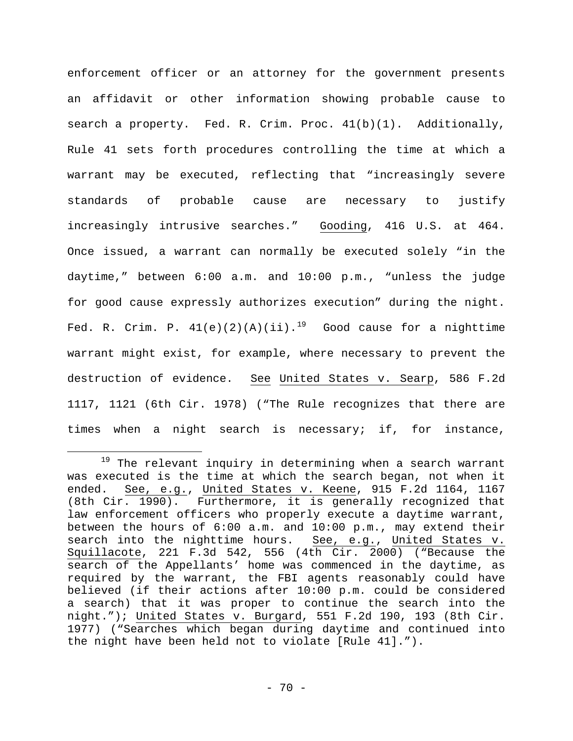enforcement officer or an attorney for the government presents an affidavit or other information showing probable cause to search a property. Fed. R. Crim. Proc. 41(b)(1). Additionally, Rule 41 sets forth procedures controlling the time at which a warrant may be executed, reflecting that "increasingly severe standards of probable cause are necessary to justify increasingly intrusive searches." Gooding, 416 U.S. at 464. Once issued, a warrant can normally be executed solely "in the daytime," between 6:00 a.m. and 10:00 p.m., "unless the judge for good cause expressly authorizes execution" during the night. Fed. R. Crim. P. 41(e)(2)(A)(ii).[19] Good cause for a nighttime warrant might exist, for example, where necessary to prevent the destruction of evidence. See United States v. Searp, 586 F.2d 1117, 1121 (6th Cir. 1978) ("The Rule recognizes that there are times when a night search is necessary; if, for instance,

---

[19] The relevant inquiry in determining when a search warrant was executed is the time at which the search began, not when it ended. See, e.g., United States v. Keene, 915 F.2d 1164, 1167 (8th Cir. 1990). Furthermore, it is generally recognized that law enforcement officers who properly execute a daytime warrant, between the hours of 6:00 a.m. and 10:00 p.m., may extend their search into the nighttime hours. See, e.g., United States v. Squillacote, 221 F.3d 542, 556 (4th Cir. 2000) ("Because the search of the Appellants' home was commenced in the daytime, as required by the warrant, the FBI agents reasonably could have believed (if their actions after 10:00 p.m. could be considered a search) that it was proper to continue the search into the night."); United States v. Burgard, 551 F.2d 190, 193 (8th Cir. 1977) ("Searches which began during daytime and continued into the night have been held not to violate [Rule 41].").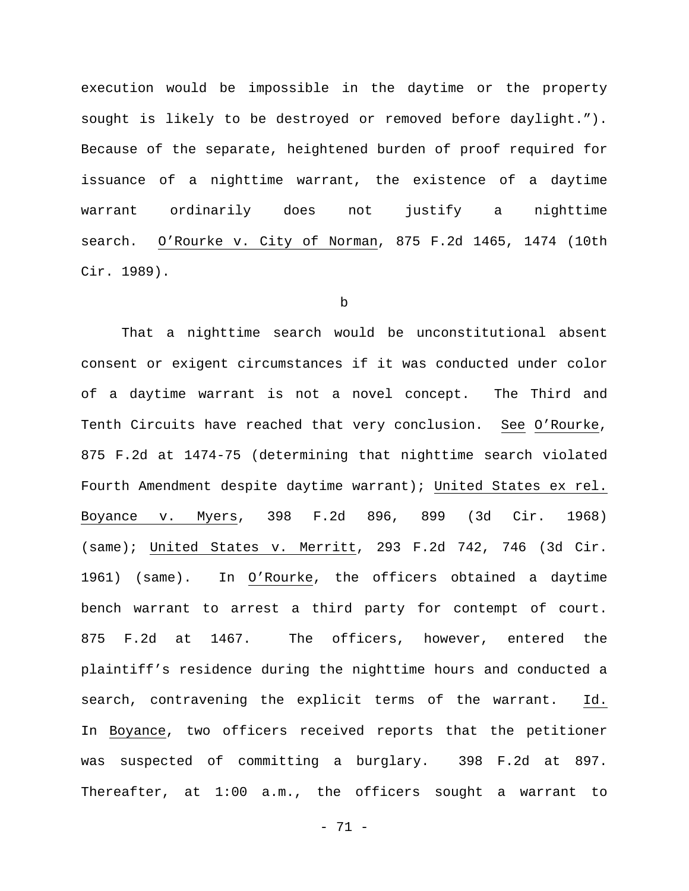execution would be impossible in the daytime or the property sought is likely to be destroyed or removed before daylight.”). Because of the separate, heightened burden of proof required for issuance of a nighttime warrant, the existence of a daytime warrant ordinarily does not justify a nighttime search. O’Rourke v. City of Norman, 875 F.2d 1465, 1474 (10th Cir. 1989).

b

That a nighttime search would be unconstitutional absent consent or exigent circumstances if it was conducted under color of a daytime warrant is not a novel concept. The Third and Tenth Circuits have reached that very conclusion. See O’Rourke, 875 F.2d at 1474-75 (determining that nighttime search violated Fourth Amendment despite daytime warrant); United States ex rel. Boyance v. Myers, 398 F.2d 896, 899 (3d Cir. 1968) (same); United States v. Merritt, 293 F.2d 742, 746 (3d Cir. 1961) (same). In O’Rourke, the officers obtained a daytime bench warrant to arrest a third party for contempt of court. 875 F.2d at 1467. The officers, however, entered the plaintiff’s residence during the nighttime hours and conducted a search, contravening the explicit terms of the warrant. Id. In Boyance, two officers received reports that the petitioner was suspected of committing a burglary. 398 F.2d at 897. Thereafter, at 1:00 a.m., the officers sought a warrant to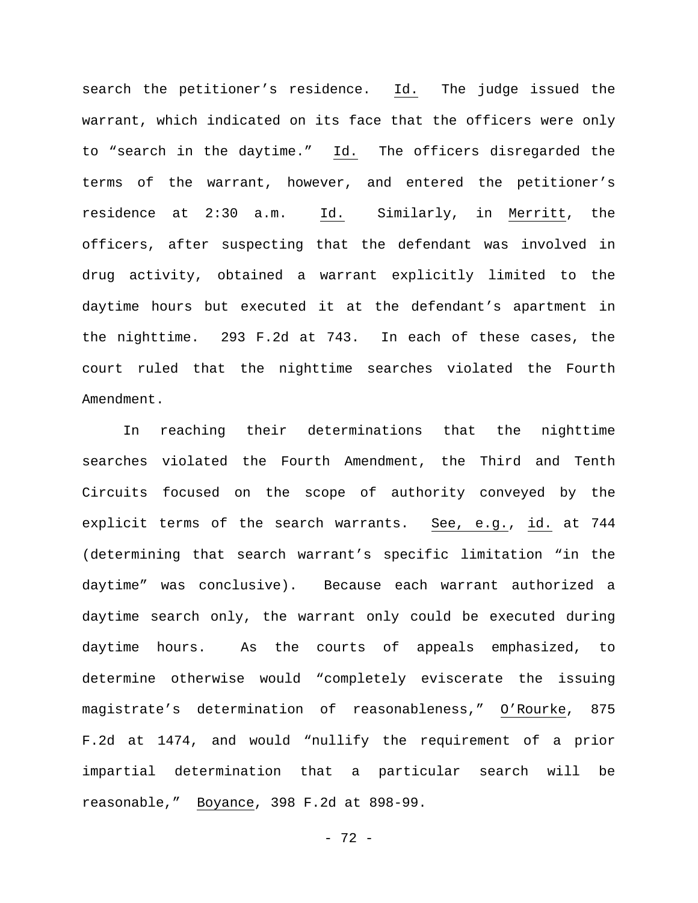search the petitioner's residence. Id. The judge issued the warrant, which indicated on its face that the officers were only to "search in the daytime." Id. The officers disregarded the terms of the warrant, however, and entered the petitioner's residence at 2:30 a.m. Id. Similarly, in Merritt, the officers, after suspecting that the defendant was involved in drug activity, obtained a warrant explicitly limited to the daytime hours but executed it at the defendant's apartment in the nighttime. 293 F.2d at 743. In each of these cases, the court ruled that the nighttime searches violated the Fourth Amendment.

In reaching their determinations that the nighttime searches violated the Fourth Amendment, the Third and Tenth Circuits focused on the scope of authority conveyed by the explicit terms of the search warrants. See, e.g., id. at 744 (determining that search warrant's specific limitation "in the daytime" was conclusive). Because each warrant authorized a daytime search only, the warrant only could be executed during daytime hours. As the courts of appeals emphasized, to determine otherwise would "completely eviscerate the issuing magistrate's determination of reasonableness," O'Rourke, 875 F.2d at 1474, and would "nullify the requirement of a prior impartial determination that a particular search will be reasonable," Boyance, 398 F.2d at 898-99.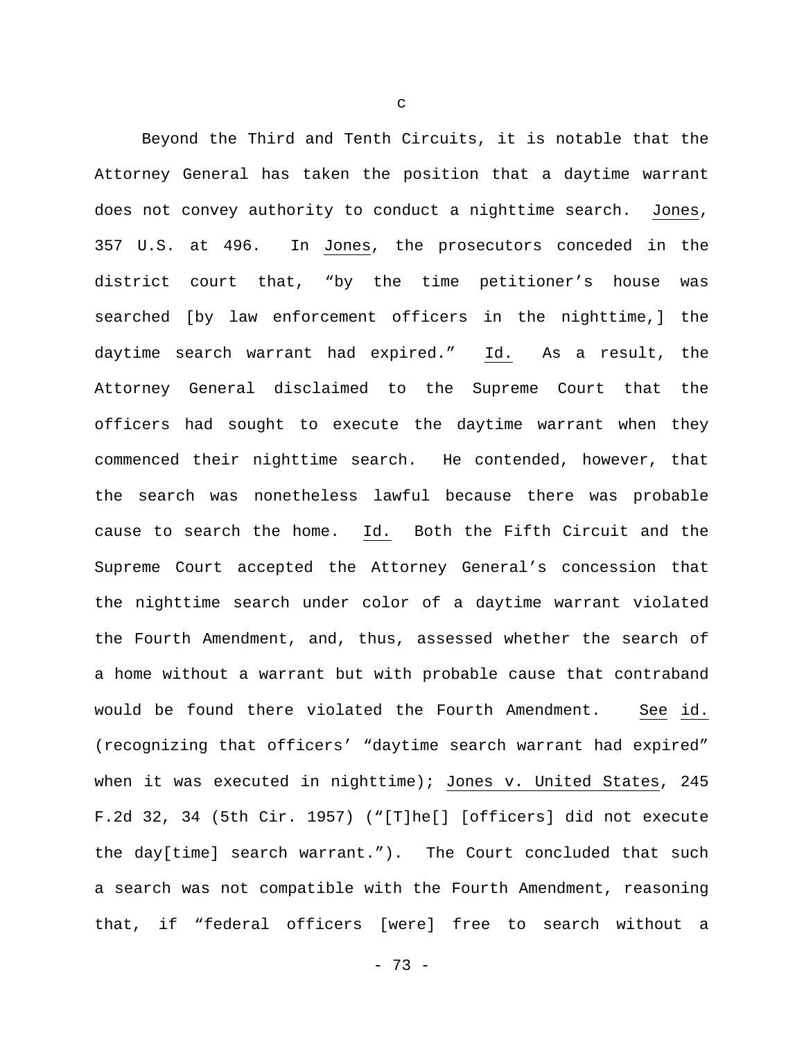c

Beyond the Third and Tenth Circuits, it is notable that the Attorney General has taken the position that a daytime warrant does not convey authority to conduct a nighttime search. Jones, 357 U.S. at 496. In Jones, the prosecutors conceded in the district court that, "by the time petitioner's house was searched [by law enforcement officers in the nighttime,] the daytime search warrant had expired." Id. As a result, the Attorney General disclaimed to the Supreme Court that the officers had sought to execute the daytime warrant when they commenced their nighttime search. He contended, however, that the search was nonetheless lawful because there was probable cause to search the home. Id. Both the Fifth Circuit and the Supreme Court accepted the Attorney General's concession that the nighttime search under color of a daytime warrant violated the Fourth Amendment, and, thus, assessed whether the search of a home without a warrant but with probable cause that contraband would be found there violated the Fourth Amendment. See id. (recognizing that officers' "daytime search warrant had expired" when it was executed in nighttime); Jones v. United States, 245 F.2d 32, 34 (5th Cir. 1957) ("[T]he[] [officers] did not execute the day[time] search warrant."). The Court concluded that such a search was not compatible with the Fourth Amendment, reasoning that, if "federal officers [were] free to search without a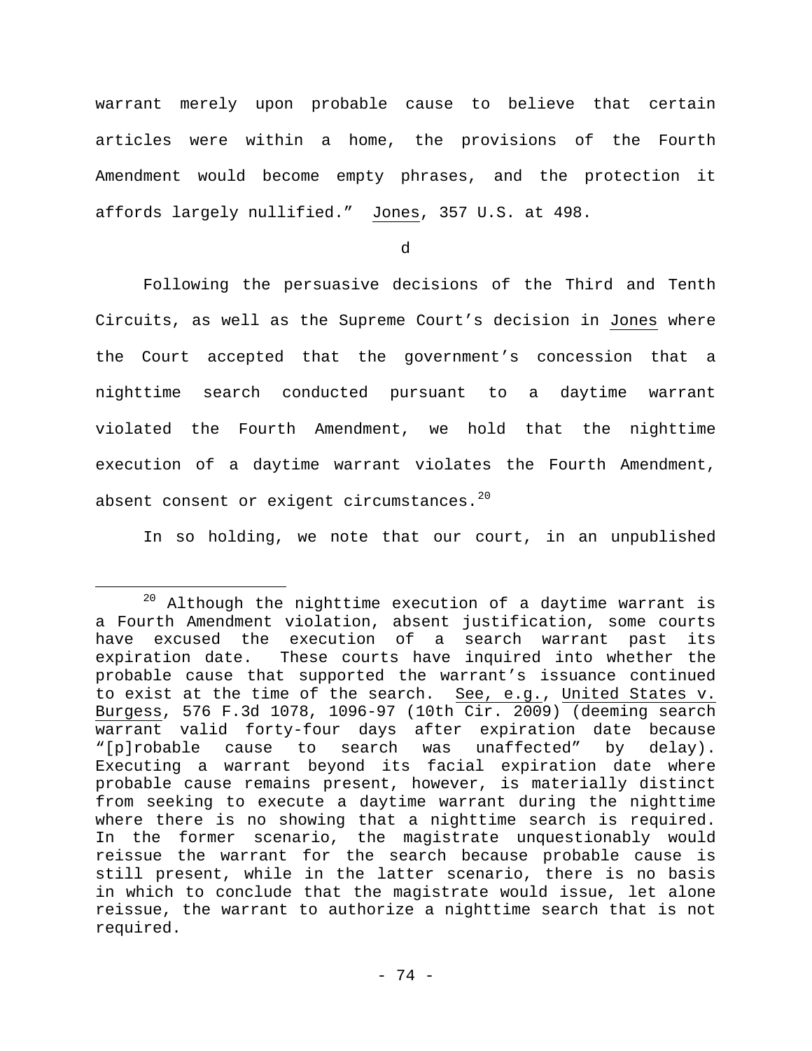warrant merely upon probable cause to believe that certain articles were within a home, the provisions of the Fourth Amendment would become empty phrases, and the protection it affords largely nullified." Jones, 357 U.S. at 498.

d

Following the persuasive decisions of the Third and Tenth Circuits, as well as the Supreme Court's decision in Jones where the Court accepted that the government's concession that a nighttime search conducted pursuant to a daytime warrant violated the Fourth Amendment, we hold that the nighttime execution of a daytime warrant violates the Fourth Amendment, absent consent or exigent circumstances.[20]

In so holding, we note that our court, in an unpublished

[20] Although the nighttime execution of a daytime warrant is a Fourth Amendment violation, absent justification, some courts have excused the execution of a search warrant past its expiration date. These courts have inquired into whether the probable cause that supported the warrant's issuance continued to exist at the time of the search. See, e.g., United States v. Burgess, 576 F.3d 1078, 1096-97 (10th Cir. 2009) (deeming search warrant valid forty-four days after expiration date because "[p]robable cause to search was unaffected" by delay). Executing a warrant beyond its facial expiration date where probable cause remains present, however, is materially distinct from seeking to execute a daytime warrant during the nighttime where there is no showing that a nighttime search is required. In the former scenario, the magistrate unquestionably would reissue the warrant for the search because probable cause is still present, while in the latter scenario, there is no basis in which to conclude that the magistrate would issue, let alone reissue, the warrant to authorize a nighttime search that is not required.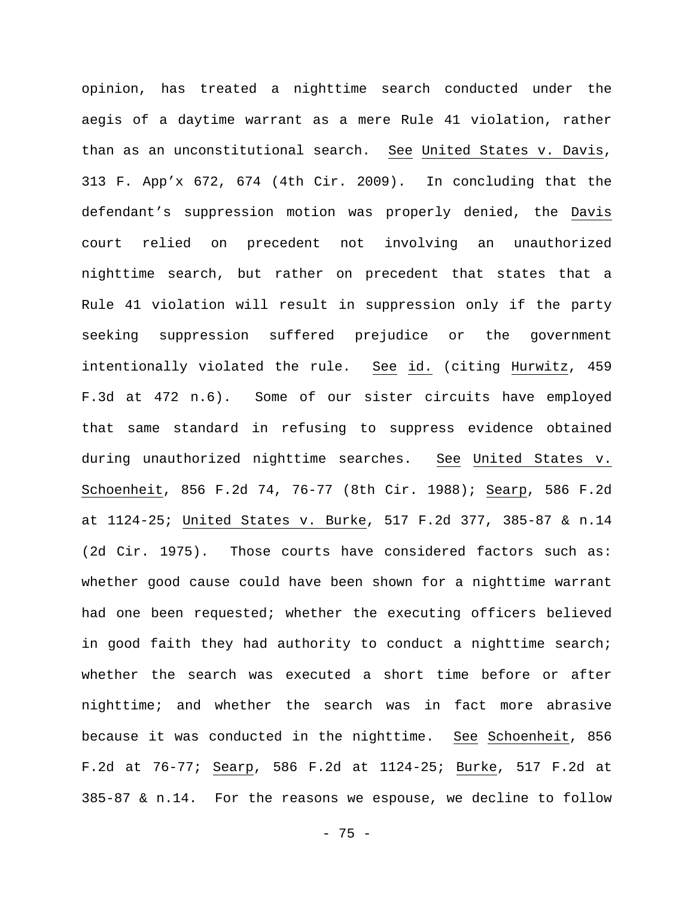opinion, has treated a nighttime search conducted under the aegis of a daytime warrant as a mere Rule 41 violation, rather than as an unconstitutional search. See United States v. Davis, 313 F. App'x 672, 674 (4th Cir. 2009). In concluding that the defendant's suppression motion was properly denied, the Davis court relied on precedent not involving an unauthorized nighttime search, but rather on precedent that states that a Rule 41 violation will result in suppression only if the party seeking suppression suffered prejudice or the government intentionally violated the rule. See id. (citing Hurwitz, 459 F.3d at 472 n.6). Some of our sister circuits have employed that same standard in refusing to suppress evidence obtained during unauthorized nighttime searches. See United States v. Schoenheit, 856 F.2d 74, 76-77 (8th Cir. 1988); Searp, 586 F.2d at 1124-25; United States v. Burke, 517 F.2d 377, 385-87 & n.14 (2d Cir. 1975). Those courts have considered factors such as: whether good cause could have been shown for a nighttime warrant had one been requested; whether the executing officers believed in good faith they had authority to conduct a nighttime search; whether the search was executed a short time before or after nighttime; and whether the search was in fact more abrasive because it was conducted in the nighttime. See Schoenheit, 856 F.2d at 76-77; Searp, 586 F.2d at 1124-25; Burke, 517 F.2d at 385-87 & n.14. For the reasons we espouse, we decline to follow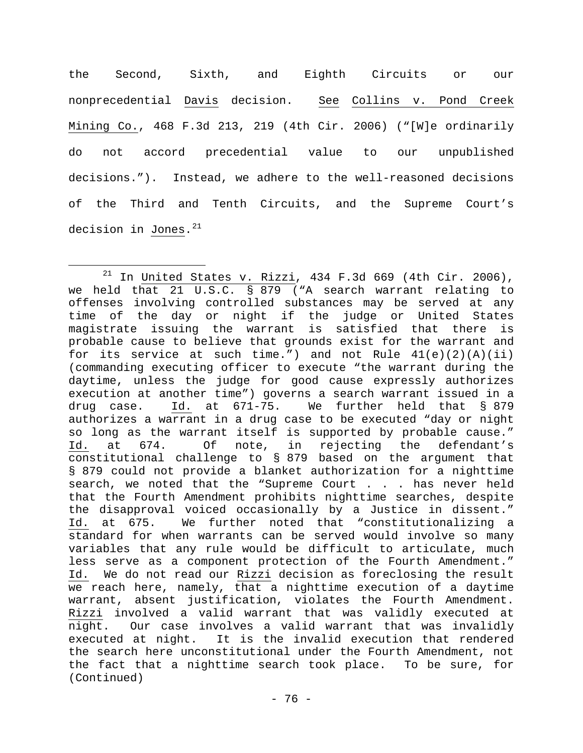the Second, Sixth, and Eighth Circuits or our nonprecedential Davis decision. See Collins v. Pond Creek Mining Co., 468 F.3d 213, 219 (4th Cir. 2006) ("[W]e ordinarily do not accord precedential value to our unpublished decisions."). Instead, we adhere to the well-reasoned decisions of the Third and Tenth Circuits, and the Supreme Court's decision in Jones.[21]

---

[21] In United States v. Rizzi, 434 F.3d 669 (4th Cir. 2006), we held that 21 U.S.C. § 879 ("A search warrant relating to offenses involving controlled substances may be served at any time of the day or night if the judge or United States magistrate issuing the warrant is satisfied that there is probable cause to believe that grounds exist for the warrant and for its service at such time.") and not Rule 41(e)(2)(A)(ii) (commanding executing officer to execute "the warrant during the daytime, unless the judge for good cause expressly authorizes execution at another time") governs a search warrant issued in a drug case. Id. at 671-75. We further held that § 879 authorizes a warrant in a drug case to be executed "day or night so long as the warrant itself is supported by probable cause." Id. at 674. Of note, in rejecting the defendant's constitutional challenge to § 879 based on the argument that § 879 could not provide a blanket authorization for a nighttime search, we noted that the "Supreme Court . . . has never held that the Fourth Amendment prohibits nighttime searches, despite the disapproval voiced occasionally by a Justice in dissent." Id. at 675. We further noted that "constitutionalizing a standard for when warrants can be served would involve so many variables that any rule would be difficult to articulate, much less serve as a component protection of the Fourth Amendment." Id. We do not read our Rizzi decision as foreclosing the result we reach here, namely, that a nighttime execution of a daytime warrant, absent justification, violates the Fourth Amendment. Rizzi involved a valid warrant that was validly executed at night. Our case involves a valid warrant that was invalidly executed at night. It is the invalid execution that rendered the search here unconstitutional under the Fourth Amendment, not the fact that a nighttime search took place. To be sure, for (Continued)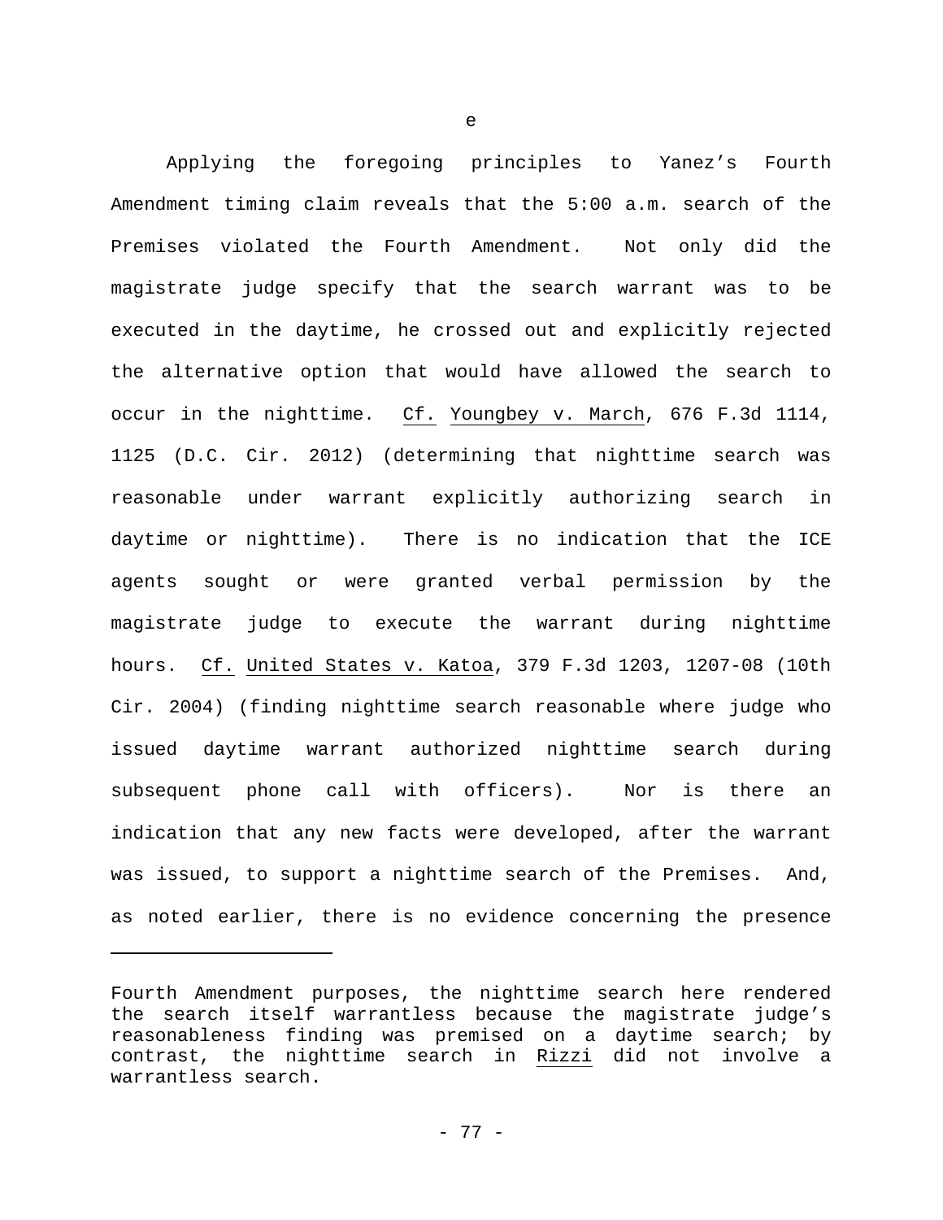e

Applying the foregoing principles to Yanez's Fourth Amendment timing claim reveals that the 5:00 a.m. search of the Premises violated the Fourth Amendment. Not only did the magistrate judge specify that the search warrant was to be executed in the daytime, he crossed out and explicitly rejected the alternative option that would have allowed the search to occur in the nighttime. Cf. Youngbey v. March, 676 F.3d 1114, 1125 (D.C. Cir. 2012) (determining that nighttime search was reasonable under warrant explicitly authorizing search in daytime or nighttime). There is no indication that the ICE agents sought or were granted verbal permission by the magistrate judge to execute the warrant during nighttime hours. Cf. United States v. Katoa, 379 F.3d 1203, 1207-08 (10th Cir. 2004) (finding nighttime search reasonable where judge who issued daytime warrant authorized nighttime search during subsequent phone call with officers). Nor is there an indication that any new facts were developed, after the warrant was issued, to support a nighttime search of the Premises. And, as noted earlier, there is no evidence concerning the presence

---

Fourth Amendment purposes, the nighttime search here rendered the search itself warrantless because the magistrate judge's reasonableness finding was premised on a daytime search; by contrast, the nighttime search in Rizzi did not involve a warrantless search.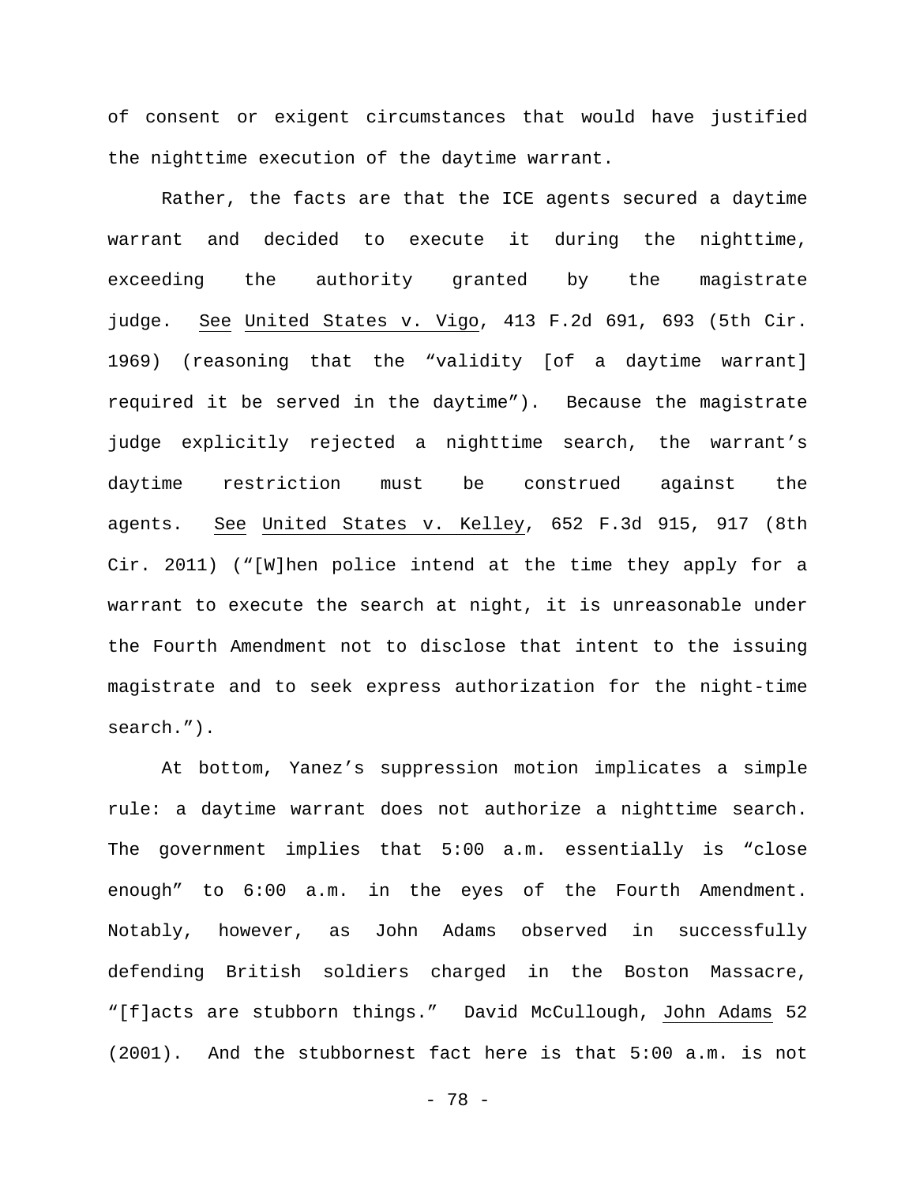of consent or exigent circumstances that would have justified the nighttime execution of the daytime warrant.

Rather, the facts are that the ICE agents secured a daytime warrant and decided to execute it during the nighttime, exceeding the authority granted by the magistrate judge. See United States v. Vigo, 413 F.2d 691, 693 (5th Cir. 1969) (reasoning that the "validity [of a daytime warrant] required it be served in the daytime"). Because the magistrate judge explicitly rejected a nighttime search, the warrant's daytime restriction must be construed against the agents. See United States v. Kelley, 652 F.3d 915, 917 (8th Cir. 2011) ("[W]hen police intend at the time they apply for a warrant to execute the search at night, it is unreasonable under the Fourth Amendment not to disclose that intent to the issuing magistrate and to seek express authorization for the night-time search.").

At bottom, Yanez's suppression motion implicates a simple rule: a daytime warrant does not authorize a nighttime search. The government implies that 5:00 a.m. essentially is "close enough" to 6:00 a.m. in the eyes of the Fourth Amendment. Notably, however, as John Adams observed in successfully defending British soldiers charged in the Boston Massacre, "[f]acts are stubborn things." David McCullough, John Adams 52 (2001). And the stubbornest fact here is that 5:00 a.m. is not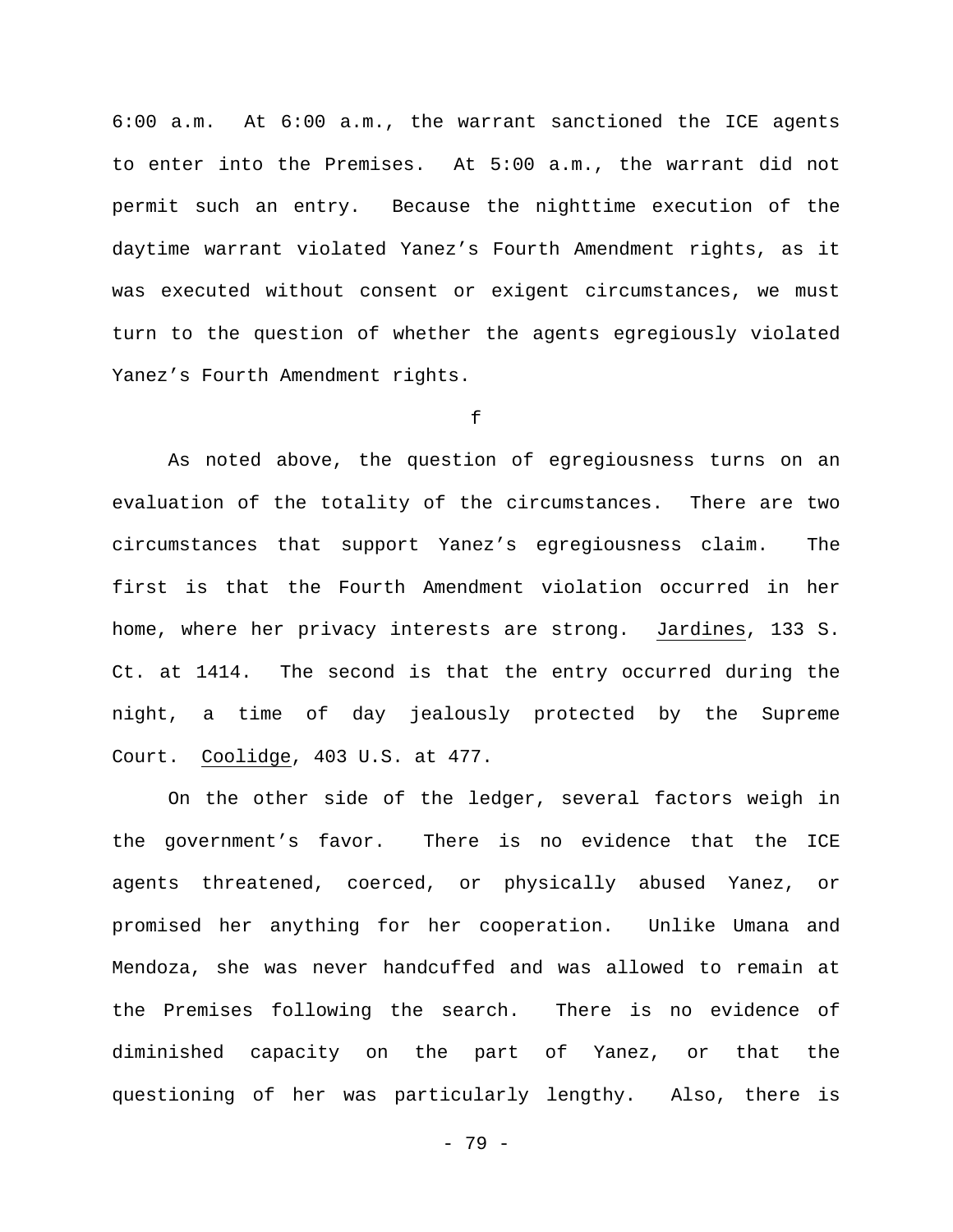6:00 a.m. At 6:00 a.m., the warrant sanctioned the ICE agents to enter into the Premises. At 5:00 a.m., the warrant did not permit such an entry. Because the nighttime execution of the daytime warrant violated Yanez's Fourth Amendment rights, as it was executed without consent or exigent circumstances, we must turn to the question of whether the agents egregiously violated Yanez's Fourth Amendment rights.

f

As noted above, the question of egregiousness turns on an evaluation of the totality of the circumstances. There are two circumstances that support Yanez's egregiousness claim. The first is that the Fourth Amendment violation occurred in her home, where her privacy interests are strong. Jardines, 133 S. Ct. at 1414. The second is that the entry occurred during the night, a time of day jealously protected by the Supreme Court. Coolidge, 403 U.S. at 477.

On the other side of the ledger, several factors weigh in the government's favor. There is no evidence that the ICE agents threatened, coerced, or physically abused Yanez, or promised her anything for her cooperation. Unlike Umana and Mendoza, she was never handcuffed and was allowed to remain at the Premises following the search. There is no evidence of diminished capacity on the part of Yanez, or that the questioning of her was particularly lengthy. Also, there is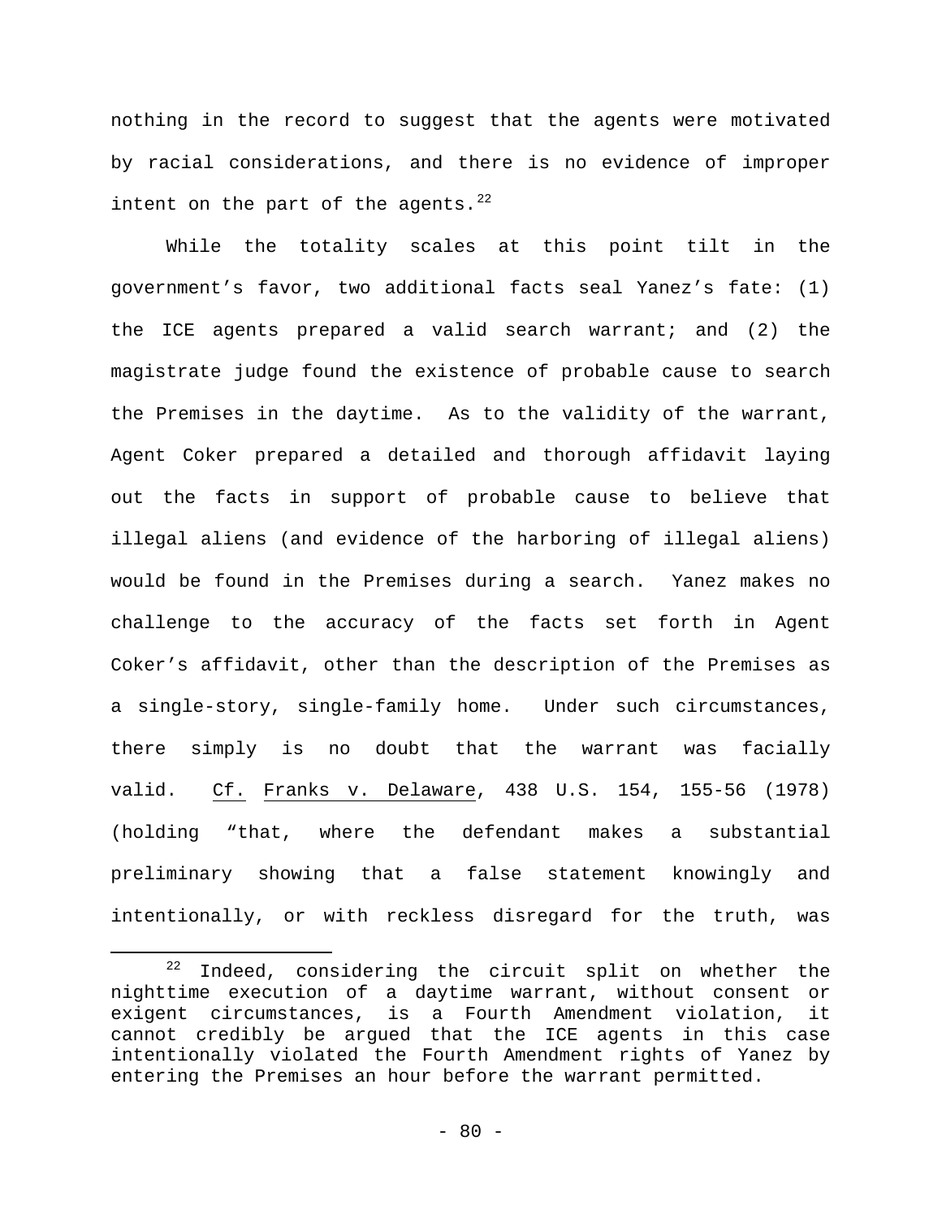nothing in the record to suggest that the agents were motivated by racial considerations, and there is no evidence of improper intent on the part of the agents.[22]

While the totality scales at this point tilt in the government's favor, two additional facts seal Yanez's fate: (1) the ICE agents prepared a valid search warrant; and (2) the magistrate judge found the existence of probable cause to search the Premises in the daytime. As to the validity of the warrant, Agent Coker prepared a detailed and thorough affidavit laying out the facts in support of probable cause to believe that illegal aliens (and evidence of the harboring of illegal aliens) would be found in the Premises during a search. Yanez makes no challenge to the accuracy of the facts set forth in Agent Coker's affidavit, other than the description of the Premises as a single-story, single-family home. Under such circumstances, there simply is no doubt that the warrant was facially valid. Cf. Franks v. Delaware, 438 U.S. 154, 155-56 (1978) (holding "that, where the defendant makes a substantial preliminary showing that a false statement knowingly and intentionally, or with reckless disregard for the truth, was

[22] Indeed, considering the circuit split on whether the nighttime execution of a daytime warrant, without consent or exigent circumstances, is a Fourth Amendment violation, it cannot credibly be argued that the ICE agents in this case intentionally violated the Fourth Amendment rights of Yanez by entering the Premises an hour before the warrant permitted.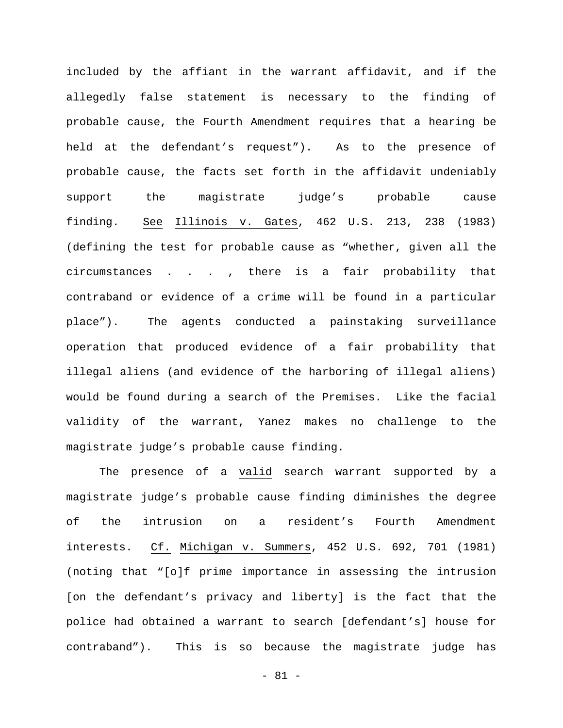included by the affiant in the warrant affidavit, and if the allegedly false statement is necessary to the finding of probable cause, the Fourth Amendment requires that a hearing be held at the defendant's request"). As to the presence of probable cause, the facts set forth in the affidavit undeniably support the magistrate judge's probable cause finding. See Illinois v. Gates, 462 U.S. 213, 238 (1983) (defining the test for probable cause as "whether, given all the circumstances . . . , there is a fair probability that contraband or evidence of a crime will be found in a particular place"). The agents conducted a painstaking surveillance operation that produced evidence of a fair probability that illegal aliens (and evidence of the harboring of illegal aliens) would be found during a search of the Premises. Like the facial validity of the warrant, Yanez makes no challenge to the magistrate judge's probable cause finding.

The presence of a valid search warrant supported by a magistrate judge's probable cause finding diminishes the degree of the intrusion on a resident's Fourth Amendment interests. Cf. Michigan v. Summers, 452 U.S. 692, 701 (1981) (noting that "[o]f prime importance in assessing the intrusion [on the defendant's privacy and liberty] is the fact that the police had obtained a warrant to search [defendant's] house for contraband"). This is so because the magistrate judge has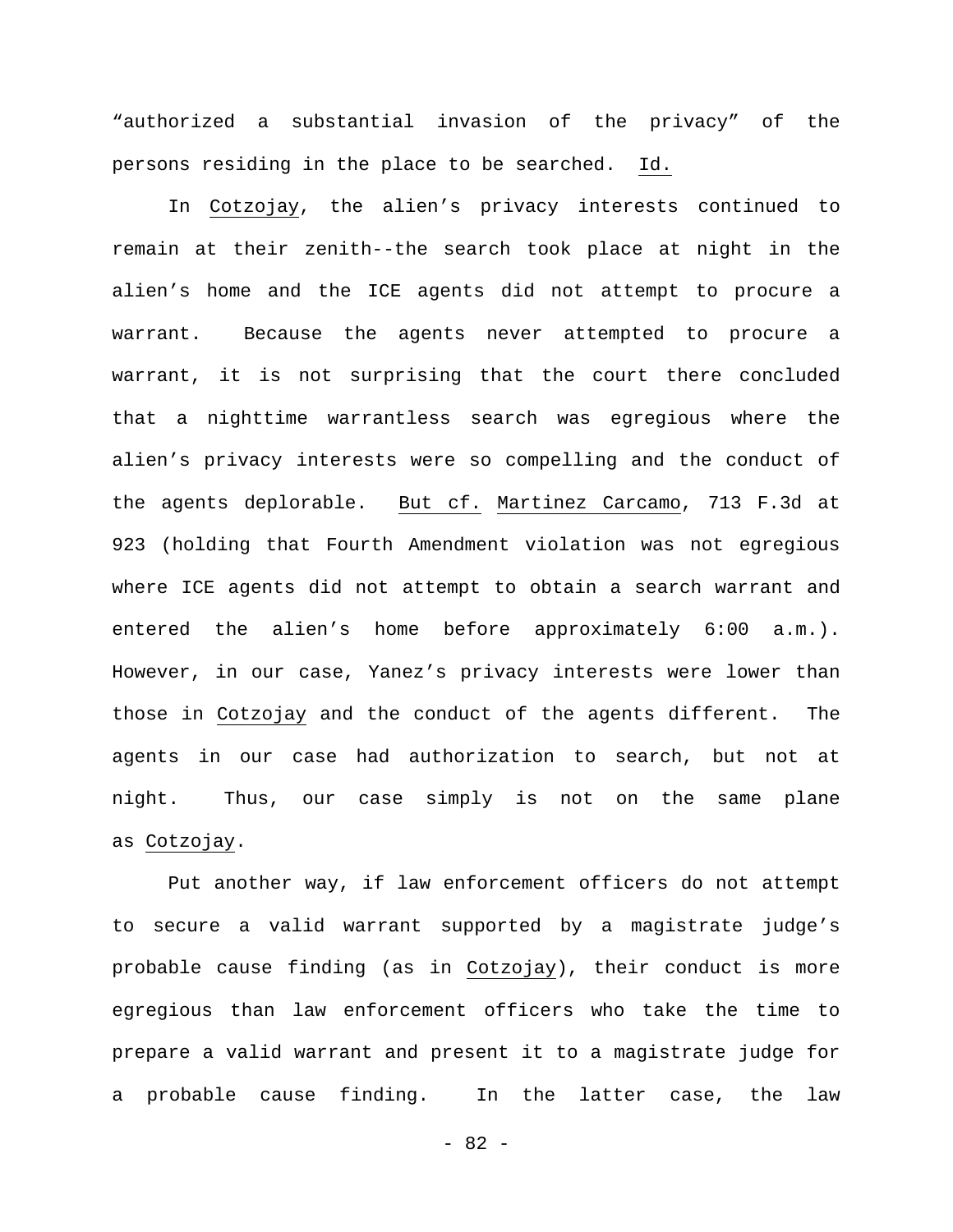"authorized a substantial invasion of the privacy" of the persons residing in the place to be searched. Id.

In Cotzojay, the alien's privacy interests continued to remain at their zenith--the search took place at night in the alien's home and the ICE agents did not attempt to procure a warrant. Because the agents never attempted to procure a warrant, it is not surprising that the court there concluded that a nighttime warrantless search was egregious where the alien's privacy interests were so compelling and the conduct of the agents deplorable. But cf. Martinez Carcamo, 713 F.3d at 923 (holding that Fourth Amendment violation was not egregious where ICE agents did not attempt to obtain a search warrant and entered the alien's home before approximately 6:00 a.m.). However, in our case, Yanez's privacy interests were lower than those in Cotzojay and the conduct of the agents different. The agents in our case had authorization to search, but not at night. Thus, our case simply is not on the same plane as Cotzojay.

Put another way, if law enforcement officers do not attempt to secure a valid warrant supported by a magistrate judge's probable cause finding (as in Cotzojay), their conduct is more egregious than law enforcement officers who take the time to prepare a valid warrant and present it to a magistrate judge for a probable cause finding. In the latter case, the law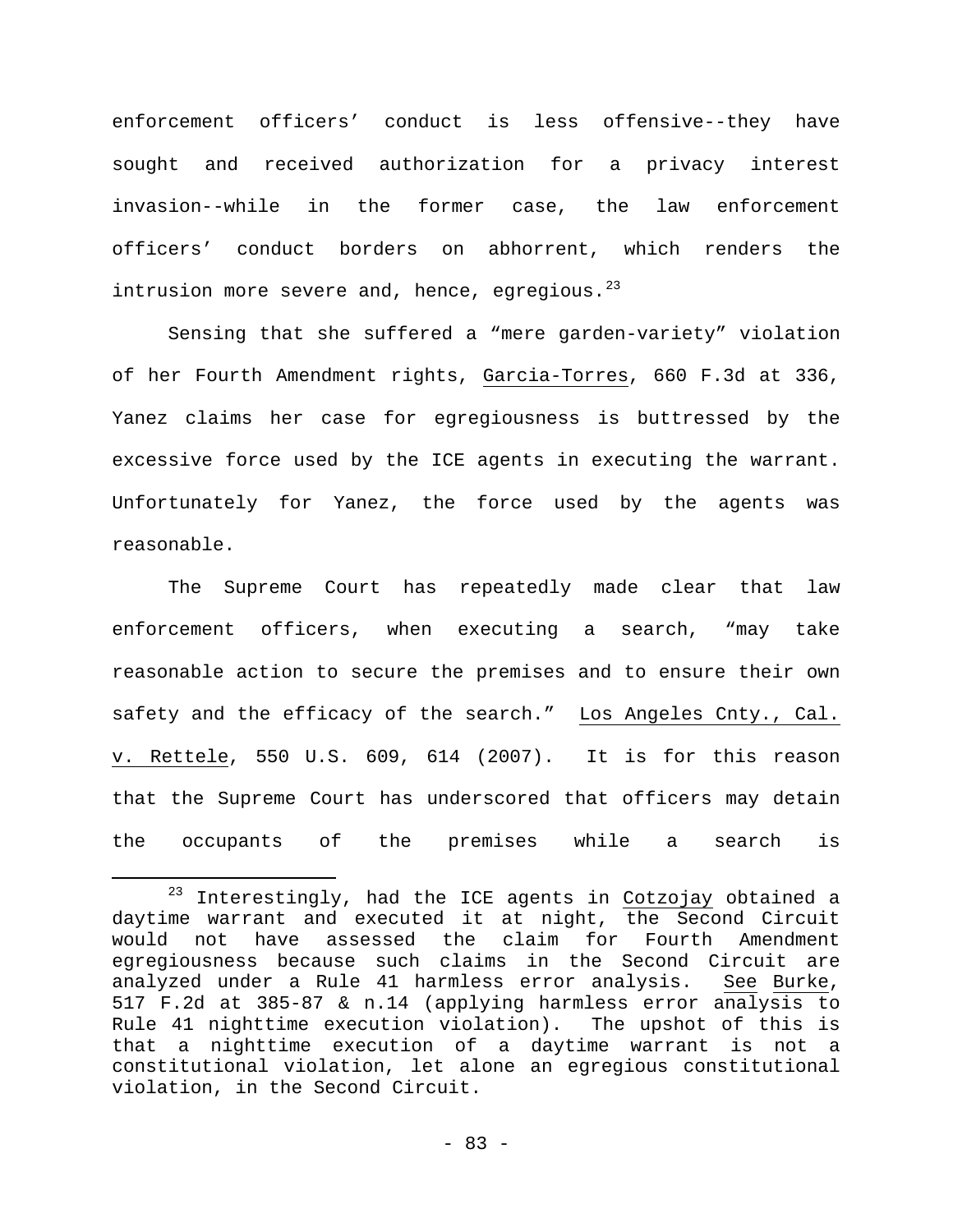enforcement officers' conduct is less offensive--they have sought and received authorization for a privacy interest invasion--while in the former case, the law enforcement officers' conduct borders on abhorrent, which renders the intrusion more severe and, hence, egregious.[23]

Sensing that she suffered a "mere garden-variety" violation of her Fourth Amendment rights, Garcia-Torres, 660 F.3d at 336, Yanez claims her case for egregiousness is buttressed by the excessive force used by the ICE agents in executing the warrant. Unfortunately for Yanez, the force used by the agents was reasonable.

The Supreme Court has repeatedly made clear that law enforcement officers, when executing a search, "may take reasonable action to secure the premises and to ensure their own safety and the efficacy of the search." Los Angeles Cnty., Cal. v. Rettele, 550 U.S. 609, 614 (2007). It is for this reason that the Supreme Court has underscored that officers may detain the occupants of the premises while a search is

---

[23] Interestingly, had the ICE agents in Cotzojay obtained a daytime warrant and executed it at night, the Second Circuit would not have assessed the claim for Fourth Amendment egregiousness because such claims in the Second Circuit are analyzed under a Rule 41 harmless error analysis. See Burke, 517 F.2d at 385-87 & n.14 (applying harmless error analysis to Rule 41 nighttime execution violation). The upshot of this is that a nighttime execution of a daytime warrant is not a constitutional violation, let alone an egregious constitutional violation, in the Second Circuit.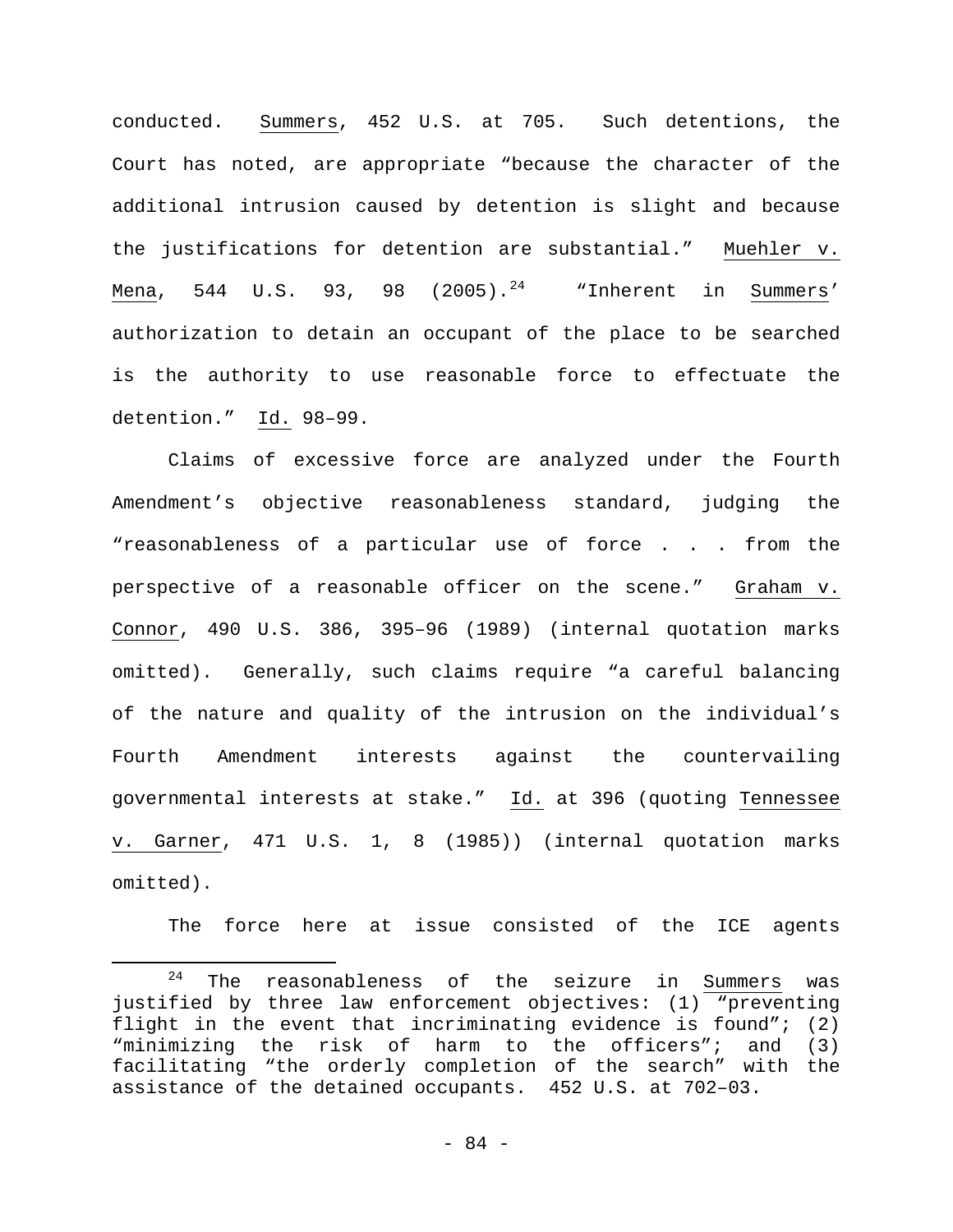conducted. Summers, 452 U.S. at 705. Such detentions, the Court has noted, are appropriate "because the character of the additional intrusion caused by detention is slight and because the justifications for detention are substantial." Muehler v. Mena, 544 U.S. 93, 98 (2005).[24] "Inherent in Summers' authorization to detain an occupant of the place to be searched is the authority to use reasonable force to effectuate the detention." Id. 98–99.

Claims of excessive force are analyzed under the Fourth Amendment's objective reasonableness standard, judging the "reasonableness of a particular use of force . . . from the perspective of a reasonable officer on the scene." Graham v. Connor, 490 U.S. 386, 395–96 (1989) (internal quotation marks omitted). Generally, such claims require "a careful balancing of the nature and quality of the intrusion on the individual's Fourth Amendment interests against the countervailing governmental interests at stake." Id. at 396 (quoting Tennessee v. Garner, 471 U.S. 1, 8 (1985)) (internal quotation marks omitted).

The force here at issue consisted of the ICE agents

---

[24] The reasonableness of the seizure in Summers was justified by three law enforcement objectives: (1) "preventing flight in the event that incriminating evidence is found"; (2) "minimizing the risk of harm to the officers"; and (3) facilitating "the orderly completion of the search" with the assistance of the detained occupants. 452 U.S. at 702–03.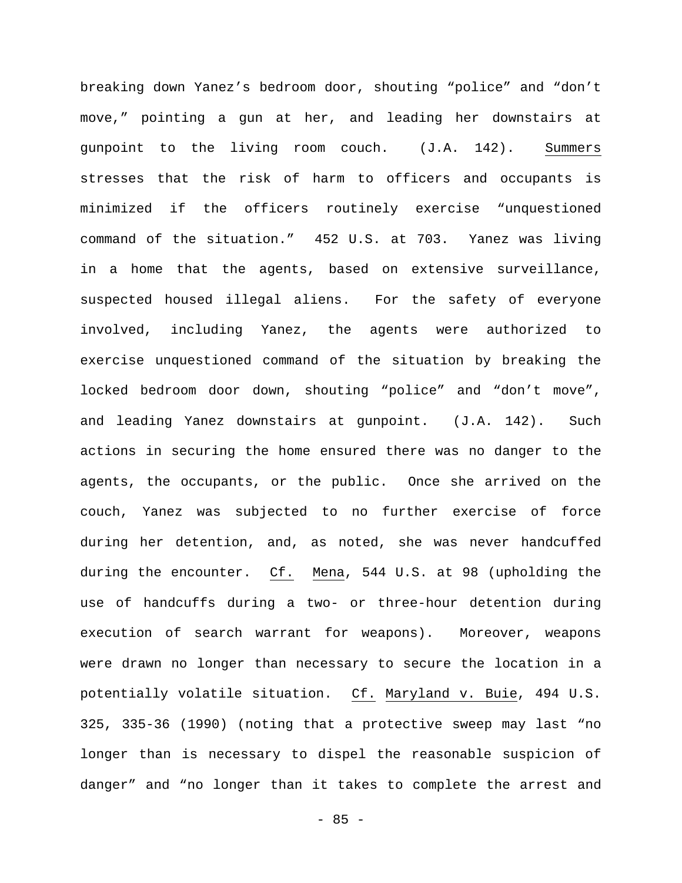breaking down Yanez's bedroom door, shouting "police" and "don't move," pointing a gun at her, and leading her downstairs at gunpoint to the living room couch. (J.A. 142). Summers stresses that the risk of harm to officers and occupants is minimized if the officers routinely exercise "unquestioned command of the situation." 452 U.S. at 703. Yanez was living in a home that the agents, based on extensive surveillance, suspected housed illegal aliens. For the safety of everyone involved, including Yanez, the agents were authorized to exercise unquestioned command of the situation by breaking the locked bedroom door down, shouting "police" and "don't move", and leading Yanez downstairs at gunpoint. (J.A. 142). Such actions in securing the home ensured there was no danger to the agents, the occupants, or the public. Once she arrived on the couch, Yanez was subjected to no further exercise of force during her detention, and, as noted, she was never handcuffed during the encounter. Cf. Mena, 544 U.S. at 98 (upholding the use of handcuffs during a two- or three-hour detention during execution of search warrant for weapons). Moreover, weapons were drawn no longer than necessary to secure the location in a potentially volatile situation. Cf. Maryland v. Buie, 494 U.S. 325, 335-36 (1990) (noting that a protective sweep may last "no longer than is necessary to dispel the reasonable suspicion of danger" and "no longer than it takes to complete the arrest and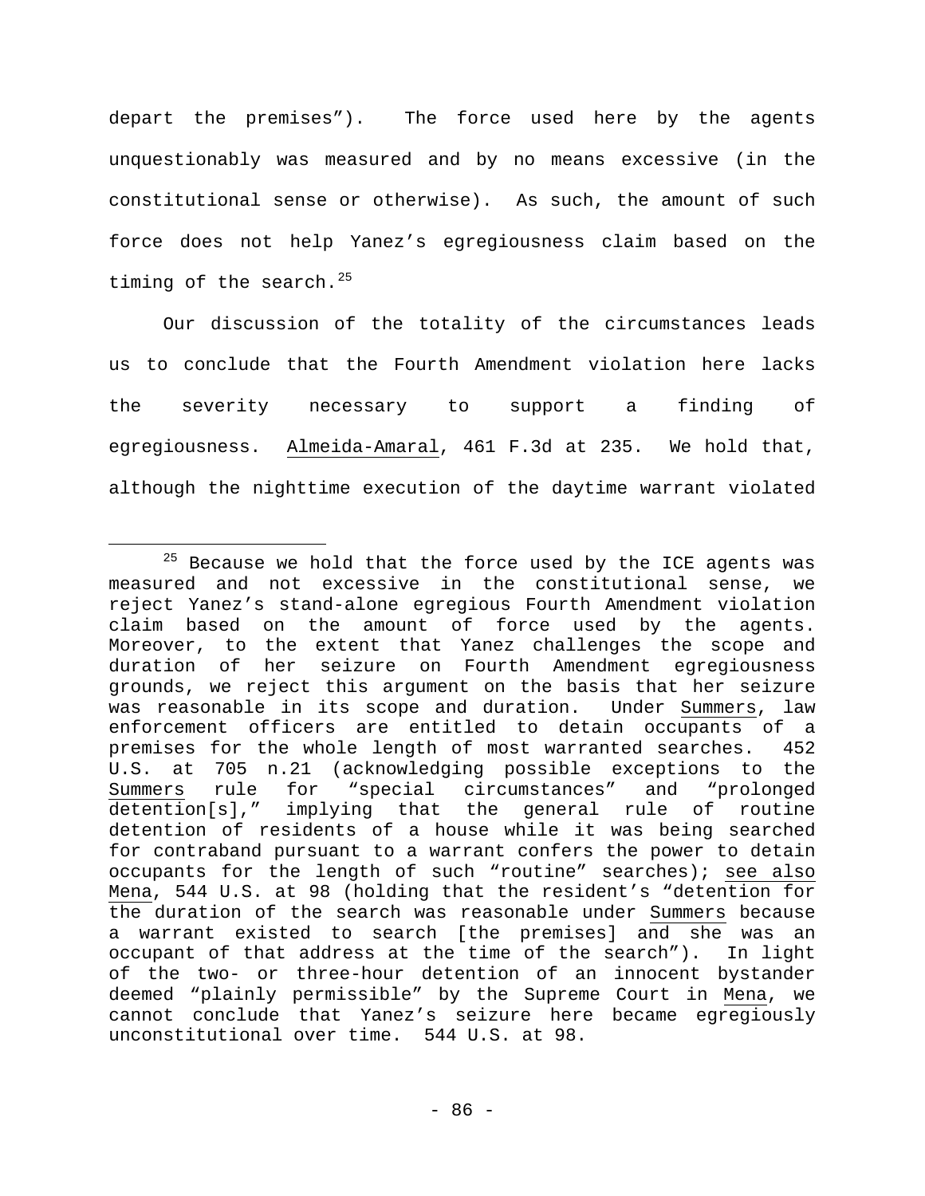depart the premises"). The force used here by the agents unquestionably was measured and by no means excessive (in the constitutional sense or otherwise). As such, the amount of such force does not help Yanez's egregiousness claim based on the timing of the search.[25]

Our discussion of the totality of the circumstances leads us to conclude that the Fourth Amendment violation here lacks the severity necessary to support a finding of egregiousness. Almeida-Amaral, 461 F.3d at 235. We hold that, although the nighttime execution of the daytime warrant violated

---

[25] Because we hold that the force used by the ICE agents was measured and not excessive in the constitutional sense, we reject Yanez's stand-alone egregious Fourth Amendment violation claim based on the amount of force used by the agents. Moreover, to the extent that Yanez challenges the scope and duration of her seizure on Fourth Amendment egregiousness grounds, we reject this argument on the basis that her seizure was reasonable in its scope and duration. Under Summers, law enforcement officers are entitled to detain occupants of a premises for the whole length of most warranted searches. 452 U.S. at 705 n.21 (acknowledging possible exceptions to the Summers rule for "special circumstances" and "prolonged detention[s]," implying that the general rule of routine detention of residents of a house while it was being searched for contraband pursuant to a warrant confers the power to detain occupants for the length of such "routine" searches); see also Mena, 544 U.S. at 98 (holding that the resident's "detention for the duration of the search was reasonable under Summers because a warrant existed to search [the premises] and she was an occupant of that address at the time of the search"). In light of the two- or three-hour detention of an innocent bystander deemed "plainly permissible" by the Supreme Court in Mena, we cannot conclude that Yanez's seizure here became egregiously unconstitutional over time. 544 U.S. at 98.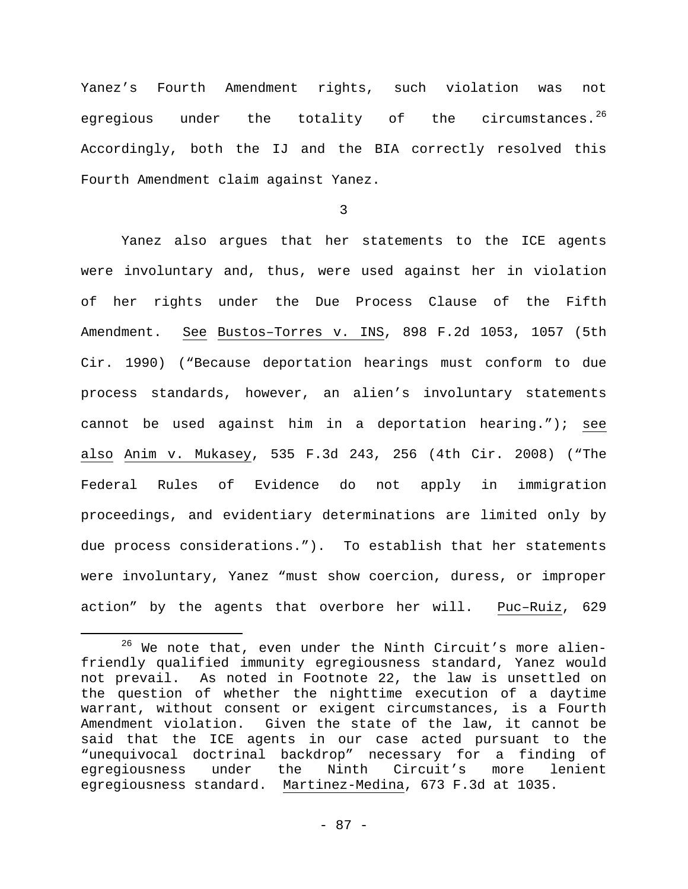Yanez's Fourth Amendment rights, such violation was not egregious under the totality of the circumstances.[26] Accordingly, both the IJ and the BIA correctly resolved this Fourth Amendment claim against Yanez.

3

Yanez also argues that her statements to the ICE agents were involuntary and, thus, were used against her in violation of her rights under the Due Process Clause of the Fifth Amendment. See Bustos–Torres v. INS, 898 F.2d 1053, 1057 (5th Cir. 1990) ("Because deportation hearings must conform to due process standards, however, an alien's involuntary statements cannot be used against him in a deportation hearing."); see also Anim v. Mukasey, 535 F.3d 243, 256 (4th Cir. 2008) ("The Federal Rules of Evidence do not apply in immigration proceedings, and evidentiary determinations are limited only by due process considerations."). To establish that her statements were involuntary, Yanez "must show coercion, duress, or improper action" by the agents that overbore her will. Puc–Ruiz, 629

---

[26] We note that, even under the Ninth Circuit's more alien-friendly qualified immunity egregiousness standard, Yanez would not prevail. As noted in Footnote 22, the law is unsettled on the question of whether the nighttime execution of a daytime warrant, without consent or exigent circumstances, is a Fourth Amendment violation. Given the state of the law, it cannot be said that the ICE agents in our case acted pursuant to the "unequivocal doctrinal backdrop" necessary for a finding of egregiousness under the Ninth Circuit's more lenient egregiousness standard. Martinez-Medina, 673 F.3d at 1035.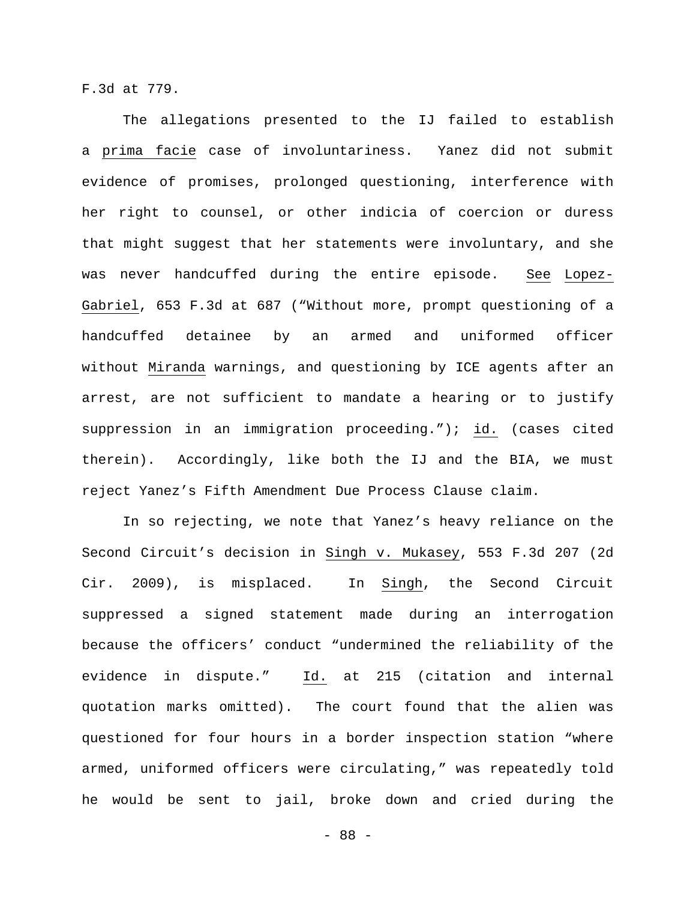F.3d at 779.

The allegations presented to the IJ failed to establish a _prima facie_ case of involuntariness. Yanez did not submit evidence of promises, prolonged questioning, interference with her right to counsel, or other indicia of coercion or duress that might suggest that her statements were involuntary, and she was never handcuffed during the entire episode. _See_ _Lopez-Gabriel_, 653 F.3d at 687 ("Without more, prompt questioning of a handcuffed detainee by an armed and uniformed officer without _Miranda_ warnings, and questioning by ICE agents after an arrest, are not sufficient to mandate a hearing or to justify suppression in an immigration proceeding."); _id._ (cases cited therein). Accordingly, like both the IJ and the BIA, we must reject Yanez's Fifth Amendment Due Process Clause claim.

In so rejecting, we note that Yanez's heavy reliance on the Second Circuit's decision in _Singh v. Mukasey_, 553 F.3d 207 (2d Cir. 2009), is misplaced. In _Singh_, the Second Circuit suppressed a signed statement made during an interrogation because the officers' conduct "undermined the reliability of the evidence in dispute." _Id._ at 215 (citation and internal quotation marks omitted). The court found that the alien was questioned for four hours in a border inspection station "where armed, uniformed officers were circulating," was repeatedly told he would be sent to jail, broke down and cried during the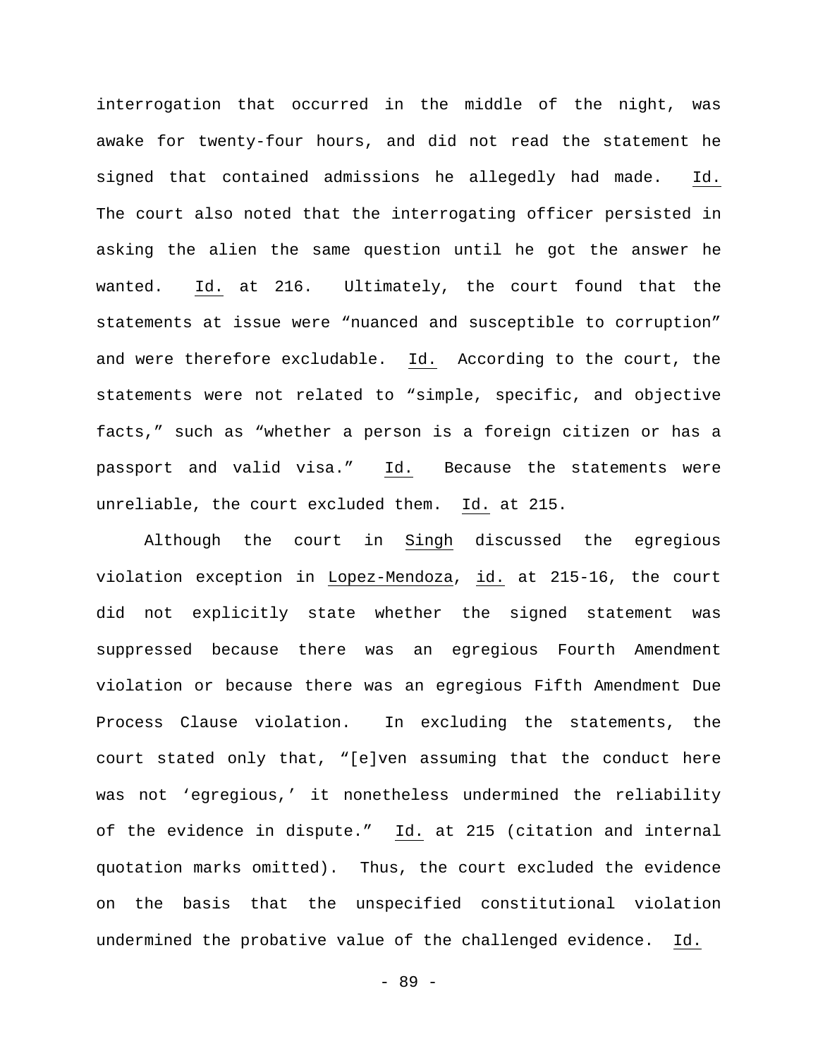interrogation that occurred in the middle of the night, was awake for twenty-four hours, and did not read the statement he signed that contained admissions he allegedly had made. Id. The court also noted that the interrogating officer persisted in asking the alien the same question until he got the answer he wanted. Id. at 216. Ultimately, the court found that the statements at issue were "nuanced and susceptible to corruption" and were therefore excludable. Id. According to the court, the statements were not related to "simple, specific, and objective facts," such as "whether a person is a foreign citizen or has a passport and valid visa." Id. Because the statements were unreliable, the court excluded them. Id. at 215.

Although the court in Singh discussed the egregious violation exception in Lopez-Mendoza, id. at 215-16, the court did not explicitly state whether the signed statement was suppressed because there was an egregious Fourth Amendment violation or because there was an egregious Fifth Amendment Due Process Clause violation. In excluding the statements, the court stated only that, "[e]ven assuming that the conduct here was not 'egregious,' it nonetheless undermined the reliability of the evidence in dispute." Id. at 215 (citation and internal quotation marks omitted). Thus, the court excluded the evidence on the basis that the unspecified constitutional violation undermined the probative value of the challenged evidence. Id.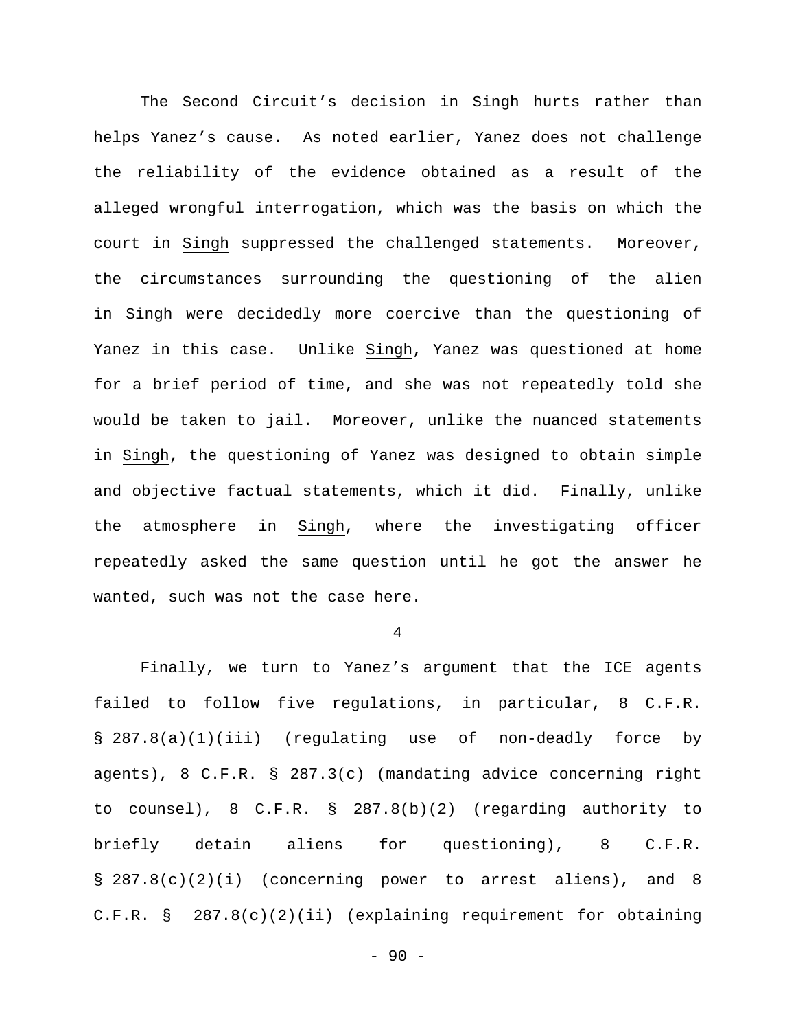The Second Circuit's decision in Singh hurts rather than helps Yanez's cause. As noted earlier, Yanez does not challenge the reliability of the evidence obtained as a result of the alleged wrongful interrogation, which was the basis on which the court in Singh suppressed the challenged statements. Moreover, the circumstances surrounding the questioning of the alien in Singh were decidedly more coercive than the questioning of Yanez in this case. Unlike Singh, Yanez was questioned at home for a brief period of time, and she was not repeatedly told she would be taken to jail. Moreover, unlike the nuanced statements in Singh, the questioning of Yanez was designed to obtain simple and objective factual statements, which it did. Finally, unlike the atmosphere in Singh, where the investigating officer repeatedly asked the same question until he got the answer he wanted, such was not the case here.

4

Finally, we turn to Yanez's argument that the ICE agents failed to follow five regulations, in particular, 8 C.F.R. § 287.8(a)(1)(iii) (regulating use of non-deadly force by agents), 8 C.F.R. § 287.3(c) (mandating advice concerning right to counsel), 8 C.F.R. § 287.8(b)(2) (regarding authority to briefly detain aliens for questioning), 8 C.F.R. § 287.8(c)(2)(i) (concerning power to arrest aliens), and 8 C.F.R. § 287.8(c)(2)(ii) (explaining requirement for obtaining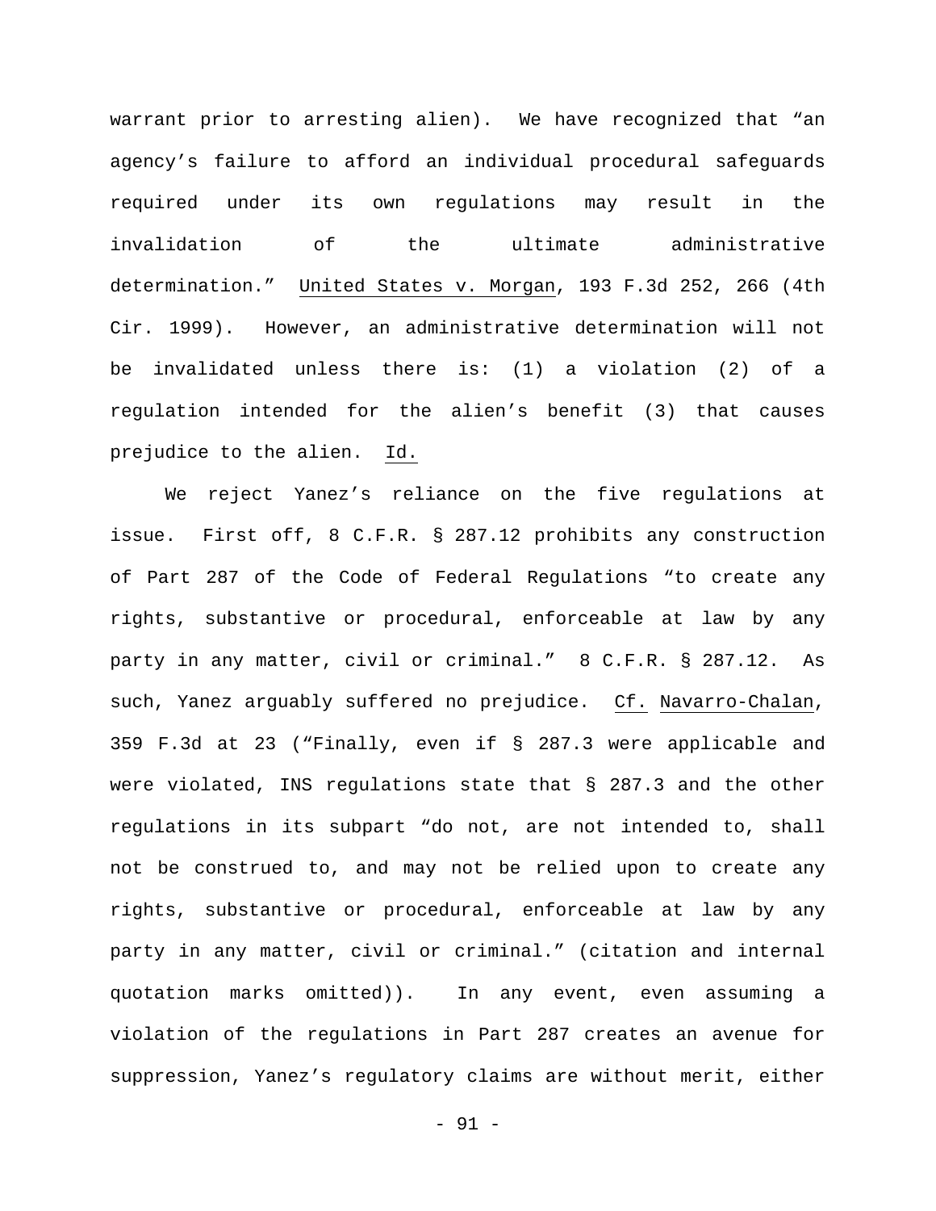warrant prior to arresting alien). We have recognized that "an agency's failure to afford an individual procedural safeguards required under its own regulations may result in the invalidation of the ultimate administrative determination." United States v. Morgan, 193 F.3d 252, 266 (4th Cir. 1999). However, an administrative determination will not be invalidated unless there is: (1) a violation (2) of a regulation intended for the alien's benefit (3) that causes prejudice to the alien. Id.

We reject Yanez's reliance on the five regulations at issue. First off, 8 C.F.R. § 287.12 prohibits any construction of Part 287 of the Code of Federal Regulations "to create any rights, substantive or procedural, enforceable at law by any party in any matter, civil or criminal." 8 C.F.R. § 287.12. As such, Yanez arguably suffered no prejudice. Cf. Navarro-Chalan, 359 F.3d at 23 ("Finally, even if § 287.3 were applicable and were violated, INS regulations state that § 287.3 and the other regulations in its subpart "do not, are not intended to, shall not be construed to, and may not be relied upon to create any rights, substantive or procedural, enforceable at law by any party in any matter, civil or criminal." (citation and internal quotation marks omitted)). In any event, even assuming a violation of the regulations in Part 287 creates an avenue for suppression, Yanez's regulatory claims are without merit, either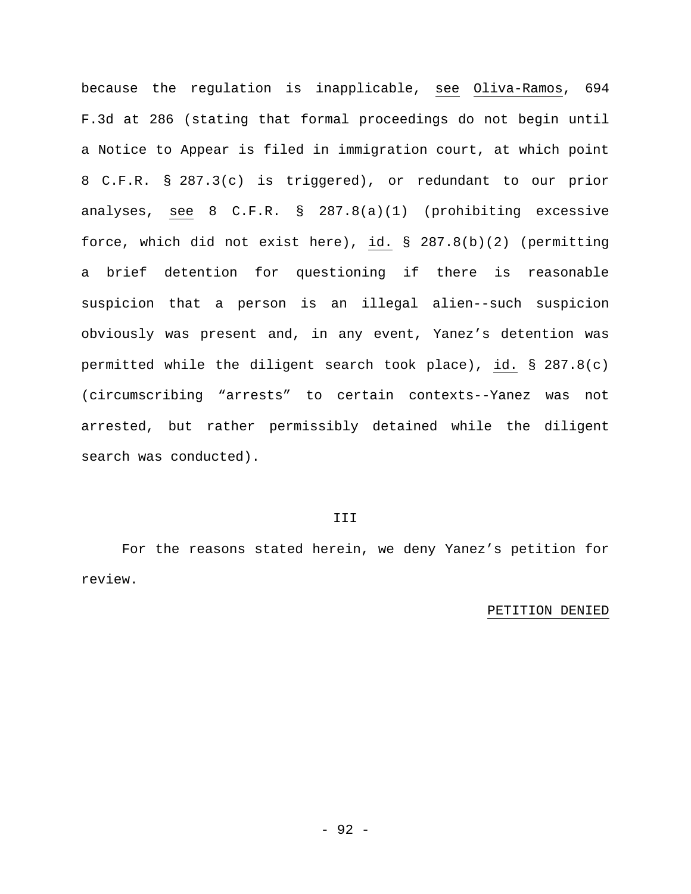because the regulation is inapplicable, *see* *Oliva-Ramos*, 694 F.3d at 286 (stating that formal proceedings do not begin until a Notice to Appear is filed in immigration court, at which point 8 C.F.R. § 287.3(c) is triggered), or redundant to our prior analyses, *see* 8 C.F.R. § 287.8(a)(1) (prohibiting excessive force, which did not exist here), *id.* § 287.8(b)(2) (permitting a brief detention for questioning if there is reasonable suspicion that a person is an illegal alien--such suspicion obviously was present and, in any event, Yanez's detention was permitted while the diligent search took place), *id.* § 287.8(c) (circumscribing "arrests" to certain contexts--Yanez was not arrested, but rather permissibly detained while the diligent search was conducted).

## III

For the reasons stated herein, we deny Yanez's petition for review.

*PETITION DENIED*